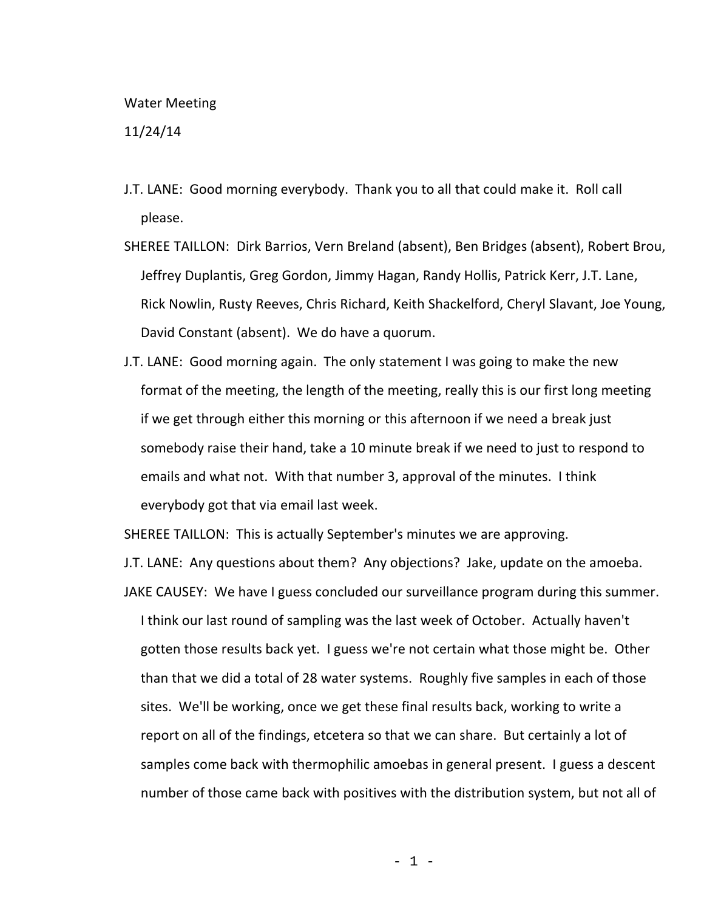Water Meeting

11/24/14

J.T. LANE: Good morning everybody. Thank you to all that could make it. Roll call please.

SHEREE TAILLON: Dirk Barrios, Vern Breland (absent), Ben Bridges (absent), Robert Brou, Jeffrey Duplantis, Greg Gordon, Jimmy Hagan, Randy Hollis, Patrick Kerr, J.T. Lane, Rick Nowlin, Rusty Reeves, Chris Richard, Keith Shackelford, Cheryl Slavant, Joe Young, David Constant (absent). We do have a quorum.

J.T. LANE: Good morning again. The only statement I was going to make the new format of the meeting, the length of the meeting, really this is our first long meeting if we get through either this morning or this afternoon if we need a break just somebody raise their hand, take a 10 minute break if we need to just to respond to emails and what not. With that number 3, approval of the minutes. I think everybody got that via email last week.

SHEREE TAILLON: This is actually September's minutes we are approving.

J.T. LANE: Any questions about them? Any objections? Jake, update on the amoeba.

JAKE CAUSEY: We have I guess concluded our surveillance program during this summer. I think our last round of sampling was the last week of October. Actually haven't gotten those results back yet. I guess we're not certain what those might be. Other than that we did a total of 28 water systems. Roughly five samples in each of those sites. We'll be working, once we get these final results back, working to write a report on all of the findings, etcetera so that we can share. But certainly a lot of samples come back with thermophilic amoebas in general present. I guess a descent number of those came back with positives with the distribution system, but not all of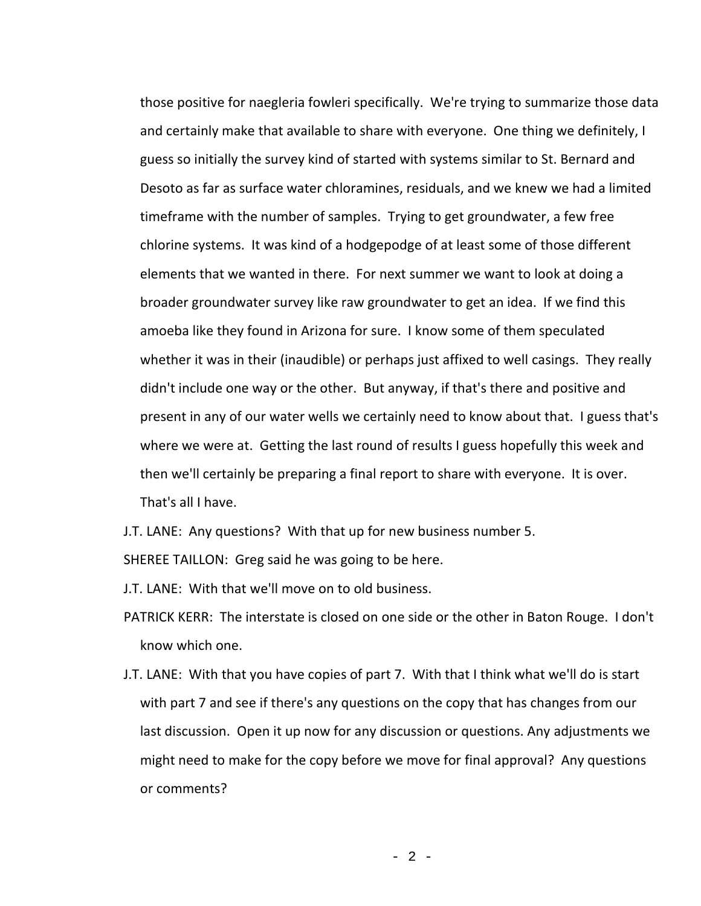those positive for naegleria fowleri specifically. We're trying to summarize those data and certainly make that available to share with everyone. One thing we definitely, I guess so initially the survey kind of started with systems similar to St. Bernard and Desoto as far as surface water chloramines, residuals, and we knew we had a limited timeframe with the number of samples. Trying to get groundwater, a few free chlorine systems. It was kind of a hodgepodge of at least some of those different elements that we wanted in there. For next summer we want to look at doing a broader groundwater survey like raw groundwater to get an idea. If we find this amoeba like they found in Arizona for sure. I know some of them speculated whether it was in their (inaudible) or perhaps just affixed to well casings. They really didn't include one way or the other. But anyway, if that's there and positive and present in any of our water wells we certainly need to know about that. I guess that's where we were at. Getting the last round of results I guess hopefully this week and then we'll certainly be preparing a final report to share with everyone. It is over. That's all I have.

J.T. LANE: Any questions? With that up for new business number 5.

SHEREE TAILLON: Greg said he was going to be here.

J.T. LANE: With that we'll move on to old business.

PATRICK KERR: The interstate is closed on one side or the other in Baton Rouge. I don't know which one.

J.T. LANE: With that you have copies of part 7. With that I think what we'll do is start with part 7 and see if there's any questions on the copy that has changes from our last discussion. Open it up now for any discussion or questions. Any adjustments we might need to make for the copy before we move for final approval? Any questions or comments?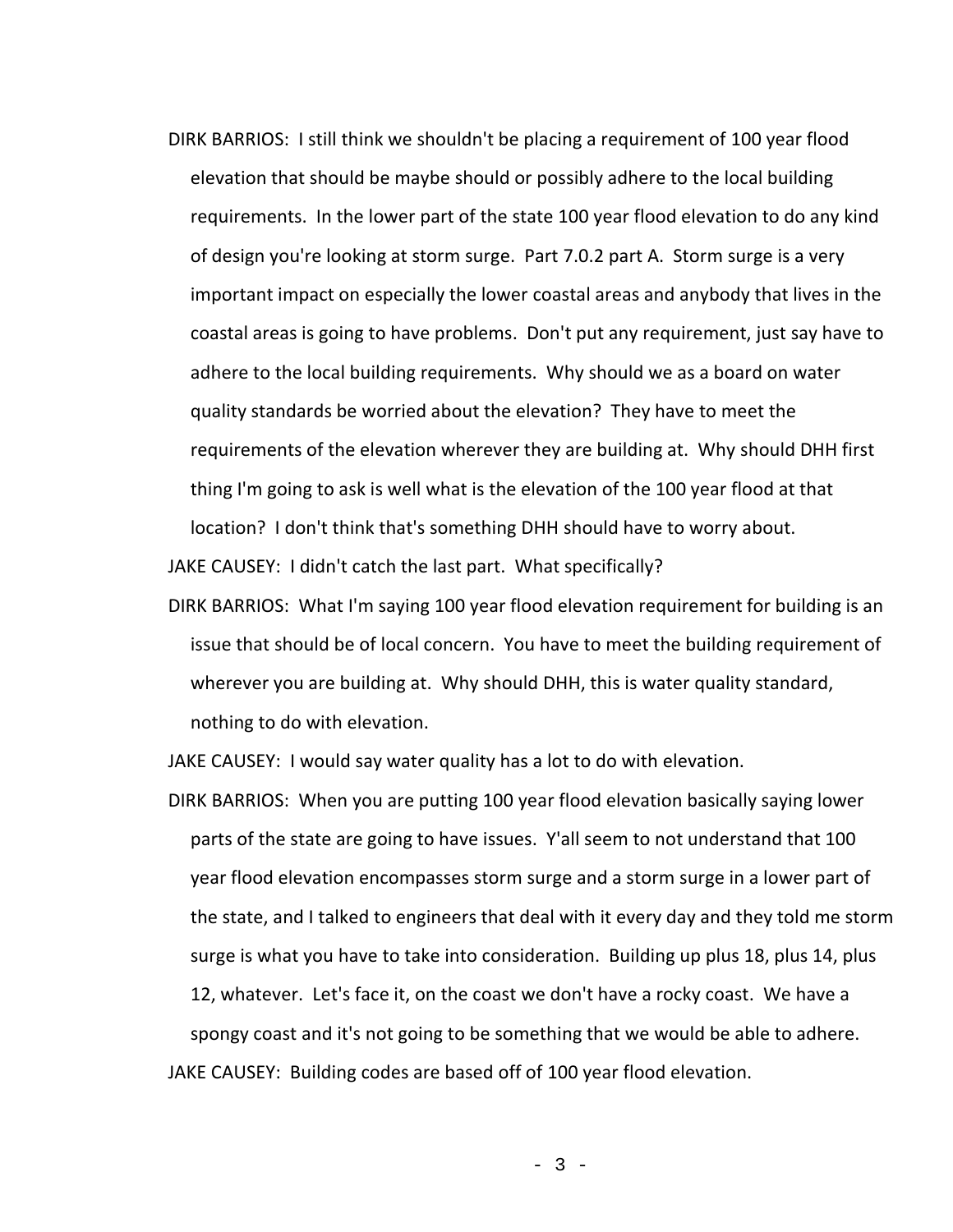DIRK BARRIOS: I still think we shouldn't be placing a requirement of 100 year flood elevation that should be maybe should or possibly adhere to the local building requirements. In the lower part of the state 100 year flood elevation to do any kind of design you're looking at storm surge. Part 7.0.2 part A. Storm surge is a very important impact on especially the lower coastal areas and anybody that lives in the coastal areas is going to have problems. Don't put any requirement, just say have to adhere to the local building requirements. Why should we as a board on water quality standards be worried about the elevation? They have to meet the requirements of the elevation wherever they are building at. Why should DHH first thing I'm going to ask is well what is the elevation of the 100 year flood at that location? I don't think that's something DHH should have to worry about.

JAKE CAUSEY: I didn't catch the last part. What specifically?

DIRK BARRIOS: What I'm saying 100 year flood elevation requirement for building is an issue that should be of local concern. You have to meet the building requirement of wherever you are building at. Why should DHH, this is water quality standard, nothing to do with elevation.

JAKE CAUSEY: I would say water quality has a lot to do with elevation.

DIRK BARRIOS: When you are putting 100 year flood elevation basically saying lower parts of the state are going to have issues. Y'all seem to not understand that 100 year flood elevation encompasses storm surge and a storm surge in a lower part of the state, and I talked to engineers that deal with it every day and they told me storm surge is what you have to take into consideration. Building up plus 18, plus 14, plus 12, whatever. Let's face it, on the coast we don't have a rocky coast. We have a spongy coast and it's not going to be something that we would be able to adhere.

JAKE CAUSEY: Building codes are based off of 100 year flood elevation.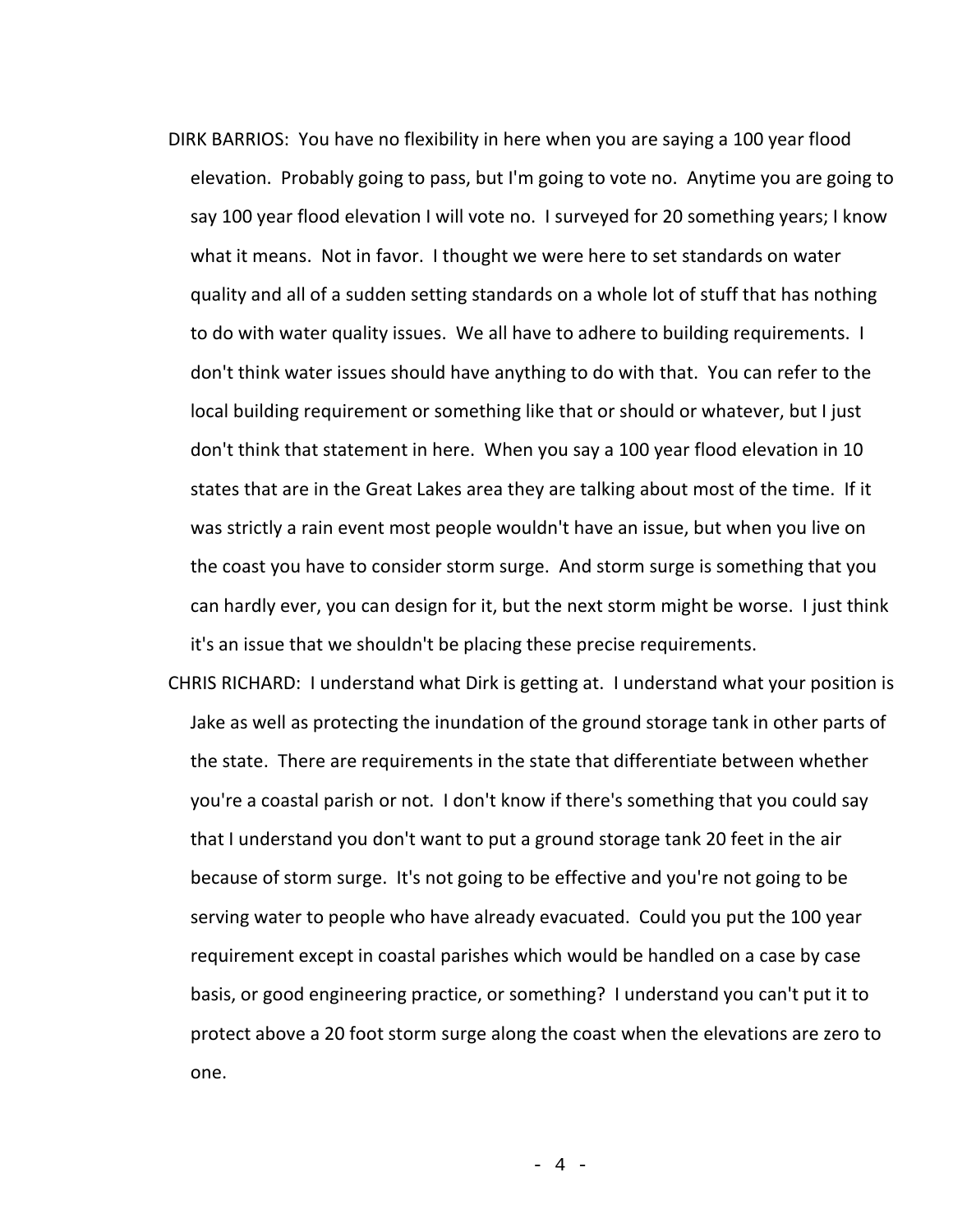DIRK BARRIOS: You have no flexibility in here when you are saying a 100 year flood elevation. Probably going to pass, but I'm going to vote no. Anytime you are going to say 100 year flood elevation I will vote no. I surveyed for 20 something years; I know what it means. Not in favor. I thought we were here to set standards on water quality and all of a sudden setting standards on a whole lot of stuff that has nothing to do with water quality issues. We all have to adhere to building requirements. I don't think water issues should have anything to do with that. You can refer to the local building requirement or something like that or should or whatever, but I just don't think that statement in here. When you say a 100 year flood elevation in 10 states that are in the Great Lakes area they are talking about most of the time. If it was strictly a rain event most people wouldn't have an issue, but when you live on the coast you have to consider storm surge. And storm surge is something that you can hardly ever, you can design for it, but the next storm might be worse. I just think it's an issue that we shouldn't be placing these precise requirements.

CHRIS RICHARD: I understand what Dirk is getting at. I understand what your position is Jake as well as protecting the inundation of the ground storage tank in other parts of the state. There are requirements in the state that differentiate between whether you're a coastal parish or not. I don't know if there's something that you could say that I understand you don't want to put a ground storage tank 20 feet in the air because of storm surge. It's not going to be effective and you're not going to be serving water to people who have already evacuated. Could you put the 100 year requirement except in coastal parishes which would be handled on a case by case basis, or good engineering practice, or something? I understand you can't put it to protect above a 20 foot storm surge along the coast when the elevations are zero to one.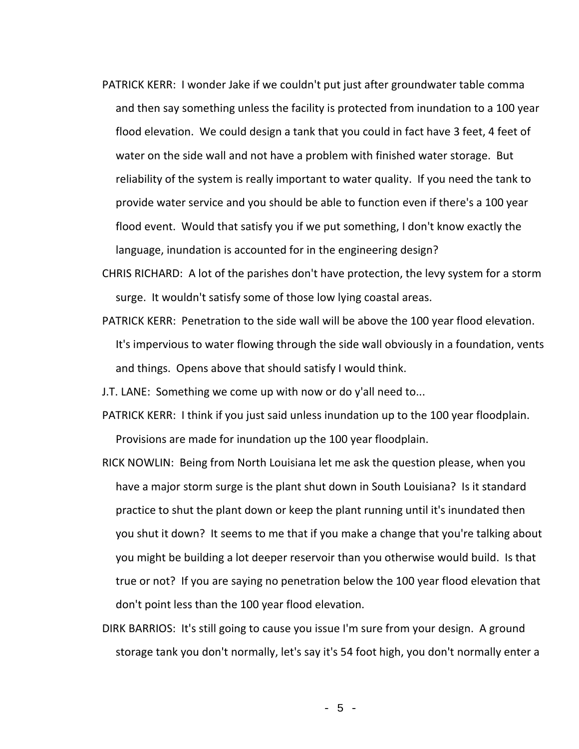PATRICK KERR: I wonder Jake if we couldn't put just after groundwater table comma and then say something unless the facility is protected from inundation to a 100 year flood elevation. We could design a tank that you could in fact have 3 feet, 4 feet of water on the side wall and not have a problem with finished water storage. But reliability of the system is really important to water quality. If you need the tank to provide water service and you should be able to function even if there's a 100 year flood event. Would that satisfy you if we put something, I don't know exactly the language, inundation is accounted for in the engineering design?

CHRIS RICHARD: A lot of the parishes don't have protection, the levy system for a storm surge. It wouldn't satisfy some of those low lying coastal areas.

PATRICK KERR: Penetration to the side wall will be above the 100 year flood elevation. It's impervious to water flowing through the side wall obviously in a foundation, vents and things. Opens above that should satisfy I would think.

J.T. LANE: Something we come up with now or do y'all need to...

PATRICK KERR: I think if you just said unless inundation up to the 100 year floodplain. Provisions are made for inundation up the 100 year floodplain.

RICK NOWLIN: Being from North Louisiana let me ask the question please, when you have a major storm surge is the plant shut down in South Louisiana? Is it standard practice to shut the plant down or keep the plant running until it's inundated then you shut it down? It seems to me that if you make a change that you're talking about you might be building a lot deeper reservoir than you otherwise would build. Is that true or not? If you are saying no penetration below the 100 year flood elevation that don't point less than the 100 year flood elevation.

DIRK BARRIOS: It's still going to cause you issue I'm sure from your design. A ground storage tank you don't normally, let's say it's 54 foot high, you don't normally enter a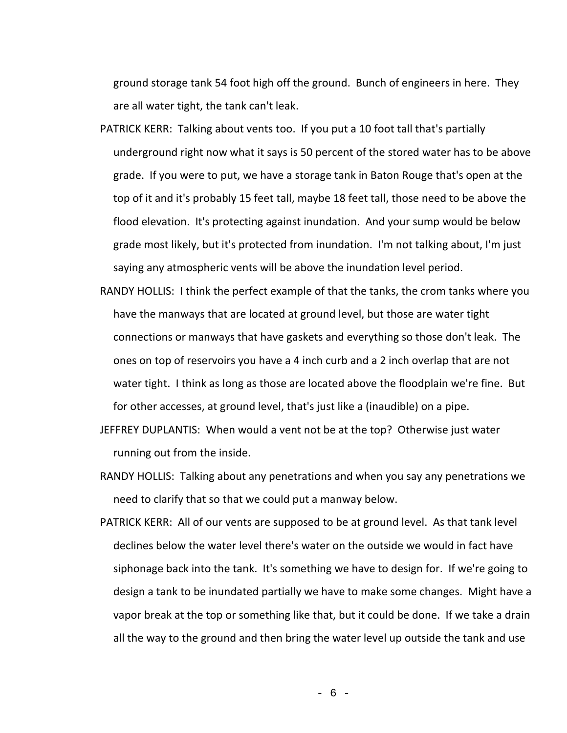ground storage tank 54 foot high off the ground. Bunch of engineers in here. They are all water tight, the tank can't leak.

PATRICK KERR: Talking about vents too. If you put a 10 foot tall that's partially underground right now what it says is 50 percent of the stored water has to be above grade. If you were to put, we have a storage tank in Baton Rouge that's open at the top of it and it's probably 15 feet tall, maybe 18 feet tall, those need to be above the flood elevation. It's protecting against inundation. And your sump would be below grade most likely, but it's protected from inundation. I'm not talking about, I'm just saying any atmospheric vents will be above the inundation level period.

RANDY HOLLIS: I think the perfect example of that the tanks, the crom tanks where you have the manways that are located at ground level, but those are water tight connections or manways that have gaskets and everything so those don't leak. The ones on top of reservoirs you have a 4 inch curb and a 2 inch overlap that are not water tight. I think as long as those are located above the floodplain we're fine. But for other accesses, at ground level, that's just like a (inaudible) on a pipe.

JEFFREY DUPLANTIS: When would a vent not be at the top? Otherwise just water running out from the inside.

RANDY HOLLIS: Talking about any penetrations and when you say any penetrations we need to clarify that so that we could put a manway below.

PATRICK KERR: All of our vents are supposed to be at ground level. As that tank level declines below the water level there's water on the outside we would in fact have siphonage back into the tank. It's something we have to design for. If we're going to design a tank to be inundated partially we have to make some changes. Might have a vapor break at the top or something like that, but it could be done. If we take a drain all the way to the ground and then bring the water level up outside the tank and use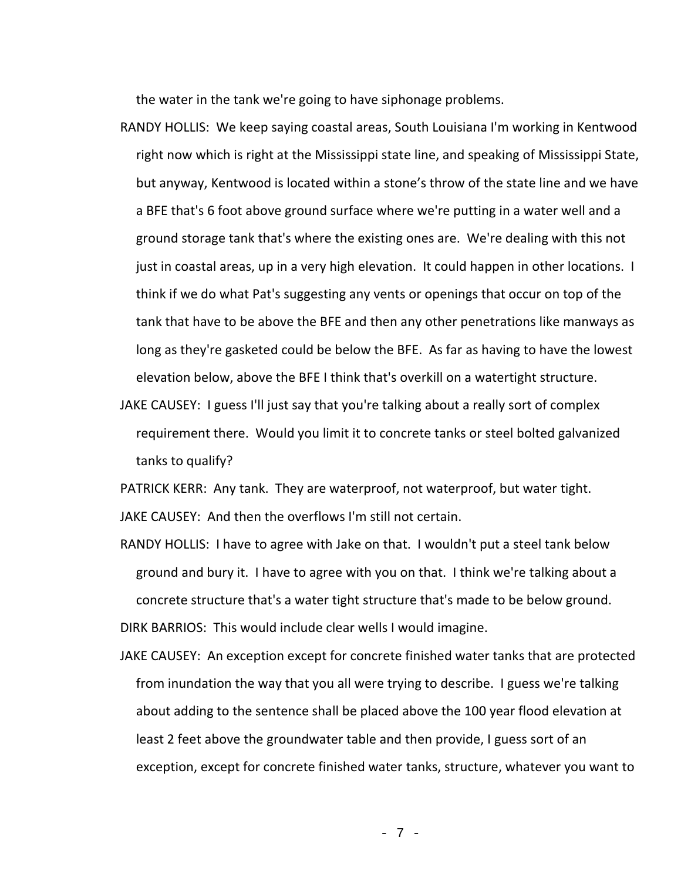the water in the tank we're going to have siphonage problems.

RANDY HOLLIS: We keep saying coastal areas, South Louisiana I'm working in Kentwood right now which is right at the Mississippi state line, and speaking of Mississippi State, but anyway, Kentwood is located within a stone's throw of the state line and we have a BFE that's 6 foot above ground surface where we're putting in a water well and a ground storage tank that's where the existing ones are. We're dealing with this not just in coastal areas, up in a very high elevation. It could happen in other locations. I think if we do what Pat's suggesting any vents or openings that occur on top of the tank that have to be above the BFE and then any other penetrations like manways as long as they're gasketed could be below the BFE. As far as having to have the lowest elevation below, above the BFE I think that's overkill on a watertight structure.

JAKE CAUSEY: I guess I'll just say that you're talking about a really sort of complex requirement there. Would you limit it to concrete tanks or steel bolted galvanized tanks to qualify?

PATRICK KERR: Any tank. They are waterproof, not waterproof, but water tight.

JAKE CAUSEY: And then the overflows I'm still not certain.

RANDY HOLLIS: I have to agree with Jake on that. I wouldn't put a steel tank below ground and bury it. I have to agree with you on that. I think we're talking about a concrete structure that's a water tight structure that's made to be below ground.

DIRK BARRIOS: This would include clear wells I would imagine.

JAKE CAUSEY: An exception except for concrete finished water tanks that are protected from inundation the way that you all were trying to describe. I guess we're talking about adding to the sentence shall be placed above the 100 year flood elevation at least 2 feet above the groundwater table and then provide, I guess sort of an exception, except for concrete finished water tanks, structure, whatever you want to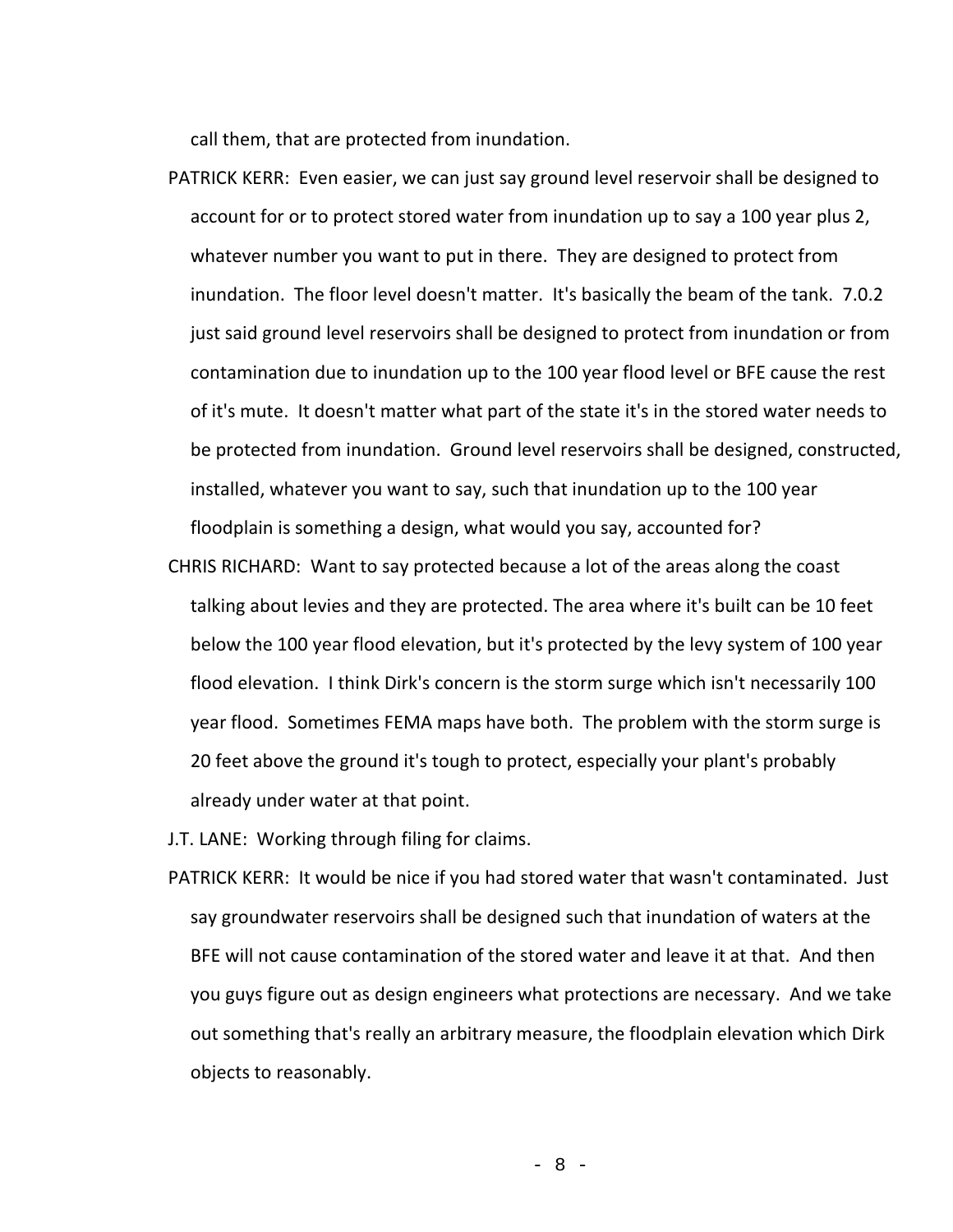call them, that are protected from inundation.

PATRICK KERR: Even easier, we can just say ground level reservoir shall be designed to account for or to protect stored water from inundation up to say a 100 year plus 2, whatever number you want to put in there. They are designed to protect from inundation. The floor level doesn't matter. It's basically the beam of the tank. 7.0.2 just said ground level reservoirs shall be designed to protect from inundation or from contamination due to inundation up to the 100 year flood level or BFE cause the rest of it's mute. It doesn't matter what part of the state it's in the stored water needs to be protected from inundation. Ground level reservoirs shall be designed, constructed, installed, whatever you want to say, such that inundation up to the 100 year floodplain is something a design, what would you say, accounted for?

CHRIS RICHARD: Want to say protected because a lot of the areas along the coast talking about levies and they are protected. The area where it's built can be 10 feet below the 100 year flood elevation, but it's protected by the levy system of 100 year flood elevation. I think Dirk's concern is the storm surge which isn't necessarily 100 year flood. Sometimes FEMA maps have both. The problem with the storm surge is 20 feet above the ground it's tough to protect, especially your plant's probably already under water at that point.

J.T. LANE: Working through filing for claims.

PATRICK KERR: It would be nice if you had stored water that wasn't contaminated. Just say groundwater reservoirs shall be designed such that inundation of waters at the BFE will not cause contamination of the stored water and leave it at that. And then you guys figure out as design engineers what protections are necessary. And we take out something that's really an arbitrary measure, the floodplain elevation which Dirk objects to reasonably.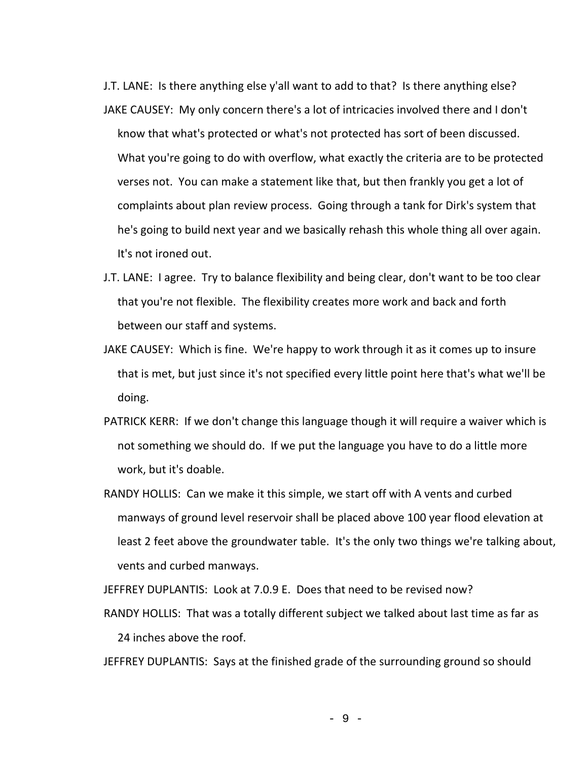J.T. LANE: Is there anything else y'all want to add to that? Is there anything else?

JAKE CAUSEY: My only concern there's a lot of intricacies involved there and I don't know that what's protected or what's not protected has sort of been discussed. What you're going to do with overflow, what exactly the criteria are to be protected verses not. You can make a statement like that, but then frankly you get a lot of complaints about plan review process. Going through a tank for Dirk's system that he's going to build next year and we basically rehash this whole thing all over again. It's not ironed out.

J.T. LANE: I agree. Try to balance flexibility and being clear, don't want to be too clear that you're not flexible. The flexibility creates more work and back and forth between our staff and systems.

JAKE CAUSEY: Which is fine. We're happy to work through it as it comes up to insure that is met, but just since it's not specified every little point here that's what we'll be doing.

PATRICK KERR: If we don't change this language though it will require a waiver which is not something we should do. If we put the language you have to do a little more work, but it's doable.

RANDY HOLLIS: Can we make it this simple, we start off with A vents and curbed manways of ground level reservoir shall be placed above 100 year flood elevation at least 2 feet above the groundwater table. It's the only two things we're talking about, vents and curbed manways.

JEFFREY DUPLANTIS: Look at 7.0.9 E. Does that need to be revised now?

RANDY HOLLIS: That was a totally different subject we talked about last time as far as 24 inches above the roof.

JEFFREY DUPLANTIS: Says at the finished grade of the surrounding ground so should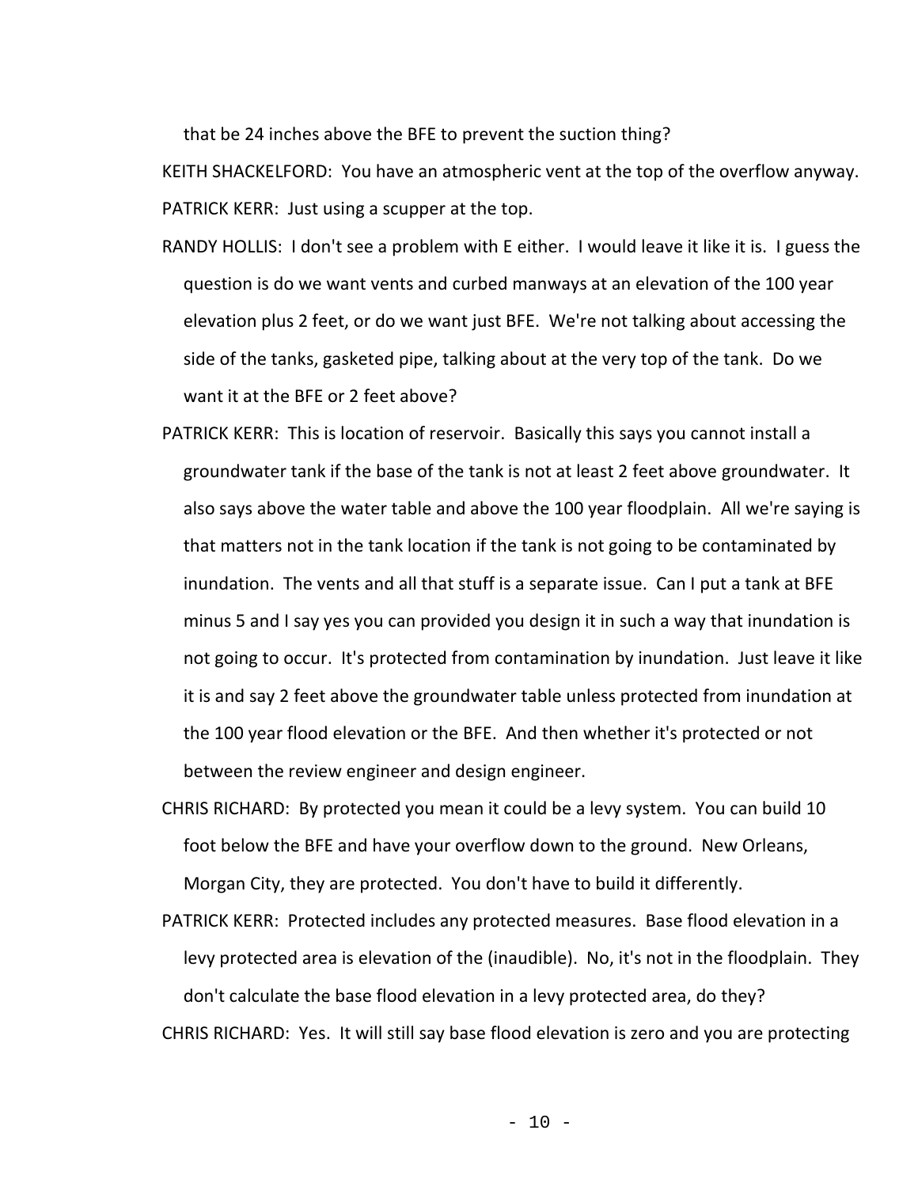that be 24 inches above the BFE to prevent the suction thing?

KEITH SHACKELFORD: You have an atmospheric vent at the top of the overflow anyway.

PATRICK KERR: Just using a scupper at the top.

RANDY HOLLIS: I don't see a problem with E either. I would leave it like it is. I guess the question is do we want vents and curbed manways at an elevation of the 100 year elevation plus 2 feet, or do we want just BFE. We're not talking about accessing the side of the tanks, gasketed pipe, talking about at the very top of the tank. Do we want it at the BFE or 2 feet above?

PATRICK KERR: This is location of reservoir. Basically this says you cannot install a groundwater tank if the base of the tank is not at least 2 feet above groundwater. It also says above the water table and above the 100 year floodplain. All we're saying is that matters not in the tank location if the tank is not going to be contaminated by inundation. The vents and all that stuff is a separate issue. Can I put a tank at BFE minus 5 and I say yes you can provided you design it in such a way that inundation is not going to occur. It's protected from contamination by inundation. Just leave it like it is and say 2 feet above the groundwater table unless protected from inundation at the 100 year flood elevation or the BFE. And then whether it's protected or not between the review engineer and design engineer.

CHRIS RICHARD: By protected you mean it could be a levy system. You can build 10 foot below the BFE and have your overflow down to the ground. New Orleans, Morgan City, they are protected. You don't have to build it differently.

PATRICK KERR: Protected includes any protected measures. Base flood elevation in a levy protected area is elevation of the (inaudible). No, it's not in the floodplain. They don't calculate the base flood elevation in a levy protected area, do they?

CHRIS RICHARD: Yes. It will still say base flood elevation is zero and you are protecting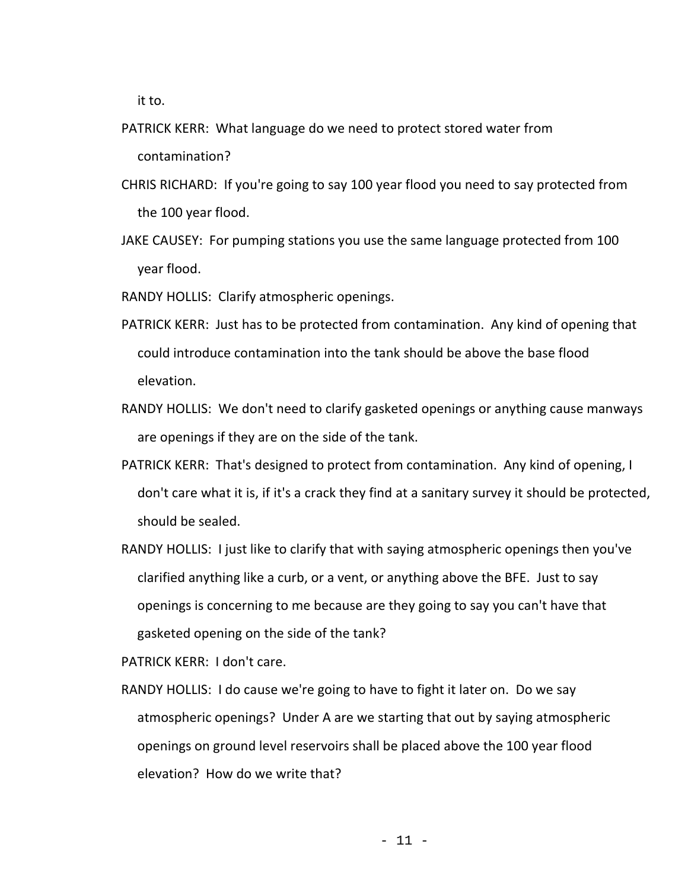it to.

PATRICK KERR: What language do we need to protect stored water from contamination?

CHRIS RICHARD: If you're going to say 100 year flood you need to say protected from the 100 year flood.

JAKE CAUSEY: For pumping stations you use the same language protected from 100 year flood.

RANDY HOLLIS: Clarify atmospheric openings.

PATRICK KERR: Just has to be protected from contamination. Any kind of opening that could introduce contamination into the tank should be above the base flood elevation.

RANDY HOLLIS: We don't need to clarify gasketed openings or anything cause manways are openings if they are on the side of the tank.

PATRICK KERR: That's designed to protect from contamination. Any kind of opening, I don't care what it is, if it's a crack they find at a sanitary survey it should be protected, should be sealed.

RANDY HOLLIS: I just like to clarify that with saying atmospheric openings then you've clarified anything like a curb, or a vent, or anything above the BFE. Just to say openings is concerning to me because are they going to say you can't have that gasketed opening on the side of the tank?

PATRICK KERR: I don't care.

RANDY HOLLIS: I do cause we're going to have to fight it later on. Do we say atmospheric openings? Under A are we starting that out by saying atmospheric openings on ground level reservoirs shall be placed above the 100 year flood elevation? How do we write that?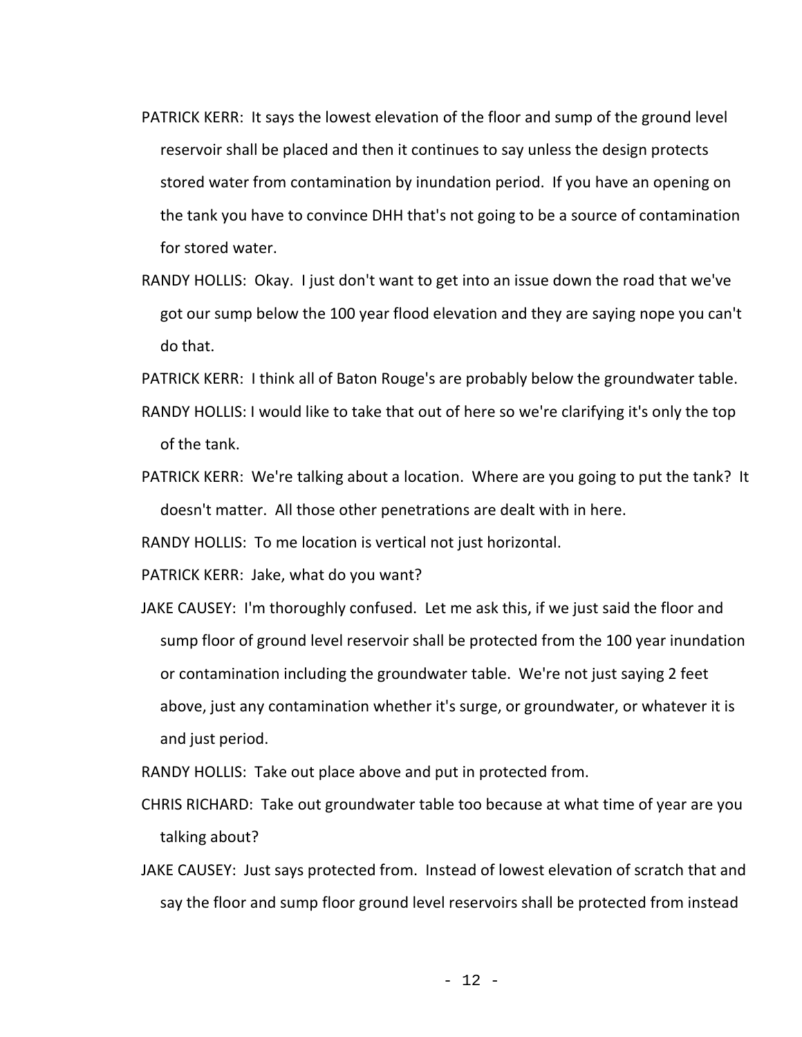PATRICK KERR: It says the lowest elevation of the floor and sump of the ground level reservoir shall be placed and then it continues to say unless the design protects stored water from contamination by inundation period. If you have an opening on the tank you have to convince DHH that's not going to be a source of contamination for stored water.

RANDY HOLLIS: Okay. I just don't want to get into an issue down the road that we've got our sump below the 100 year flood elevation and they are saying nope you can't do that.

PATRICK KERR: I think all of Baton Rouge's are probably below the groundwater table.

RANDY HOLLIS: I would like to take that out of here so we're clarifying it's only the top of the tank.

PATRICK KERR: We're talking about a location. Where are you going to put the tank? It doesn't matter. All those other penetrations are dealt with in here.

RANDY HOLLIS: To me location is vertical not just horizontal.

PATRICK KERR: Jake, what do you want?

JAKE CAUSEY: I'm thoroughly confused. Let me ask this, if we just said the floor and sump floor of ground level reservoir shall be protected from the 100 year inundation or contamination including the groundwater table. We're not just saying 2 feet above, just any contamination whether it's surge, or groundwater, or whatever it is and just period.

RANDY HOLLIS: Take out place above and put in protected from.

CHRIS RICHARD: Take out groundwater table too because at what time of year are you talking about?

JAKE CAUSEY: Just says protected from. Instead of lowest elevation of scratch that and say the floor and sump floor ground level reservoirs shall be protected from instead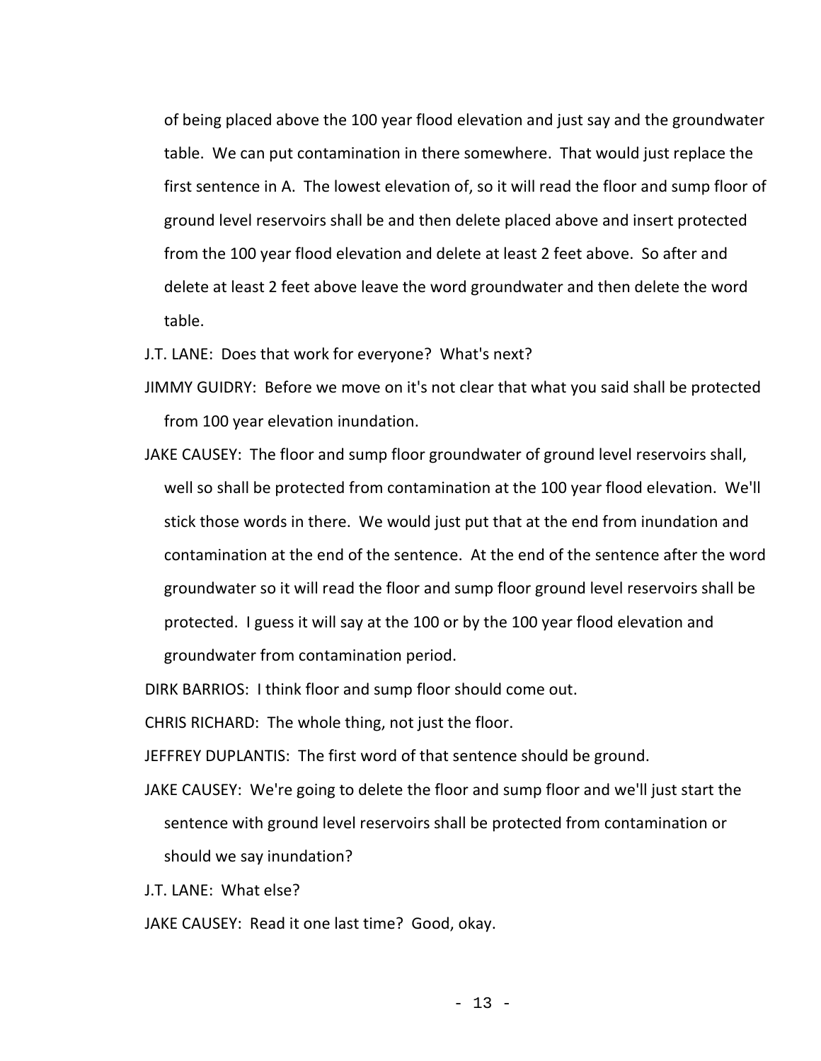of being placed above the 100 year flood elevation and just say and the groundwater table. We can put contamination in there somewhere. That would just replace the first sentence in A. The lowest elevation of, so it will read the floor and sump floor of ground level reservoirs shall be and then delete placed above and insert protected from the 100 year flood elevation and delete at least 2 feet above. So after and delete at least 2 feet above leave the word groundwater and then delete the word table.

J.T. LANE: Does that work for everyone? What's next?

JIMMY GUIDRY: Before we move on it's not clear that what you said shall be protected from 100 year elevation inundation.

JAKE CAUSEY: The floor and sump floor groundwater of ground level reservoirs shall, well so shall be protected from contamination at the 100 year flood elevation. We'll stick those words in there. We would just put that at the end from inundation and contamination at the end of the sentence. At the end of the sentence after the word groundwater so it will read the floor and sump floor ground level reservoirs shall be protected. I guess it will say at the 100 or by the 100 year flood elevation and groundwater from contamination period.

DIRK BARRIOS: I think floor and sump floor should come out.

CHRIS RICHARD: The whole thing, not just the floor.

JEFFREY DUPLANTIS: The first word of that sentence should be ground.

JAKE CAUSEY: We're going to delete the floor and sump floor and we'll just start the sentence with ground level reservoirs shall be protected from contamination or should we say inundation?

J.T. LANE: What else?

JAKE CAUSEY: Read it one last time? Good, okay.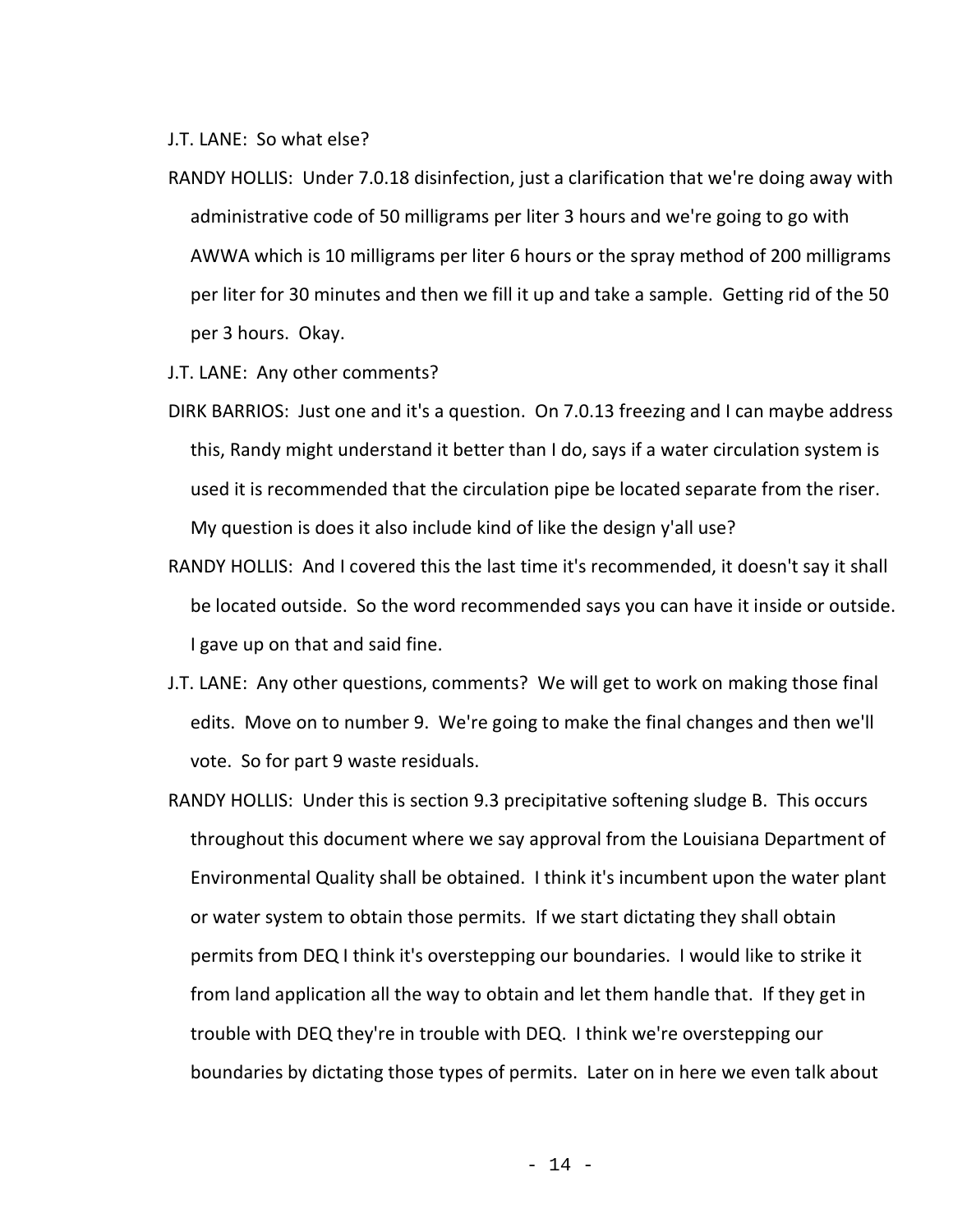J.T. LANE: So what else?

RANDY HOLLIS: Under 7.0.18 disinfection, just a clarification that we're doing away with administrative code of 50 milligrams per liter 3 hours and we're going to go with AWWA which is 10 milligrams per liter 6 hours or the spray method of 200 milligrams per liter for 30 minutes and then we fill it up and take a sample. Getting rid of the 50 per 3 hours. Okay.

J.T. LANE: Any other comments?

DIRK BARRIOS: Just one and it's a question. On 7.0.13 freezing and I can maybe address this, Randy might understand it better than I do, says if a water circulation system is used it is recommended that the circulation pipe be located separate from the riser. My question is does it also include kind of like the design y'all use?

RANDY HOLLIS: And I covered this the last time it's recommended, it doesn't say it shall be located outside. So the word recommended says you can have it inside or outside. I gave up on that and said fine.

J.T. LANE: Any other questions, comments? We will get to work on making those final edits. Move on to number 9. We're going to make the final changes and then we'll vote. So for part 9 waste residuals.

RANDY HOLLIS: Under this is section 9.3 precipitative softening sludge B. This occurs throughout this document where we say approval from the Louisiana Department of Environmental Quality shall be obtained. I think it's incumbent upon the water plant or water system to obtain those permits. If we start dictating they shall obtain permits from DEQ I think it's overstepping our boundaries. I would like to strike it from land application all the way to obtain and let them handle that. If they get in trouble with DEQ they're in trouble with DEQ. I think we're overstepping our boundaries by dictating those types of permits. Later on in here we even talk about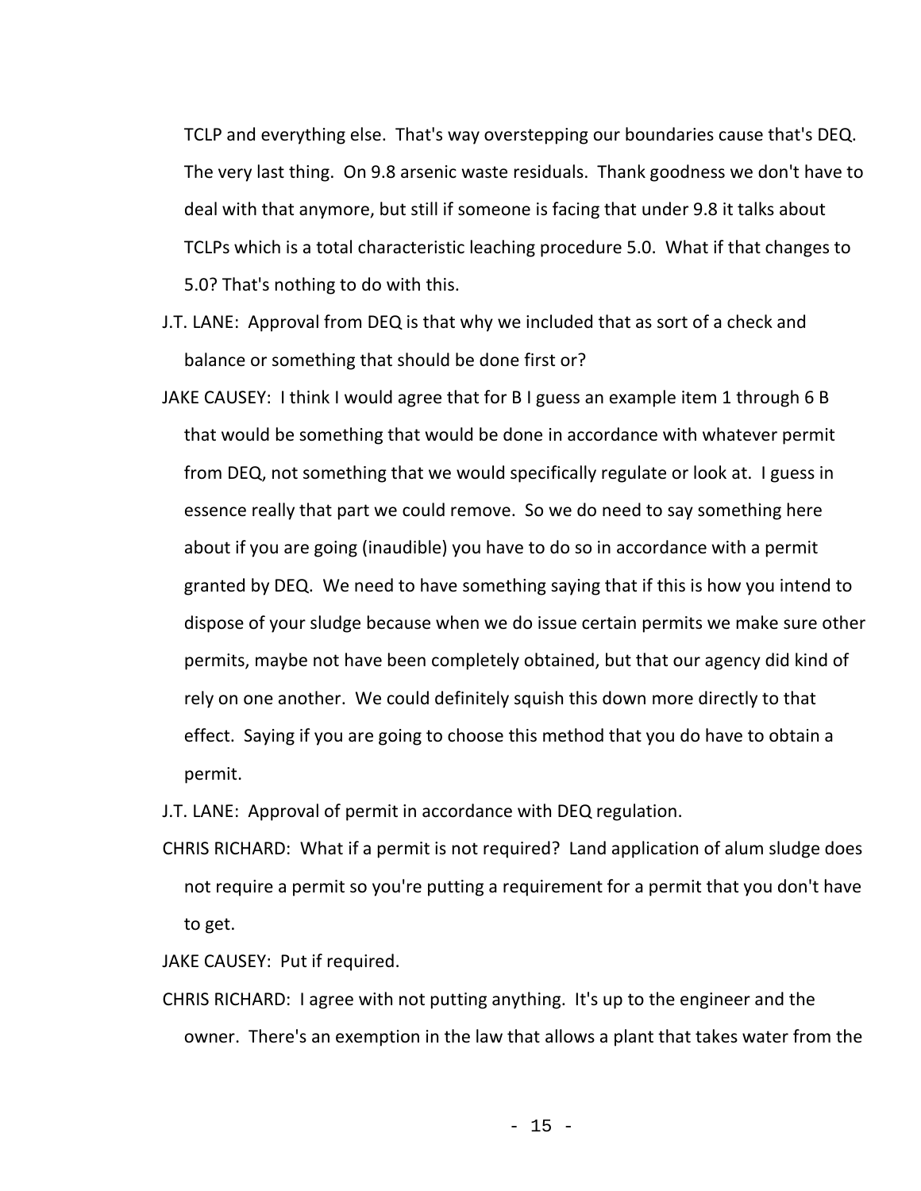TCLP and everything else. That's way overstepping our boundaries cause that's DEQ. The very last thing. On 9.8 arsenic waste residuals. Thank goodness we don't have to deal with that anymore, but still if someone is facing that under 9.8 it talks about TCLPs which is a total characteristic leaching procedure 5.0. What if that changes to 5.0? That's nothing to do with this.

J.T. LANE: Approval from DEQ is that why we included that as sort of a check and balance or something that should be done first or?

JAKE CAUSEY: I think I would agree that for B I guess an example item 1 through 6 B that would be something that would be done in accordance with whatever permit from DEQ, not something that we would specifically regulate or look at. I guess in essence really that part we could remove. So we do need to say something here about if you are going (inaudible) you have to do so in accordance with a permit granted by DEQ. We need to have something saying that if this is how you intend to dispose of your sludge because when we do issue certain permits we make sure other permits, maybe not have been completely obtained, but that our agency did kind of rely on one another. We could definitely squish this down more directly to that effect. Saying if you are going to choose this method that you do have to obtain a permit.

J.T. LANE: Approval of permit in accordance with DEQ regulation.

CHRIS RICHARD: What if a permit is not required? Land application of alum sludge does not require a permit so you're putting a requirement for a permit that you don't have to get.

JAKE CAUSEY: Put if required.

CHRIS RICHARD: I agree with not putting anything. It's up to the engineer and the owner. There's an exemption in the law that allows a plant that takes water from the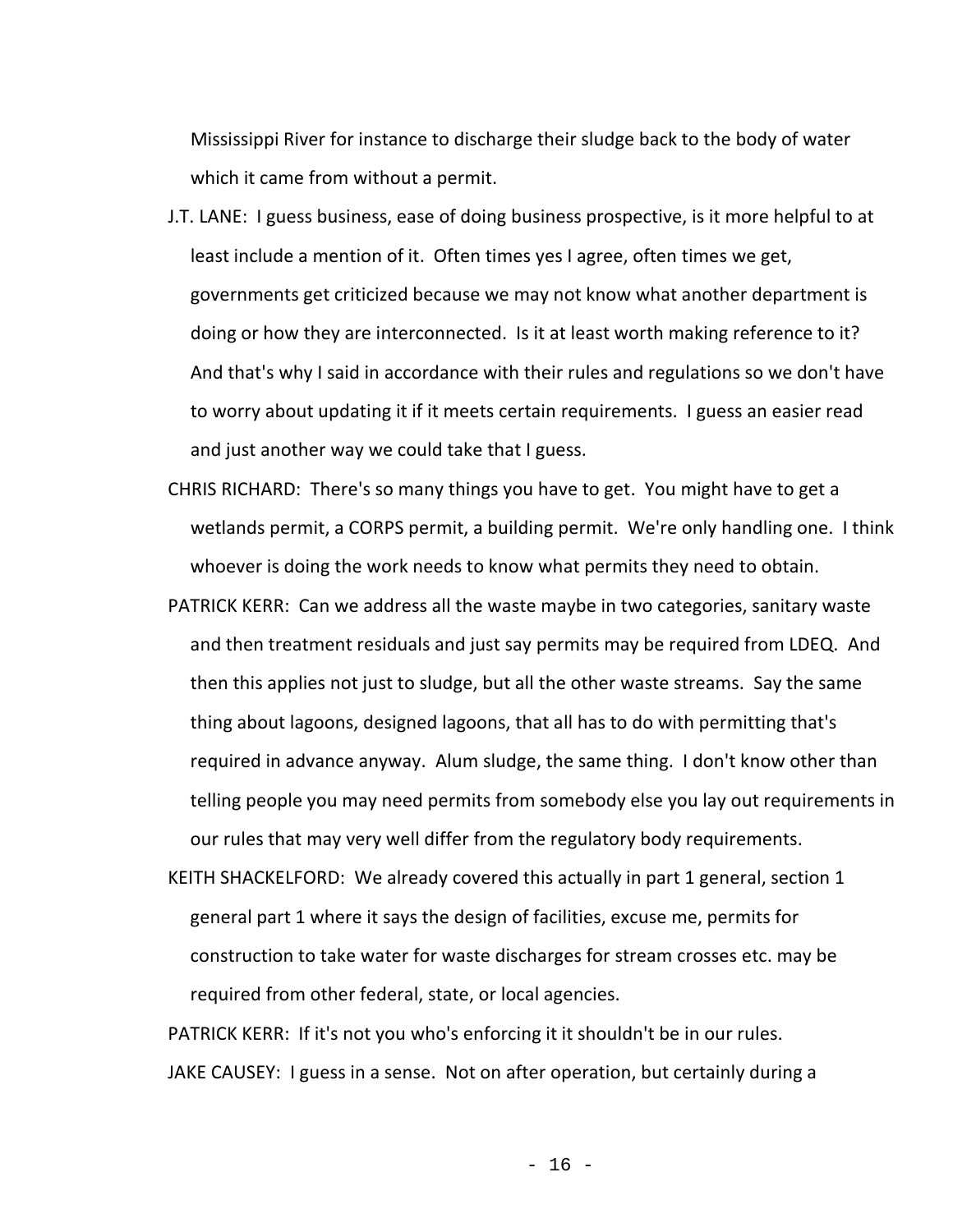Mississippi River for instance to discharge their sludge back to the body of water which it came from without a permit.

J.T. LANE: I guess business, ease of doing business prospective, is it more helpful to at least include a mention of it. Often times yes I agree, often times we get, governments get criticized because we may not know what another department is doing or how they are interconnected. Is it at least worth making reference to it? And that's why I said in accordance with their rules and regulations so we don't have to worry about updating it if it meets certain requirements. I guess an easier read and just another way we could take that I guess.

CHRIS RICHARD: There's so many things you have to get. You might have to get a wetlands permit, a CORPS permit, a building permit. We're only handling one. I think whoever is doing the work needs to know what permits they need to obtain.

PATRICK KERR: Can we address all the waste maybe in two categories, sanitary waste and then treatment residuals and just say permits may be required from LDEQ. And then this applies not just to sludge, but all the other waste streams. Say the same thing about lagoons, designed lagoons, that all has to do with permitting that's required in advance anyway. Alum sludge, the same thing. I don't know other than telling people you may need permits from somebody else you lay out requirements in our rules that may very well differ from the regulatory body requirements.

KEITH SHACKELFORD: We already covered this actually in part 1 general, section 1 general part 1 where it says the design of facilities, excuse me, permits for construction to take water for waste discharges for stream crosses etc. may be required from other federal, state, or local agencies.

PATRICK KERR: If it's not you who's enforcing it it shouldn't be in our rules.

JAKE CAUSEY: I guess in a sense. Not on after operation, but certainly during a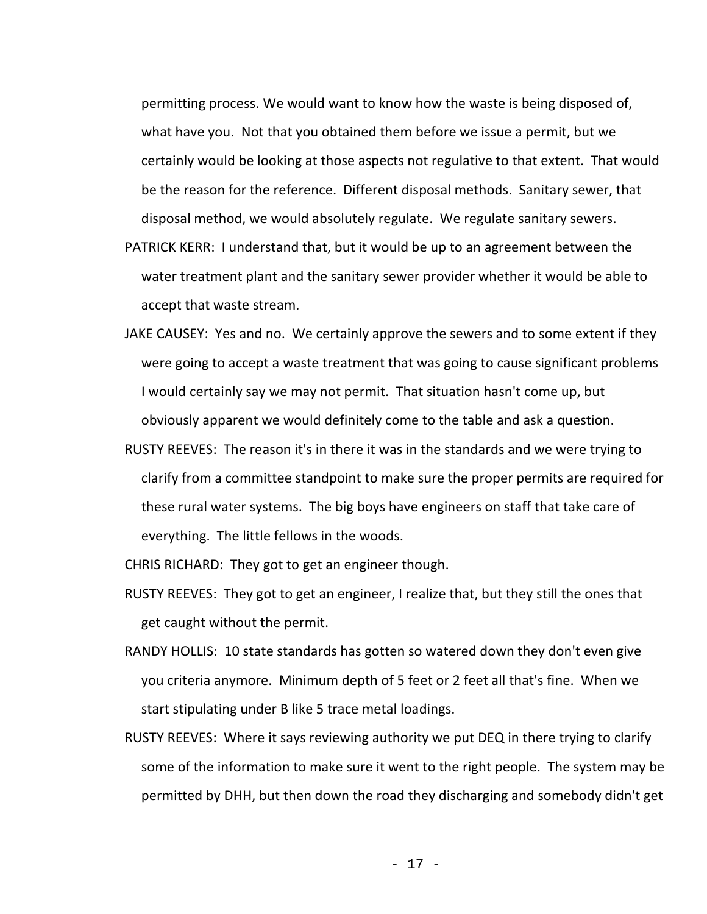permitting process. We would want to know how the waste is being disposed of, what have you. Not that you obtained them before we issue a permit, but we certainly would be looking at those aspects not regulative to that extent. That would be the reason for the reference. Different disposal methods. Sanitary sewer, that disposal method, we would absolutely regulate. We regulate sanitary sewers.

PATRICK KERR: I understand that, but it would be up to an agreement between the water treatment plant and the sanitary sewer provider whether it would be able to accept that waste stream.

JAKE CAUSEY: Yes and no. We certainly approve the sewers and to some extent if they were going to accept a waste treatment that was going to cause significant problems I would certainly say we may not permit. That situation hasn't come up, but obviously apparent we would definitely come to the table and ask a question.

RUSTY REEVES: The reason it's in there it was in the standards and we were trying to clarify from a committee standpoint to make sure the proper permits are required for these rural water systems. The big boys have engineers on staff that take care of everything. The little fellows in the woods.

CHRIS RICHARD: They got to get an engineer though.

RUSTY REEVES: They got to get an engineer, I realize that, but they still the ones that get caught without the permit.

RANDY HOLLIS: 10 state standards has gotten so watered down they don't even give you criteria anymore. Minimum depth of 5 feet or 2 feet all that's fine. When we start stipulating under B like 5 trace metal loadings.

RUSTY REEVES: Where it says reviewing authority we put DEQ in there trying to clarify some of the information to make sure it went to the right people. The system may be permitted by DHH, but then down the road they discharging and somebody didn't get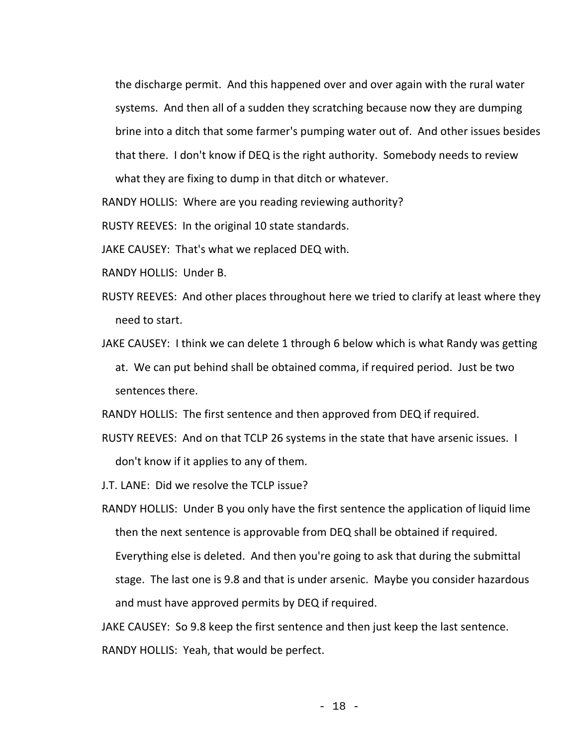the discharge permit. And this happened over and over again with the rural water systems. And then all of a sudden they scratching because now they are dumping brine into a ditch that some farmer's pumping water out of. And other issues besides that there. I don't know if DEQ is the right authority. Somebody needs to review what they are fixing to dump in that ditch or whatever.

RANDY HOLLIS: Where are you reading reviewing authority?

RUSTY REEVES: In the original 10 state standards.

JAKE CAUSEY: That's what we replaced DEQ with.

RANDY HOLLIS: Under B.

RUSTY REEVES: And other places throughout here we tried to clarify at least where they need to start.

JAKE CAUSEY: I think we can delete 1 through 6 below which is what Randy was getting at. We can put behind shall be obtained comma, if required period. Just be two sentences there.

RANDY HOLLIS: The first sentence and then approved from DEQ if required.

RUSTY REEVES: And on that TCLP 26 systems in the state that have arsenic issues. I don't know if it applies to any of them.

J.T. LANE: Did we resolve the TCLP issue?

RANDY HOLLIS: Under B you only have the first sentence the application of liquid lime then the next sentence is approvable from DEQ shall be obtained if required. Everything else is deleted. And then you're going to ask that during the submittal stage. The last one is 9.8 and that is under arsenic. Maybe you consider hazardous and must have approved permits by DEQ if required.

JAKE CAUSEY: So 9.8 keep the first sentence and then just keep the last sentence.

RANDY HOLLIS: Yeah, that would be perfect.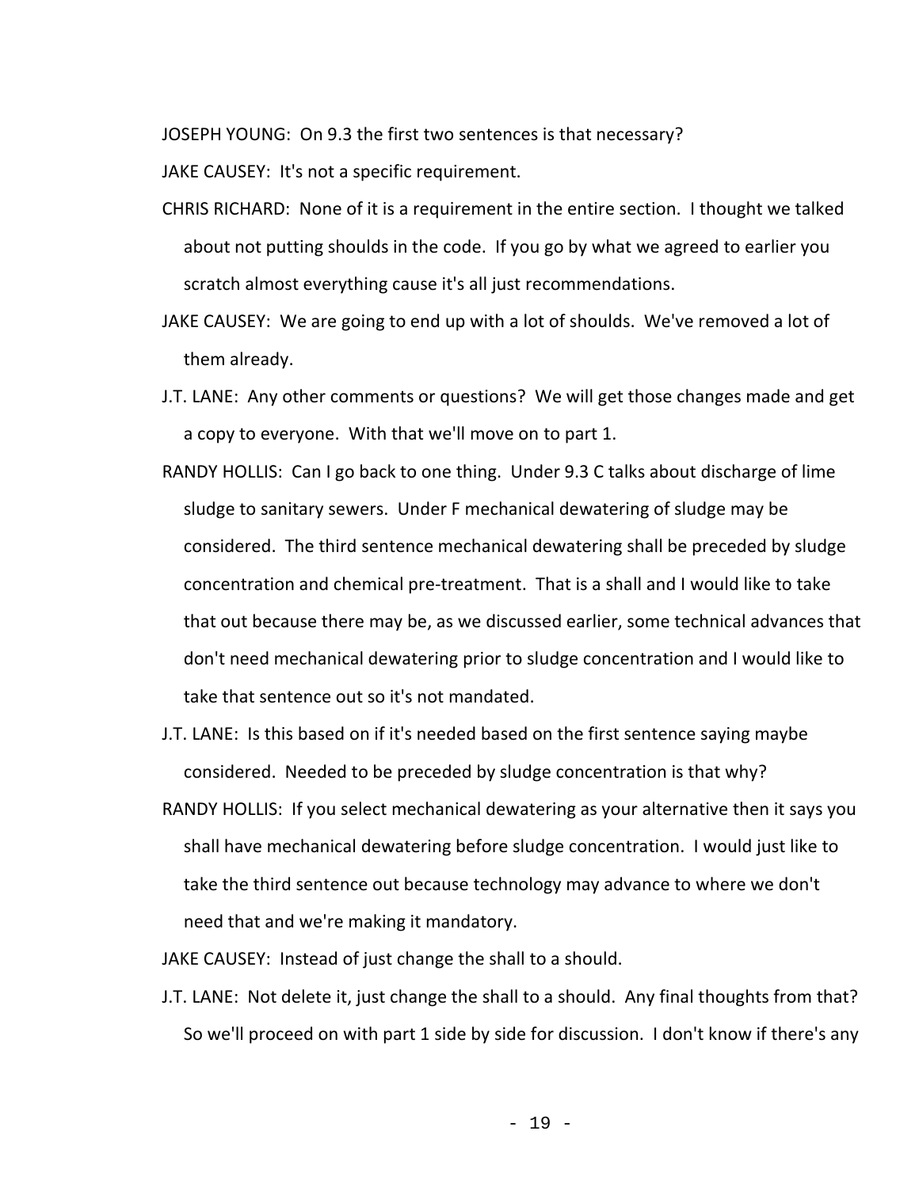JOSEPH YOUNG: On 9.3 the first two sentences is that necessary?

JAKE CAUSEY: It's not a specific requirement.

CHRIS RICHARD: None of it is a requirement in the entire section. I thought we talked about not putting shoulds in the code. If you go by what we agreed to earlier you scratch almost everything cause it's all just recommendations.

JAKE CAUSEY: We are going to end up with a lot of shoulds. We've removed a lot of them already.

J.T. LANE: Any other comments or questions? We will get those changes made and get a copy to everyone. With that we'll move on to part 1.

RANDY HOLLIS: Can I go back to one thing. Under 9.3 C talks about discharge of lime sludge to sanitary sewers. Under F mechanical dewatering of sludge may be considered. The third sentence mechanical dewatering shall be preceded by sludge concentration and chemical pre-treatment. That is a shall and I would like to take that out because there may be, as we discussed earlier, some technical advances that don't need mechanical dewatering prior to sludge concentration and I would like to take that sentence out so it's not mandated.

J.T. LANE: Is this based on if it's needed based on the first sentence saying maybe considered. Needed to be preceded by sludge concentration is that why?

RANDY HOLLIS: If you select mechanical dewatering as your alternative then it says you shall have mechanical dewatering before sludge concentration. I would just like to take the third sentence out because technology may advance to where we don't need that and we're making it mandatory.

JAKE CAUSEY: Instead of just change the shall to a should.

J.T. LANE: Not delete it, just change the shall to a should. Any final thoughts from that? So we'll proceed on with part 1 side by side for discussion. I don't know if there's any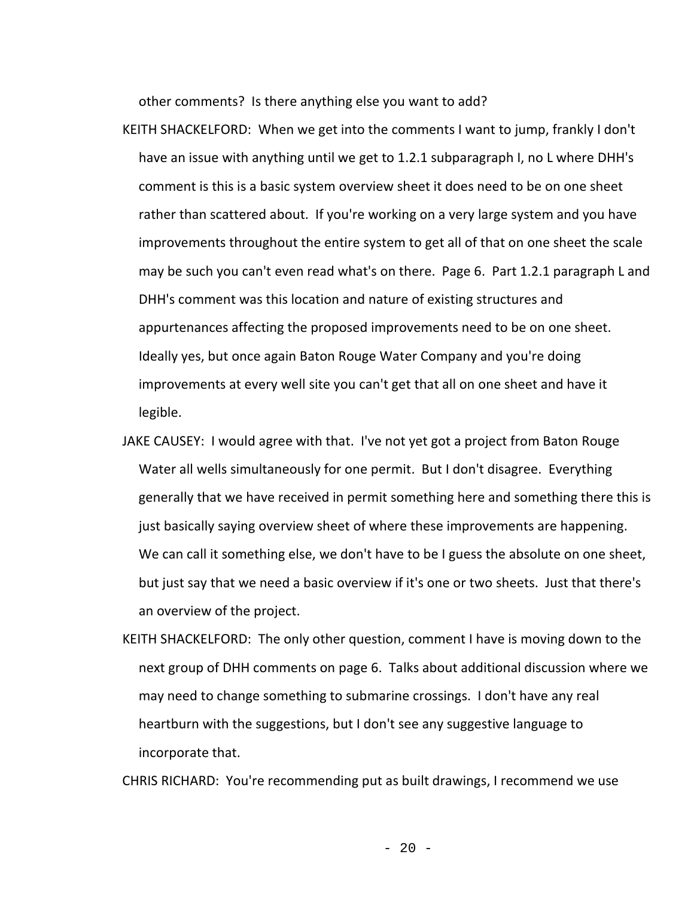other comments? Is there anything else you want to add?

KEITH SHACKELFORD: When we get into the comments I want to jump, frankly I don't have an issue with anything until we get to 1.2.1 subparagraph I, no L where DHH's comment is this is a basic system overview sheet it does need to be on one sheet rather than scattered about. If you're working on a very large system and you have improvements throughout the entire system to get all of that on one sheet the scale may be such you can't even read what's on there. Page 6. Part 1.2.1 paragraph L and DHH's comment was this location and nature of existing structures and appurtenances affecting the proposed improvements need to be on one sheet. Ideally yes, but once again Baton Rouge Water Company and you're doing improvements at every well site you can't get that all on one sheet and have it legible.

JAKE CAUSEY: I would agree with that. I've not yet got a project from Baton Rouge Water all wells simultaneously for one permit. But I don't disagree. Everything generally that we have received in permit something here and something there this is just basically saying overview sheet of where these improvements are happening. We can call it something else, we don't have to be I guess the absolute on one sheet, but just say that we need a basic overview if it's one or two sheets. Just that there's an overview of the project.

KEITH SHACKELFORD: The only other question, comment I have is moving down to the next group of DHH comments on page 6. Talks about additional discussion where we may need to change something to submarine crossings. I don't have any real heartburn with the suggestions, but I don't see any suggestive language to incorporate that.

CHRIS RICHARD: You're recommending put as built drawings, I recommend we use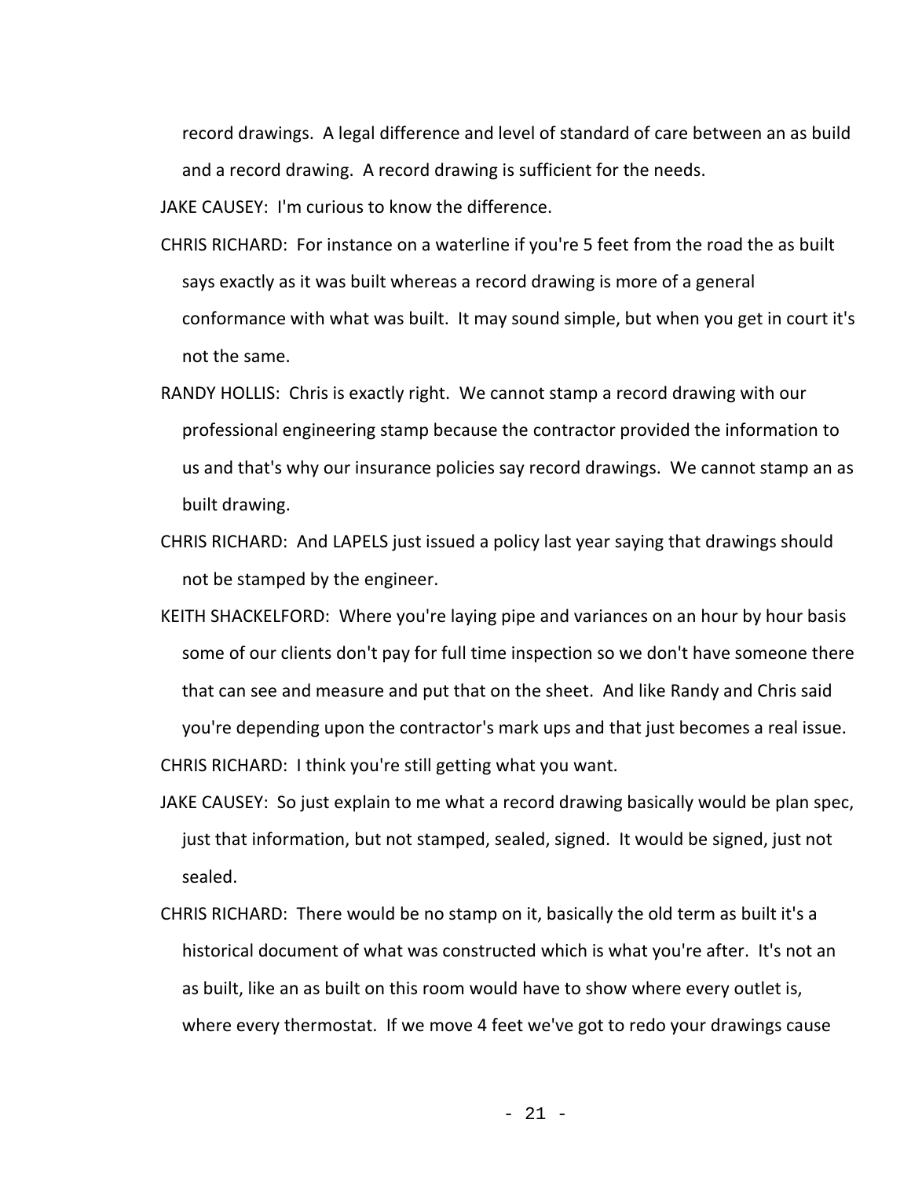record drawings. A legal difference and level of standard of care between an as build and a record drawing. A record drawing is sufficient for the needs.

JAKE CAUSEY: I'm curious to know the difference.

CHRIS RICHARD: For instance on a waterline if you're 5 feet from the road the as built says exactly as it was built whereas a record drawing is more of a general conformance with what was built. It may sound simple, but when you get in court it's not the same.

RANDY HOLLIS: Chris is exactly right. We cannot stamp a record drawing with our professional engineering stamp because the contractor provided the information to us and that's why our insurance policies say record drawings. We cannot stamp an as built drawing.

CHRIS RICHARD: And LAPELS just issued a policy last year saying that drawings should not be stamped by the engineer.

KEITH SHACKELFORD: Where you're laying pipe and variances on an hour by hour basis some of our clients don't pay for full time inspection so we don't have someone there that can see and measure and put that on the sheet. And like Randy and Chris said you're depending upon the contractor's mark ups and that just becomes a real issue.

CHRIS RICHARD: I think you're still getting what you want.

JAKE CAUSEY: So just explain to me what a record drawing basically would be plan spec, just that information, but not stamped, sealed, signed. It would be signed, just not sealed.

CHRIS RICHARD: There would be no stamp on it, basically the old term as built it's a historical document of what was constructed which is what you're after. It's not an as built, like an as built on this room would have to show where every outlet is, where every thermostat. If we move 4 feet we've got to redo your drawings cause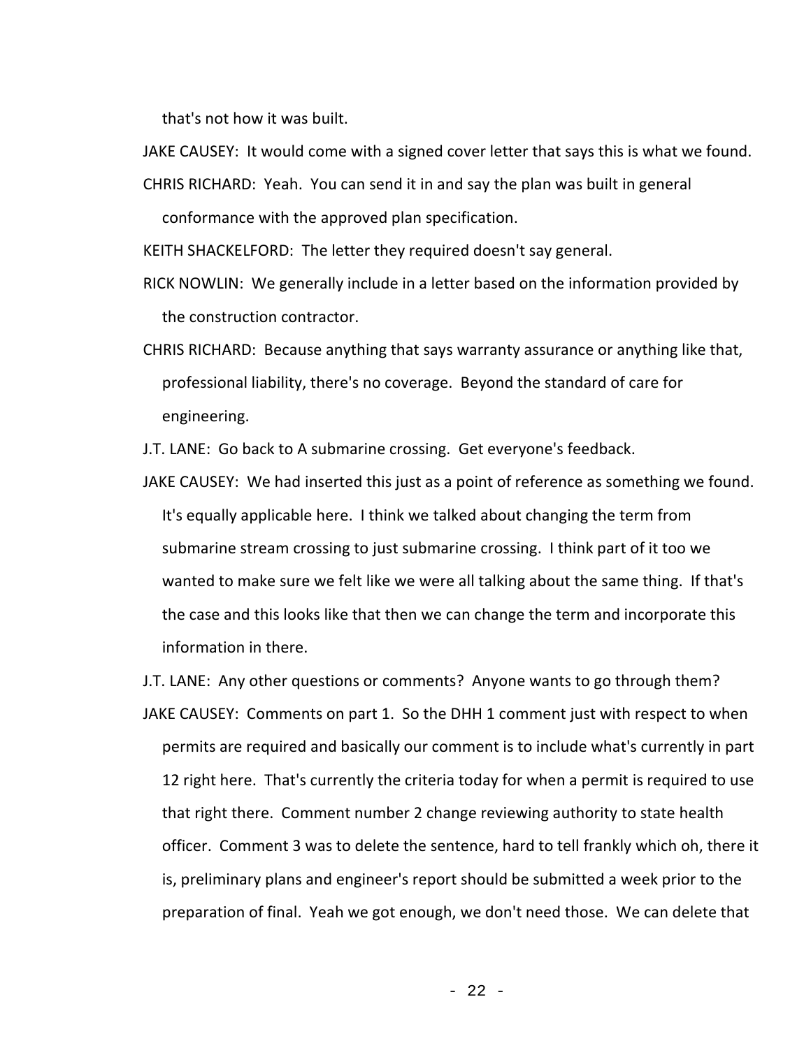that's not how it was built.

JAKE CAUSEY: It would come with a signed cover letter that says this is what we found.

CHRIS RICHARD: Yeah. You can send it in and say the plan was built in general conformance with the approved plan specification.

KEITH SHACKELFORD: The letter they required doesn't say general.

RICK NOWLIN: We generally include in a letter based on the information provided by the construction contractor.

CHRIS RICHARD: Because anything that says warranty assurance or anything like that, professional liability, there's no coverage. Beyond the standard of care for engineering.

J.T. LANE: Go back to A submarine crossing. Get everyone's feedback.

JAKE CAUSEY: We had inserted this just as a point of reference as something we found. It's equally applicable here. I think we talked about changing the term from submarine stream crossing to just submarine crossing. I think part of it too we wanted to make sure we felt like we were all talking about the same thing. If that's the case and this looks like that then we can change the term and incorporate this information in there.

J.T. LANE: Any other questions or comments? Anyone wants to go through them?

JAKE CAUSEY: Comments on part 1. So the DHH 1 comment just with respect to when permits are required and basically our comment is to include what's currently in part 12 right here. That's currently the criteria today for when a permit is required to use that right there. Comment number 2 change reviewing authority to state health officer. Comment 3 was to delete the sentence, hard to tell frankly which oh, there it is, preliminary plans and engineer's report should be submitted a week prior to the preparation of final. Yeah we got enough, we don't need those. We can delete that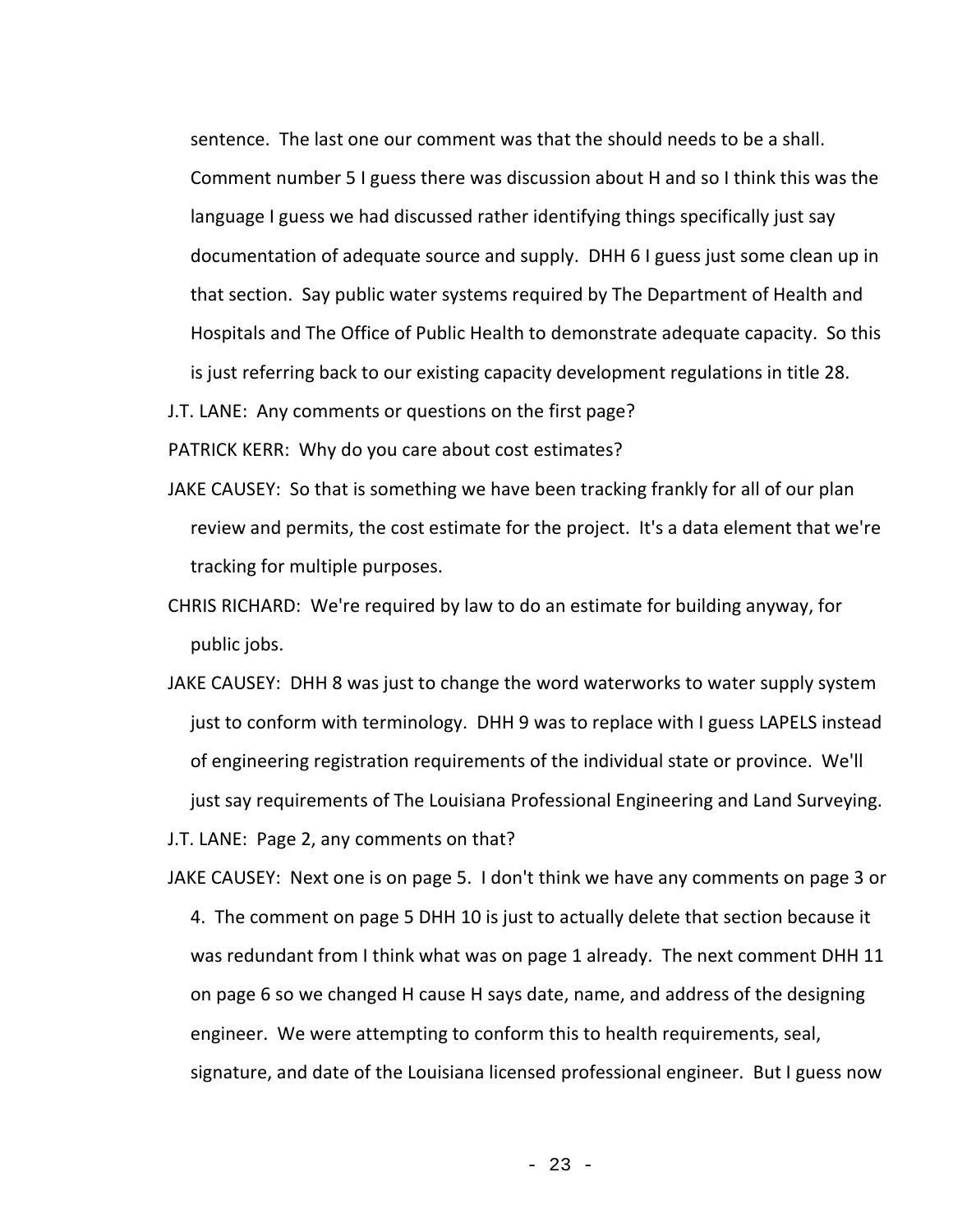sentence. The last one our comment was that the should needs to be a shall. Comment number 5 I guess there was discussion about H and so I think this was the language I guess we had discussed rather identifying things specifically just say documentation of adequate source and supply. DHH 6 I guess just some clean up in that section. Say public water systems required by The Department of Health and Hospitals and The Office of Public Health to demonstrate adequate capacity. So this is just referring back to our existing capacity development regulations in title 28.

J.T. LANE: Any comments or questions on the first page?

PATRICK KERR: Why do you care about cost estimates?

JAKE CAUSEY: So that is something we have been tracking frankly for all of our plan review and permits, the cost estimate for the project. It's a data element that we're tracking for multiple purposes.

CHRIS RICHARD: We're required by law to do an estimate for building anyway, for public jobs.

JAKE CAUSEY: DHH 8 was just to change the word waterworks to water supply system just to conform with terminology. DHH 9 was to replace with I guess LAPELS instead of engineering registration requirements of the individual state or province. We'll just say requirements of The Louisiana Professional Engineering and Land Surveying.

J.T. LANE: Page 2, any comments on that?

JAKE CAUSEY: Next one is on page 5. I don't think we have any comments on page 3 or 4. The comment on page 5 DHH 10 is just to actually delete that section because it was redundant from I think what was on page 1 already. The next comment DHH 11 on page 6 so we changed H cause H says date, name, and address of the designing engineer. We were attempting to conform this to health requirements, seal, signature, and date of the Louisiana licensed professional engineer. But I guess now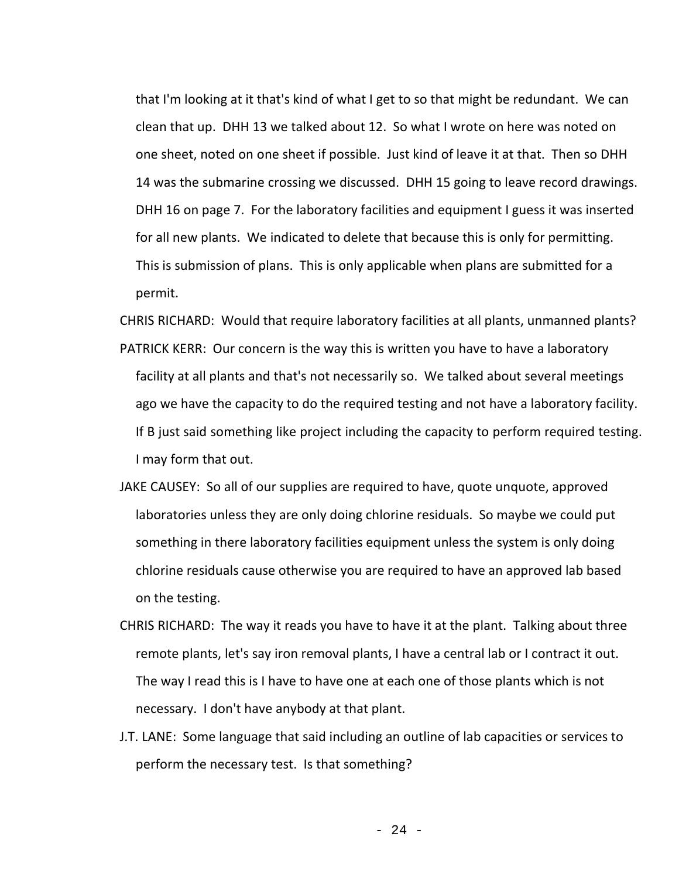that I'm looking at it that's kind of what I get to so that might be redundant. We can clean that up. DHH 13 we talked about 12. So what I wrote on here was noted on one sheet, noted on one sheet if possible. Just kind of leave it at that. Then so DHH 14 was the submarine crossing we discussed. DHH 15 going to leave record drawings. DHH 16 on page 7. For the laboratory facilities and equipment I guess it was inserted for all new plants. We indicated to delete that because this is only for permitting. This is submission of plans. This is only applicable when plans are submitted for a permit.

CHRIS RICHARD: Would that require laboratory facilities at all plants, unmanned plants?

PATRICK KERR: Our concern is the way this is written you have to have a laboratory facility at all plants and that's not necessarily so. We talked about several meetings ago we have the capacity to do the required testing and not have a laboratory facility. If B just said something like project including the capacity to perform required testing. I may form that out.

JAKE CAUSEY: So all of our supplies are required to have, quote unquote, approved laboratories unless they are only doing chlorine residuals. So maybe we could put something in there laboratory facilities equipment unless the system is only doing chlorine residuals cause otherwise you are required to have an approved lab based on the testing.

CHRIS RICHARD: The way it reads you have to have it at the plant. Talking about three remote plants, let's say iron removal plants, I have a central lab or I contract it out. The way I read this is I have to have one at each one of those plants which is not necessary. I don't have anybody at that plant.

J.T. LANE: Some language that said including an outline of lab capacities or services to perform the necessary test. Is that something?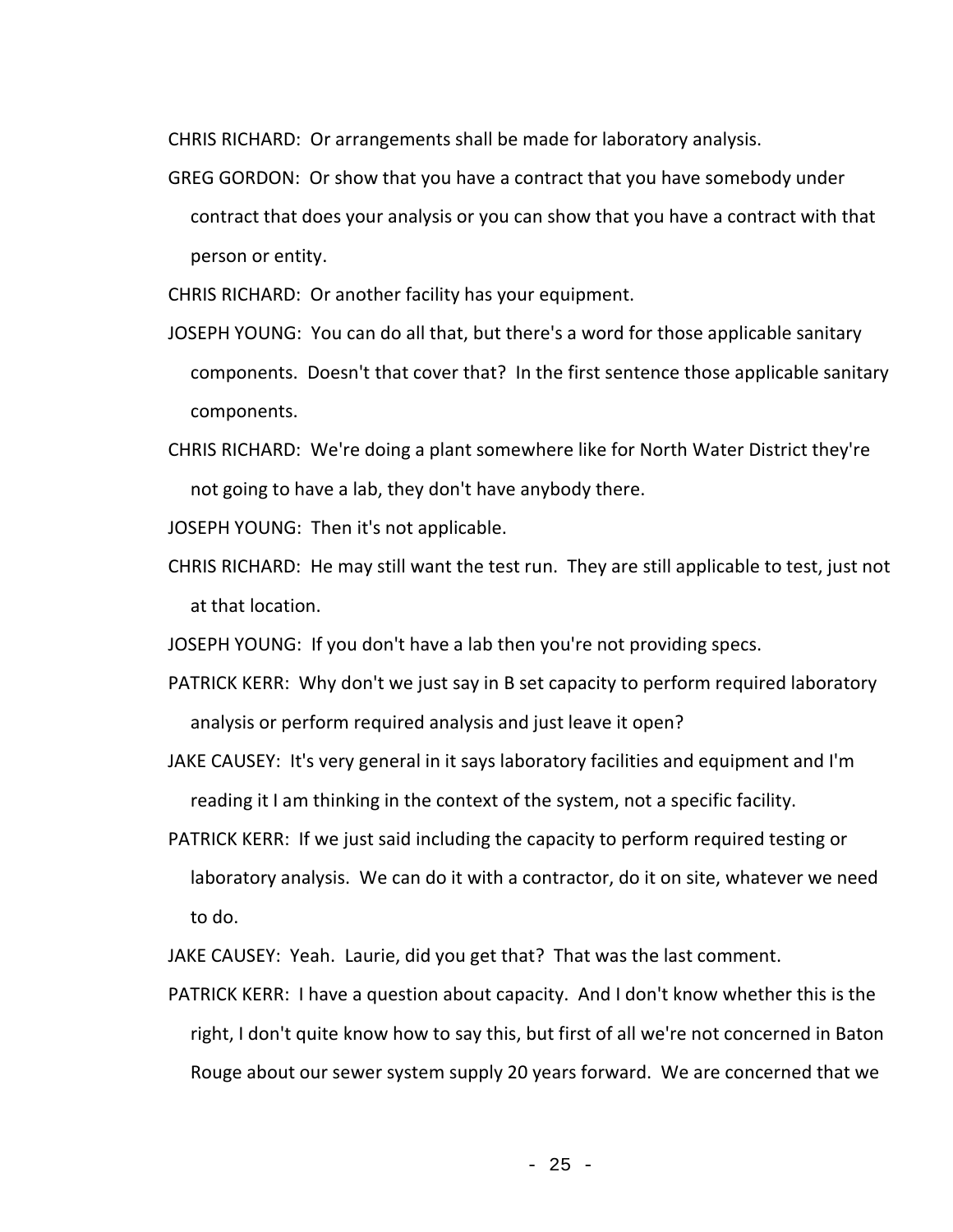CHRIS RICHARD: Or arrangements shall be made for laboratory analysis.

GREG GORDON: Or show that you have a contract that you have somebody under contract that does your analysis or you can show that you have a contract with that person or entity.

CHRIS RICHARD: Or another facility has your equipment.

JOSEPH YOUNG: You can do all that, but there's a word for those applicable sanitary components. Doesn't that cover that? In the first sentence those applicable sanitary components.

CHRIS RICHARD: We're doing a plant somewhere like for North Water District they're not going to have a lab, they don't have anybody there.

JOSEPH YOUNG: Then it's not applicable.

CHRIS RICHARD: He may still want the test run. They are still applicable to test, just not at that location.

JOSEPH YOUNG: If you don't have a lab then you're not providing specs.

PATRICK KERR: Why don't we just say in B set capacity to perform required laboratory analysis or perform required analysis and just leave it open?

JAKE CAUSEY: It's very general in it says laboratory facilities and equipment and I'm reading it I am thinking in the context of the system, not a specific facility.

PATRICK KERR: If we just said including the capacity to perform required testing or laboratory analysis. We can do it with a contractor, do it on site, whatever we need to do.

JAKE CAUSEY: Yeah. Laurie, did you get that? That was the last comment.

PATRICK KERR: I have a question about capacity. And I don't know whether this is the right, I don't quite know how to say this, but first of all we're not concerned in Baton Rouge about our sewer system supply 20 years forward. We are concerned that we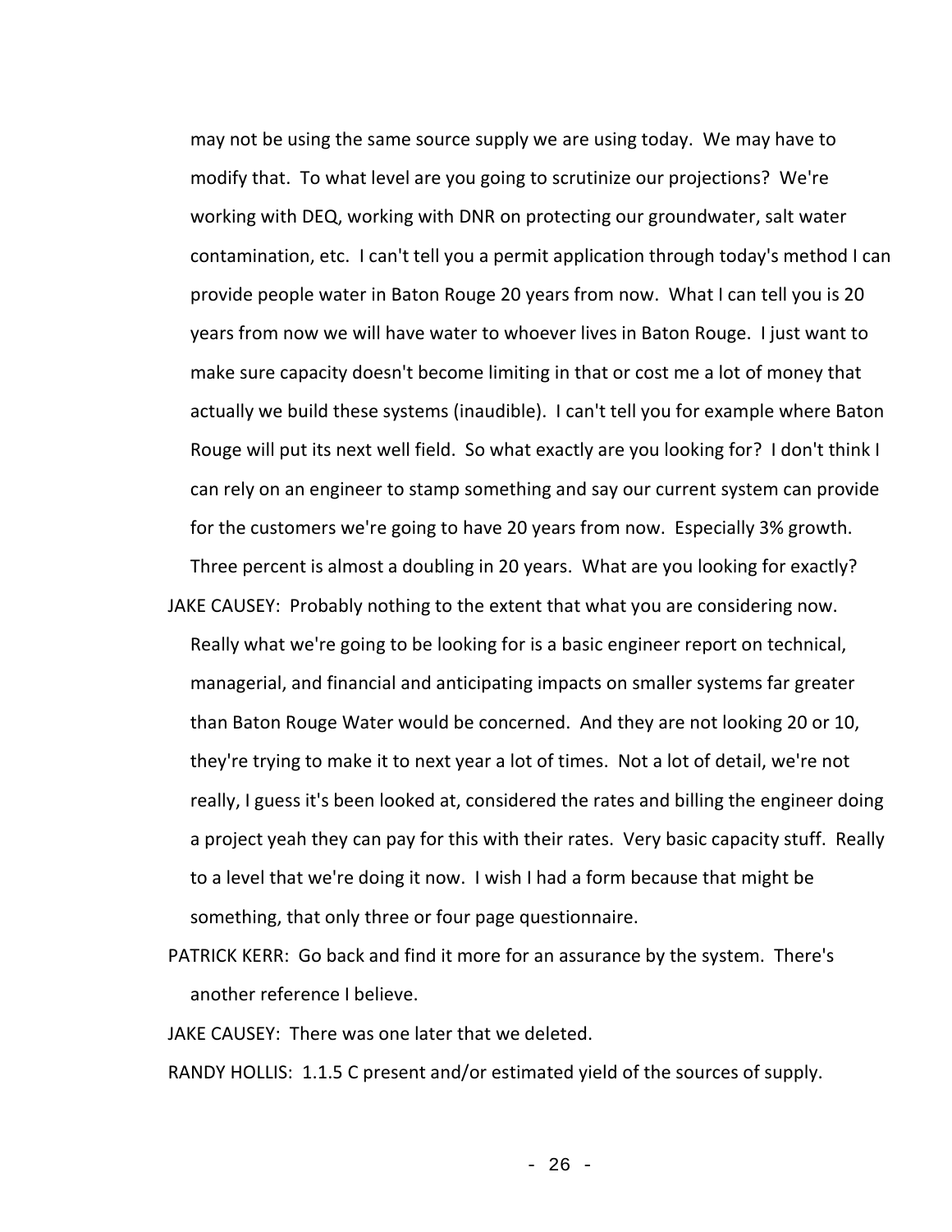may not be using the same source supply we are using today. We may have to modify that. To what level are you going to scrutinize our projections? We're working with DEQ, working with DNR on protecting our groundwater, salt water contamination, etc. I can't tell you a permit application through today's method I can provide people water in Baton Rouge 20 years from now. What I can tell you is 20 years from now we will have water to whoever lives in Baton Rouge. I just want to make sure capacity doesn't become limiting in that or cost me a lot of money that actually we build these systems (inaudible). I can't tell you for example where Baton Rouge will put its next well field. So what exactly are you looking for? I don't think I can rely on an engineer to stamp something and say our current system can provide for the customers we're going to have 20 years from now. Especially 3% growth. Three percent is almost a doubling in 20 years. What are you looking for exactly?

JAKE CAUSEY: Probably nothing to the extent that what you are considering now. Really what we're going to be looking for is a basic engineer report on technical, managerial, and financial and anticipating impacts on smaller systems far greater than Baton Rouge Water would be concerned. And they are not looking 20 or 10, they're trying to make it to next year a lot of times. Not a lot of detail, we're not really, I guess it's been looked at, considered the rates and billing the engineer doing a project yeah they can pay for this with their rates. Very basic capacity stuff. Really to a level that we're doing it now. I wish I had a form because that might be something, that only three or four page questionnaire.

PATRICK KERR: Go back and find it more for an assurance by the system. There's another reference I believe.

JAKE CAUSEY: There was one later that we deleted.

RANDY HOLLIS: 1.1.5 C present and/or estimated yield of the sources of supply.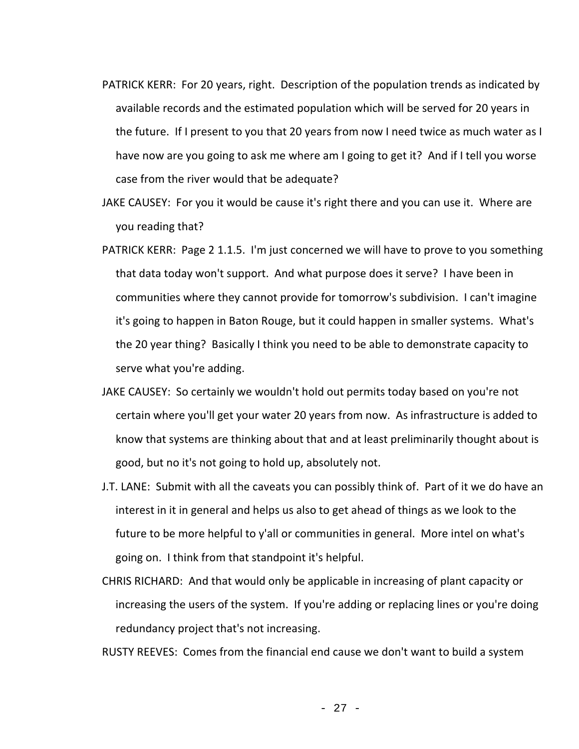PATRICK KERR: For 20 years, right. Description of the population trends as indicated by available records and the estimated population which will be served for 20 years in the future. If I present to you that 20 years from now I need twice as much water as I have now are you going to ask me where am I going to get it? And if I tell you worse case from the river would that be adequate?

JAKE CAUSEY: For you it would be cause it's right there and you can use it. Where are you reading that?

PATRICK KERR: Page 2 1.1.5. I'm just concerned we will have to prove to you something that data today won't support. And what purpose does it serve? I have been in communities where they cannot provide for tomorrow's subdivision. I can't imagine it's going to happen in Baton Rouge, but it could happen in smaller systems. What's the 20 year thing? Basically I think you need to be able to demonstrate capacity to serve what you're adding.

JAKE CAUSEY: So certainly we wouldn't hold out permits today based on you're not certain where you'll get your water 20 years from now. As infrastructure is added to know that systems are thinking about that and at least preliminarily thought about is good, but no it's not going to hold up, absolutely not.

J.T. LANE: Submit with all the caveats you can possibly think of. Part of it we do have an interest in it in general and helps us also to get ahead of things as we look to the future to be more helpful to y'all or communities in general. More intel on what's going on. I think from that standpoint it's helpful.

CHRIS RICHARD: And that would only be applicable in increasing of plant capacity or increasing the users of the system. If you're adding or replacing lines or you're doing redundancy project that's not increasing.

RUSTY REEVES: Comes from the financial end cause we don't want to build a system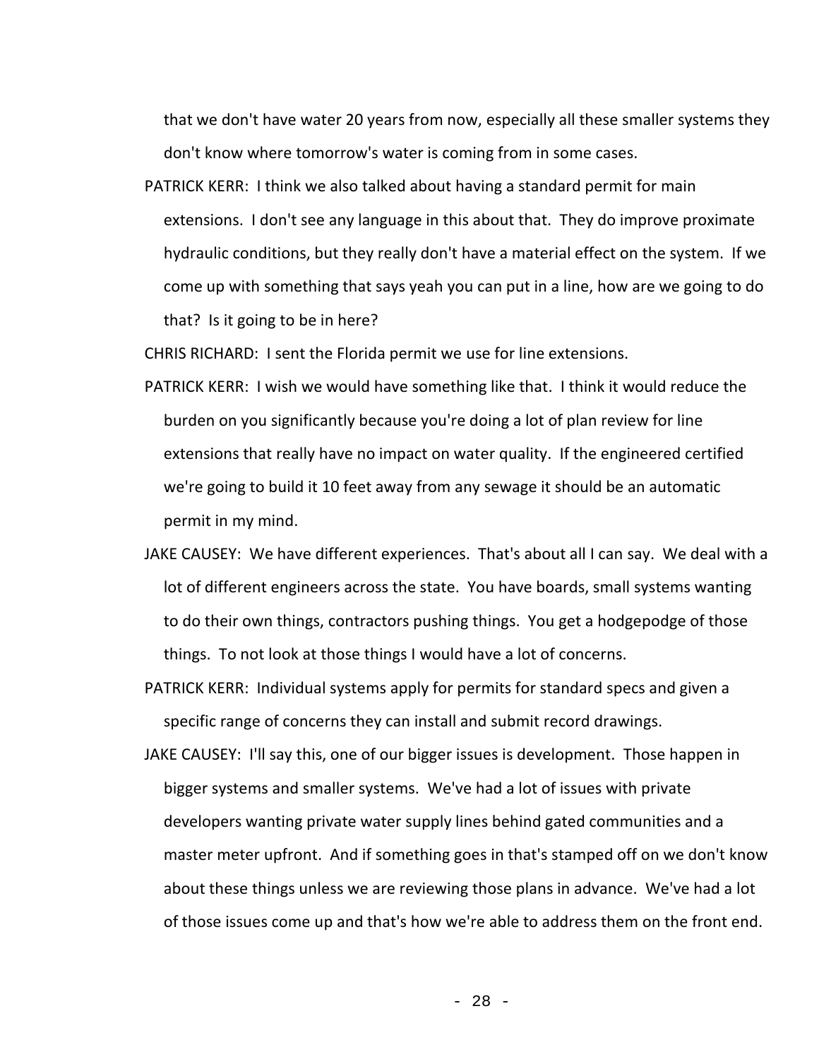that we don't have water 20 years from now, especially all these smaller systems they don't know where tomorrow's water is coming from in some cases.

PATRICK KERR: I think we also talked about having a standard permit for main extensions. I don't see any language in this about that. They do improve proximate hydraulic conditions, but they really don't have a material effect on the system. If we come up with something that says yeah you can put in a line, how are we going to do that? Is it going to be in here?

CHRIS RICHARD: I sent the Florida permit we use for line extensions.

PATRICK KERR: I wish we would have something like that. I think it would reduce the burden on you significantly because you're doing a lot of plan review for line extensions that really have no impact on water quality. If the engineered certified we're going to build it 10 feet away from any sewage it should be an automatic permit in my mind.

JAKE CAUSEY: We have different experiences. That's about all I can say. We deal with a lot of different engineers across the state. You have boards, small systems wanting to do their own things, contractors pushing things. You get a hodgepodge of those things. To not look at those things I would have a lot of concerns.

PATRICK KERR: Individual systems apply for permits for standard specs and given a specific range of concerns they can install and submit record drawings.

JAKE CAUSEY: I'll say this, one of our bigger issues is development. Those happen in bigger systems and smaller systems. We've had a lot of issues with private developers wanting private water supply lines behind gated communities and a master meter upfront. And if something goes in that's stamped off on we don't know about these things unless we are reviewing those plans in advance. We've had a lot of those issues come up and that's how we're able to address them on the front end.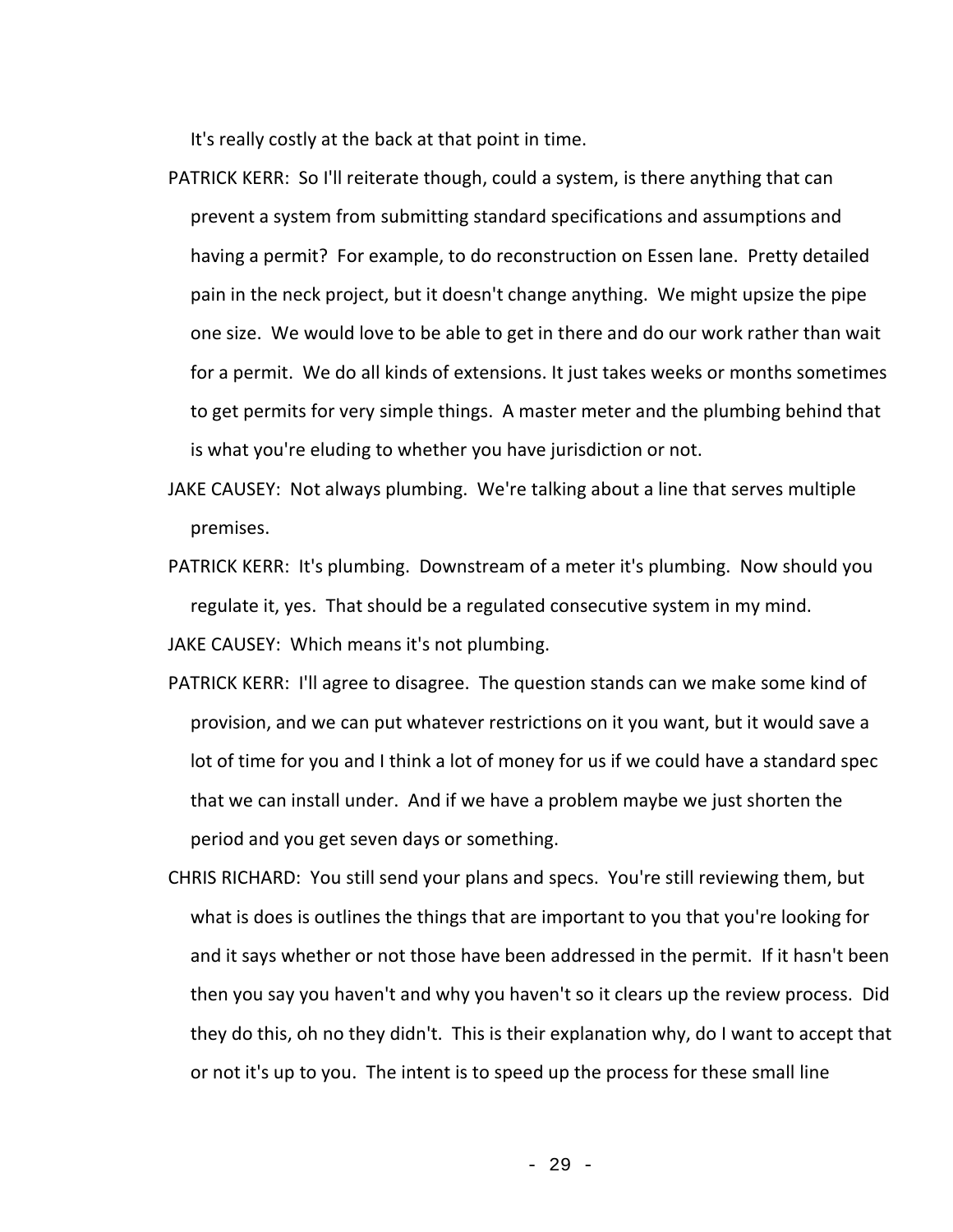It's really costly at the back at that point in time.

PATRICK KERR: So I'll reiterate though, could a system, is there anything that can prevent a system from submitting standard specifications and assumptions and having a permit? For example, to do reconstruction on Essen lane. Pretty detailed pain in the neck project, but it doesn't change anything. We might upsize the pipe one size. We would love to be able to get in there and do our work rather than wait for a permit. We do all kinds of extensions. It just takes weeks or months sometimes to get permits for very simple things. A master meter and the plumbing behind that is what you're eluding to whether you have jurisdiction or not.

JAKE CAUSEY: Not always plumbing. We're talking about a line that serves multiple premises.

PATRICK KERR: It's plumbing. Downstream of a meter it's plumbing. Now should you regulate it, yes. That should be a regulated consecutive system in my mind.

JAKE CAUSEY: Which means it's not plumbing.

PATRICK KERR: I'll agree to disagree. The question stands can we make some kind of provision, and we can put whatever restrictions on it you want, but it would save a lot of time for you and I think a lot of money for us if we could have a standard spec that we can install under. And if we have a problem maybe we just shorten the period and you get seven days or something.

CHRIS RICHARD: You still send your plans and specs. You're still reviewing them, but what is does is outlines the things that are important to you that you're looking for and it says whether or not those have been addressed in the permit. If it hasn't been then you say you haven't and why you haven't so it clears up the review process. Did they do this, oh no they didn't. This is their explanation why, do I want to accept that or not it's up to you. The intent is to speed up the process for these small line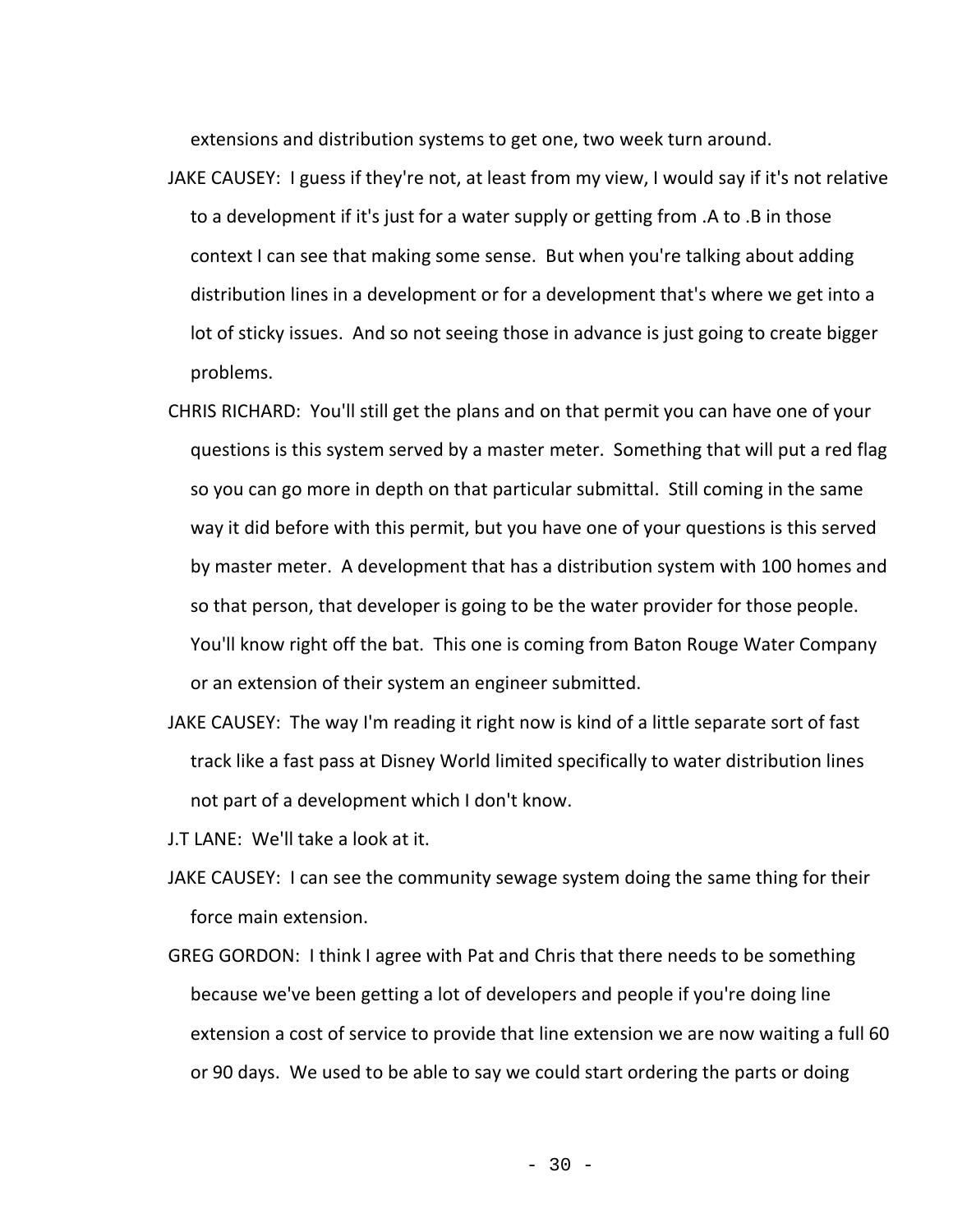extensions and distribution systems to get one, two week turn around.

JAKE CAUSEY: I guess if they're not, at least from my view, I would say if it's not relative to a development if it's just for a water supply or getting from .A to .B in those context I can see that making some sense. But when you're talking about adding distribution lines in a development or for a development that's where we get into a lot of sticky issues. And so not seeing those in advance is just going to create bigger problems.

CHRIS RICHARD: You'll still get the plans and on that permit you can have one of your questions is this system served by a master meter. Something that will put a red flag so you can go more in depth on that particular submittal. Still coming in the same way it did before with this permit, but you have one of your questions is this served by master meter. A development that has a distribution system with 100 homes and so that person, that developer is going to be the water provider for those people. You'll know right off the bat. This one is coming from Baton Rouge Water Company or an extension of their system an engineer submitted.

JAKE CAUSEY: The way I'm reading it right now is kind of a little separate sort of fast track like a fast pass at Disney World limited specifically to water distribution lines not part of a development which I don't know.

J.T LANE: We'll take a look at it.

JAKE CAUSEY: I can see the community sewage system doing the same thing for their force main extension.

GREG GORDON: I think I agree with Pat and Chris that there needs to be something because we've been getting a lot of developers and people if you're doing line extension a cost of service to provide that line extension we are now waiting a full 60 or 90 days. We used to be able to say we could start ordering the parts or doing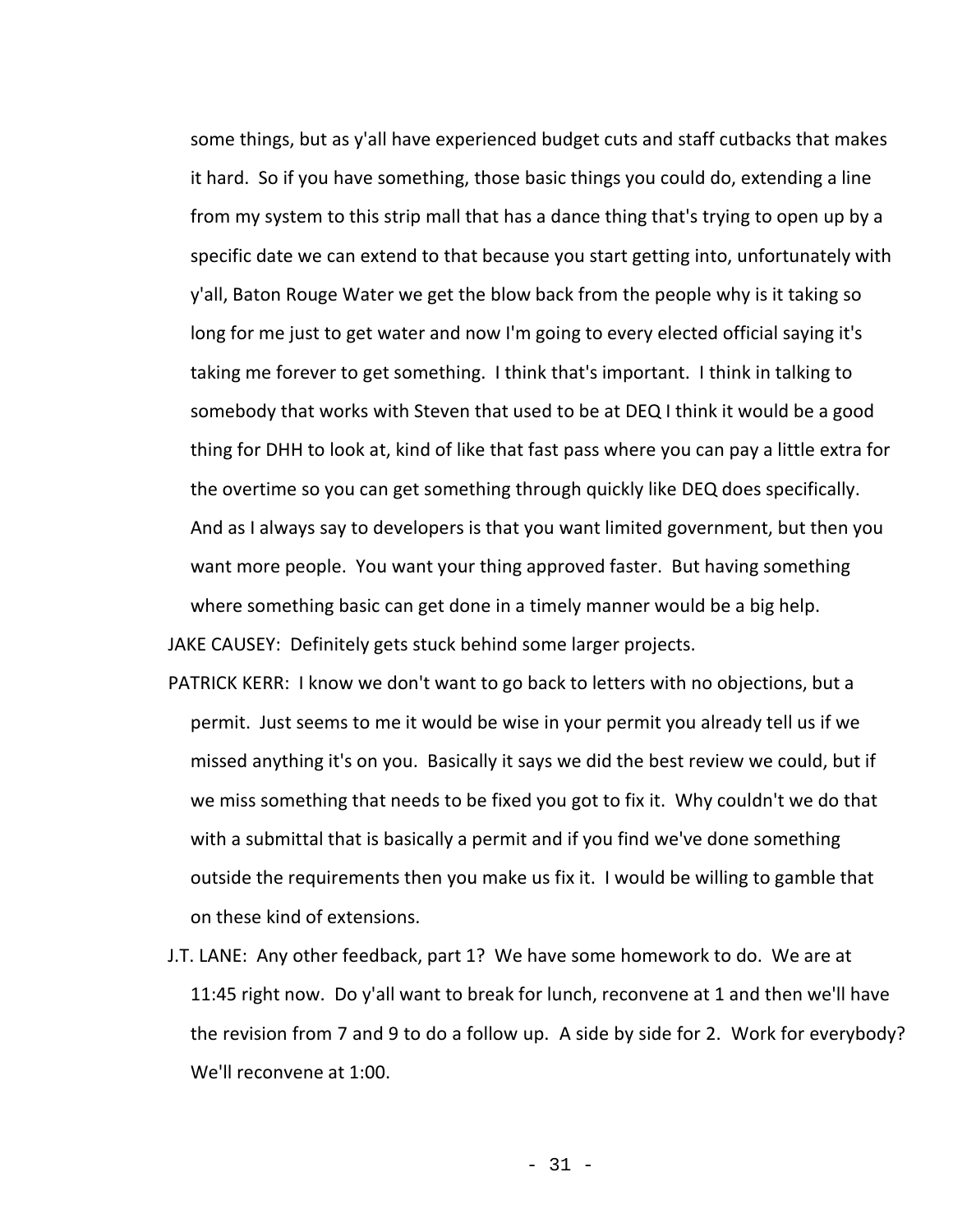some things, but as y'all have experienced budget cuts and staff cutbacks that makes it hard. So if you have something, those basic things you could do, extending a line from my system to this strip mall that has a dance thing that's trying to open up by a specific date we can extend to that because you start getting into, unfortunately with y'all, Baton Rouge Water we get the blow back from the people why is it taking so long for me just to get water and now I'm going to every elected official saying it's taking me forever to get something. I think that's important. I think in talking to somebody that works with Steven that used to be at DEQ I think it would be a good thing for DHH to look at, kind of like that fast pass where you can pay a little extra for the overtime so you can get something through quickly like DEQ does specifically. And as I always say to developers is that you want limited government, but then you want more people. You want your thing approved faster. But having something where something basic can get done in a timely manner would be a big help.

JAKE CAUSEY: Definitely gets stuck behind some larger projects.

PATRICK KERR: I know we don't want to go back to letters with no objections, but a permit. Just seems to me it would be wise in your permit you already tell us if we missed anything it's on you. Basically it says we did the best review we could, but if we miss something that needs to be fixed you got to fix it. Why couldn't we do that with a submittal that is basically a permit and if you find we've done something outside the requirements then you make us fix it. I would be willing to gamble that on these kind of extensions.

J.T. LANE: Any other feedback, part 1? We have some homework to do. We are at 11:45 right now. Do y'all want to break for lunch, reconvene at 1 and then we'll have the revision from 7 and 9 to do a follow up. A side by side for 2. Work for everybody? We'll reconvene at 1:00.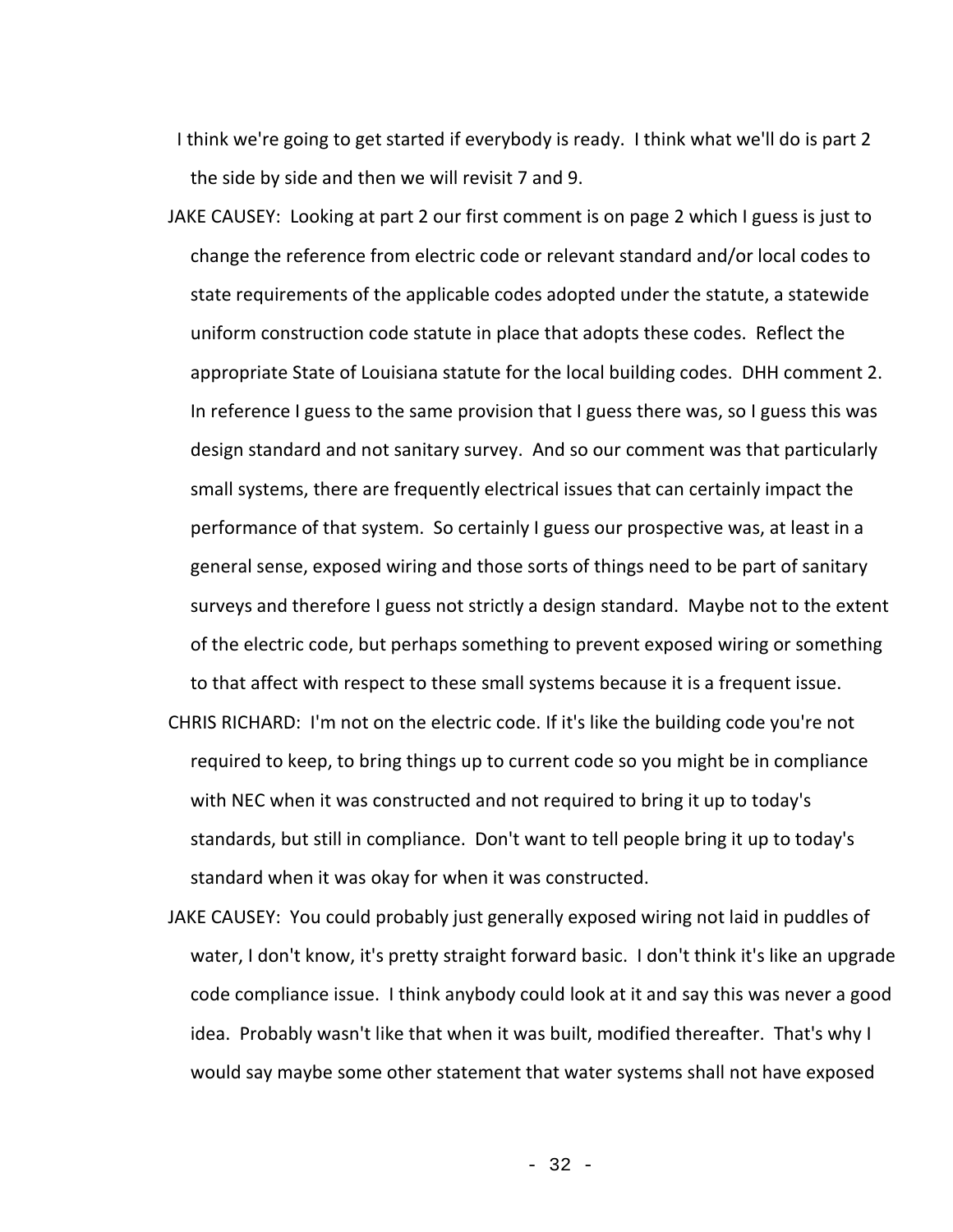I think we're going to get started if everybody is ready. I think what we'll do is part 2 the side by side and then we will revisit 7 and 9.

JAKE CAUSEY: Looking at part 2 our first comment is on page 2 which I guess is just to change the reference from electric code or relevant standard and/or local codes to state requirements of the applicable codes adopted under the statute, a statewide uniform construction code statute in place that adopts these codes. Reflect the appropriate State of Louisiana statute for the local building codes. DHH comment 2. In reference I guess to the same provision that I guess there was, so I guess this was design standard and not sanitary survey. And so our comment was that particularly small systems, there are frequently electrical issues that can certainly impact the performance of that system. So certainly I guess our prospective was, at least in a general sense, exposed wiring and those sorts of things need to be part of sanitary surveys and therefore I guess not strictly a design standard. Maybe not to the extent of the electric code, but perhaps something to prevent exposed wiring or something to that affect with respect to these small systems because it is a frequent issue.

CHRIS RICHARD: I'm not on the electric code. If it's like the building code you're not required to keep, to bring things up to current code so you might be in compliance with NEC when it was constructed and not required to bring it up to today's standards, but still in compliance. Don't want to tell people bring it up to today's standard when it was okay for when it was constructed.

JAKE CAUSEY: You could probably just generally exposed wiring not laid in puddles of water, I don't know, it's pretty straight forward basic. I don't think it's like an upgrade code compliance issue. I think anybody could look at it and say this was never a good idea. Probably wasn't like that when it was built, modified thereafter. That's why I would say maybe some other statement that water systems shall not have exposed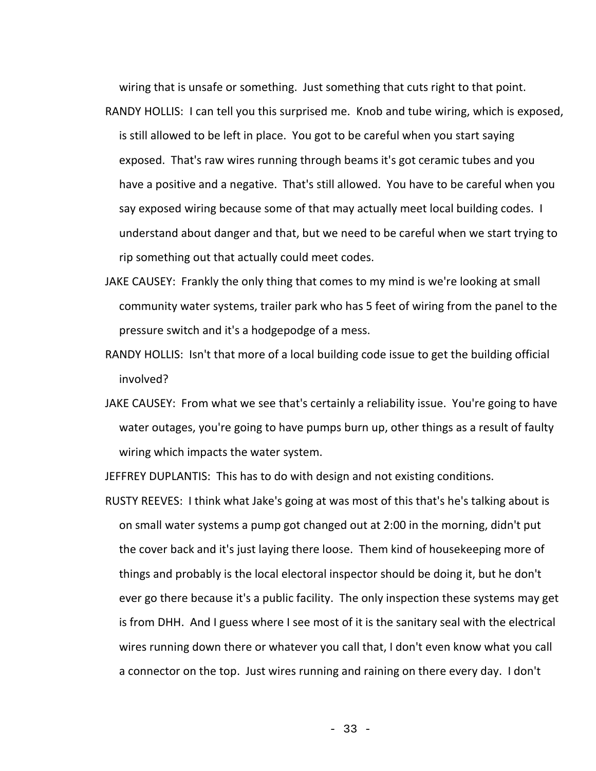wiring that is unsafe or something. Just something that cuts right to that point.

RANDY HOLLIS: I can tell you this surprised me. Knob and tube wiring, which is exposed, is still allowed to be left in place. You got to be careful when you start saying exposed. That's raw wires running through beams it's got ceramic tubes and you have a positive and a negative. That's still allowed. You have to be careful when you say exposed wiring because some of that may actually meet local building codes. I understand about danger and that, but we need to be careful when we start trying to rip something out that actually could meet codes.

JAKE CAUSEY: Frankly the only thing that comes to my mind is we're looking at small community water systems, trailer park who has 5 feet of wiring from the panel to the pressure switch and it's a hodgepodge of a mess.

RANDY HOLLIS: Isn't that more of a local building code issue to get the building official involved?

JAKE CAUSEY: From what we see that's certainly a reliability issue. You're going to have water outages, you're going to have pumps burn up, other things as a result of faulty wiring which impacts the water system.

JEFFREY DUPLANTIS: This has to do with design and not existing conditions.

RUSTY REEVES: I think what Jake's going at was most of this that's he's talking about is on small water systems a pump got changed out at 2:00 in the morning, didn't put the cover back and it's just laying there loose. Them kind of housekeeping more of things and probably is the local electoral inspector should be doing it, but he don't ever go there because it's a public facility. The only inspection these systems may get is from DHH. And I guess where I see most of it is the sanitary seal with the electrical wires running down there or whatever you call that, I don't even know what you call a connector on the top. Just wires running and raining on there every day. I don't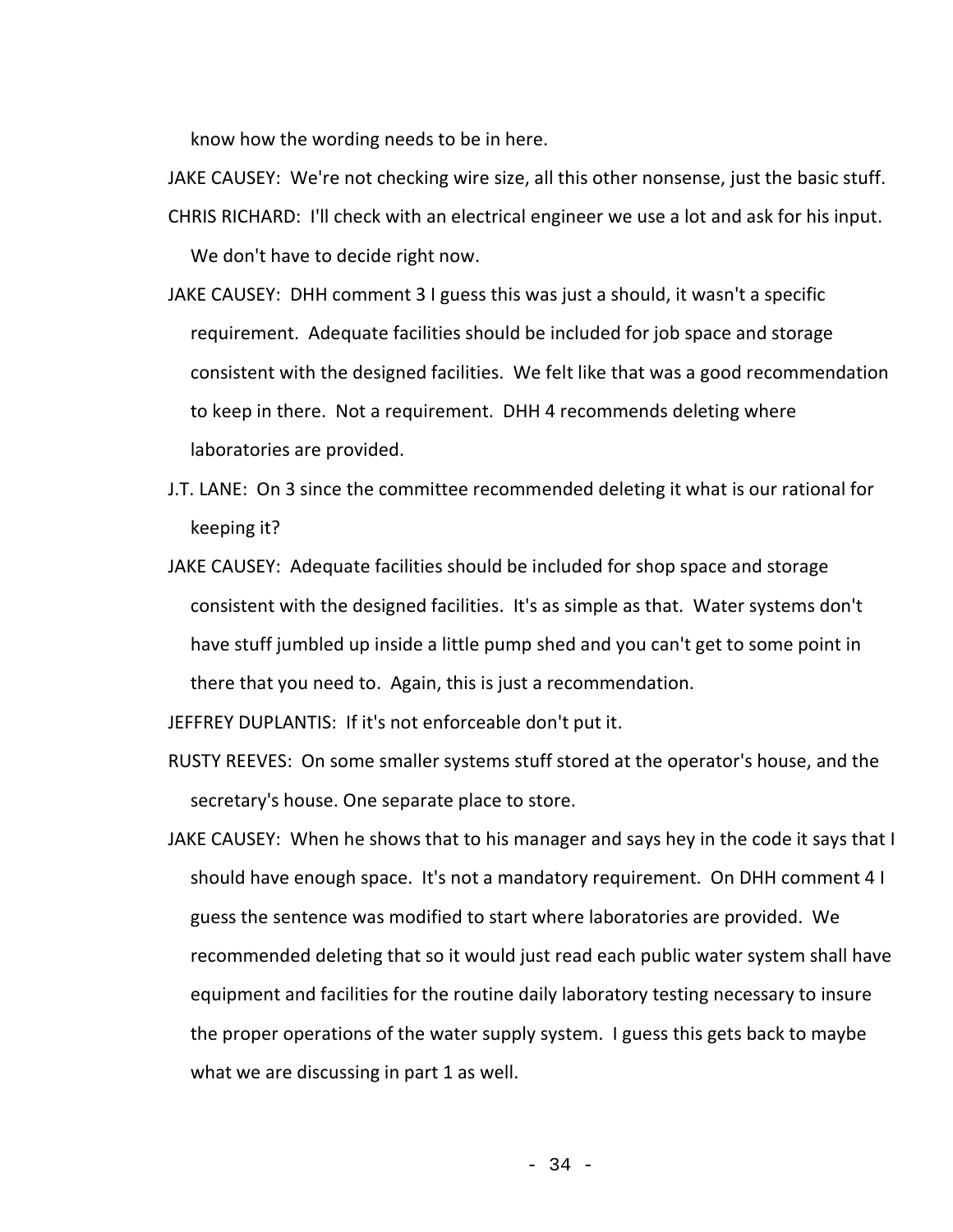know how the wording needs to be in here.

JAKE CAUSEY: We're not checking wire size, all this other nonsense, just the basic stuff.

CHRIS RICHARD: I'll check with an electrical engineer we use a lot and ask for his input. We don't have to decide right now.

JAKE CAUSEY: DHH comment 3 I guess this was just a should, it wasn't a specific requirement. Adequate facilities should be included for job space and storage consistent with the designed facilities. We felt like that was a good recommendation to keep in there. Not a requirement. DHH 4 recommends deleting where laboratories are provided.

J.T. LANE: On 3 since the committee recommended deleting it what is our rational for keeping it?

JAKE CAUSEY: Adequate facilities should be included for shop space and storage consistent with the designed facilities. It's as simple as that. Water systems don't have stuff jumbled up inside a little pump shed and you can't get to some point in there that you need to. Again, this is just a recommendation.

JEFFREY DUPLANTIS: If it's not enforceable don't put it.

RUSTY REEVES: On some smaller systems stuff stored at the operator's house, and the secretary's house. One separate place to store.

JAKE CAUSEY: When he shows that to his manager and says hey in the code it says that I should have enough space. It's not a mandatory requirement. On DHH comment 4 I guess the sentence was modified to start where laboratories are provided. We recommended deleting that so it would just read each public water system shall have equipment and facilities for the routine daily laboratory testing necessary to insure the proper operations of the water supply system. I guess this gets back to maybe what we are discussing in part 1 as well.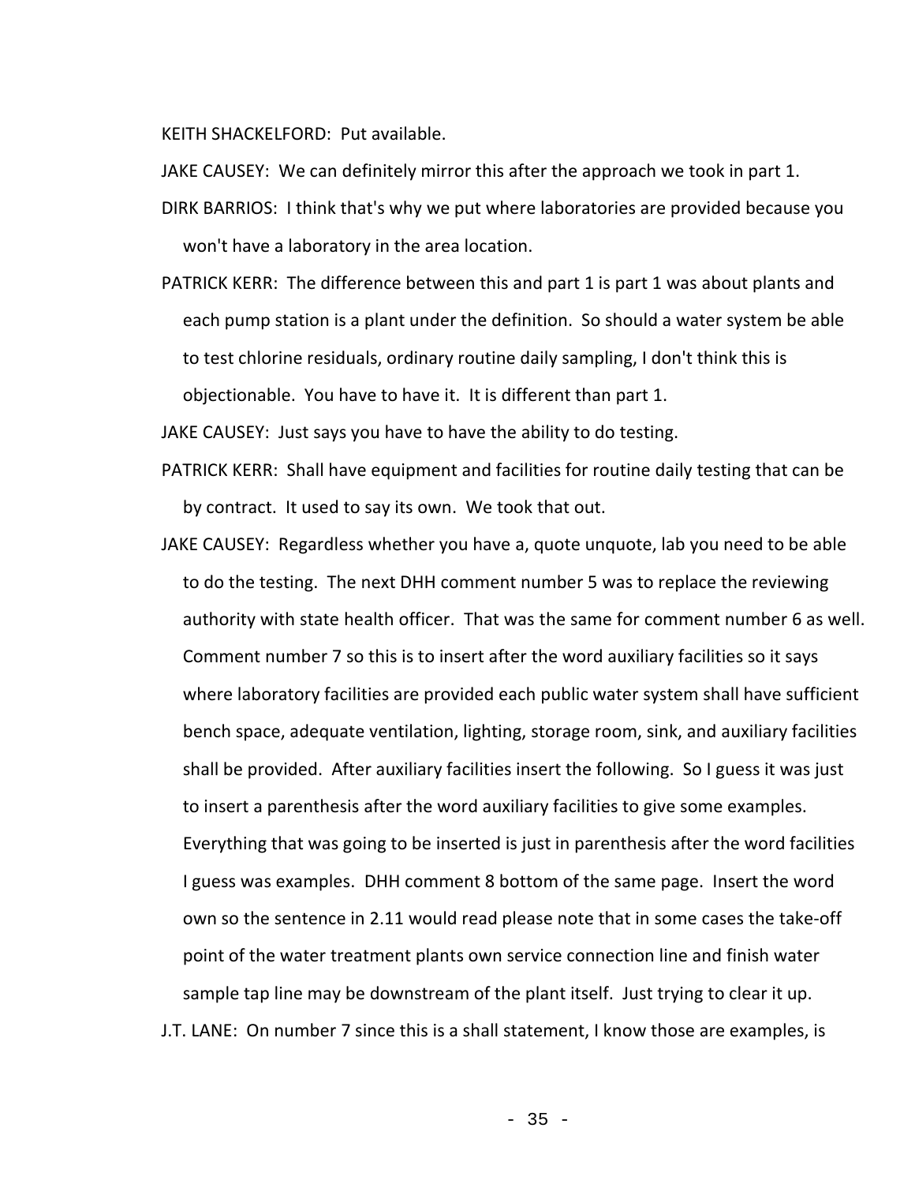KEITH SHACKELFORD: Put available.

JAKE CAUSEY: We can definitely mirror this after the approach we took in part 1.

DIRK BARRIOS: I think that's why we put where laboratories are provided because you won't have a laboratory in the area location.

PATRICK KERR: The difference between this and part 1 is part 1 was about plants and each pump station is a plant under the definition. So should a water system be able to test chlorine residuals, ordinary routine daily sampling, I don't think this is objectionable. You have to have it. It is different than part 1.

JAKE CAUSEY: Just says you have to have the ability to do testing.

PATRICK KERR: Shall have equipment and facilities for routine daily testing that can be by contract. It used to say its own. We took that out.

JAKE CAUSEY: Regardless whether you have a, quote unquote, lab you need to be able to do the testing. The next DHH comment number 5 was to replace the reviewing authority with state health officer. That was the same for comment number 6 as well. Comment number 7 so this is to insert after the word auxiliary facilities so it says where laboratory facilities are provided each public water system shall have sufficient bench space, adequate ventilation, lighting, storage room, sink, and auxiliary facilities shall be provided. After auxiliary facilities insert the following. So I guess it was just to insert a parenthesis after the word auxiliary facilities to give some examples. Everything that was going to be inserted is just in parenthesis after the word facilities I guess was examples. DHH comment 8 bottom of the same page. Insert the word own so the sentence in 2.11 would read please note that in some cases the take-off point of the water treatment plants own service connection line and finish water sample tap line may be downstream of the plant itself. Just trying to clear it up.

J.T. LANE: On number 7 since this is a shall statement, I know those are examples, is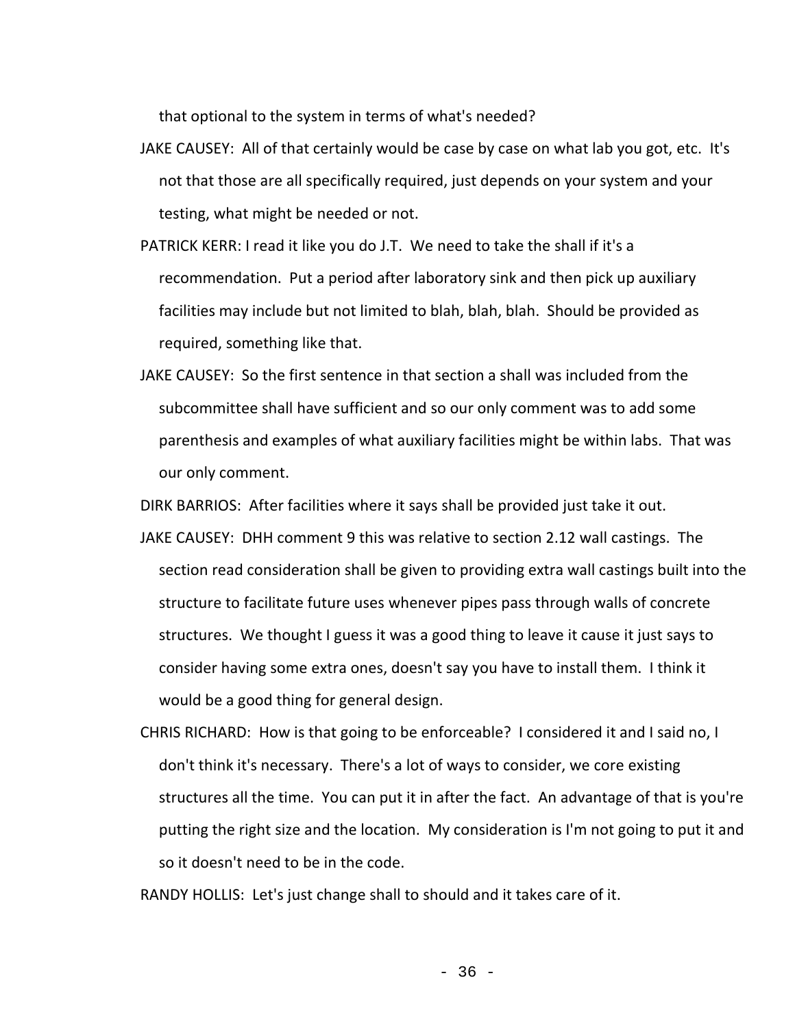that optional to the system in terms of what's needed?

JAKE CAUSEY: All of that certainly would be case by case on what lab you got, etc. It's not that those are all specifically required, just depends on your system and your testing, what might be needed or not.

PATRICK KERR: I read it like you do J.T. We need to take the shall if it's a recommendation. Put a period after laboratory sink and then pick up auxiliary facilities may include but not limited to blah, blah, blah. Should be provided as required, something like that.

JAKE CAUSEY: So the first sentence in that section a shall was included from the subcommittee shall have sufficient and so our only comment was to add some parenthesis and examples of what auxiliary facilities might be within labs. That was our only comment.

DIRK BARRIOS: After facilities where it says shall be provided just take it out.

JAKE CAUSEY: DHH comment 9 this was relative to section 2.12 wall castings. The section read consideration shall be given to providing extra wall castings built into the structure to facilitate future uses whenever pipes pass through walls of concrete structures. We thought I guess it was a good thing to leave it cause it just says to consider having some extra ones, doesn't say you have to install them. I think it would be a good thing for general design.

CHRIS RICHARD: How is that going to be enforceable? I considered it and I said no, I don't think it's necessary. There's a lot of ways to consider, we core existing structures all the time. You can put it in after the fact. An advantage of that is you're putting the right size and the location. My consideration is I'm not going to put it and so it doesn't need to be in the code.

RANDY HOLLIS: Let's just change shall to should and it takes care of it.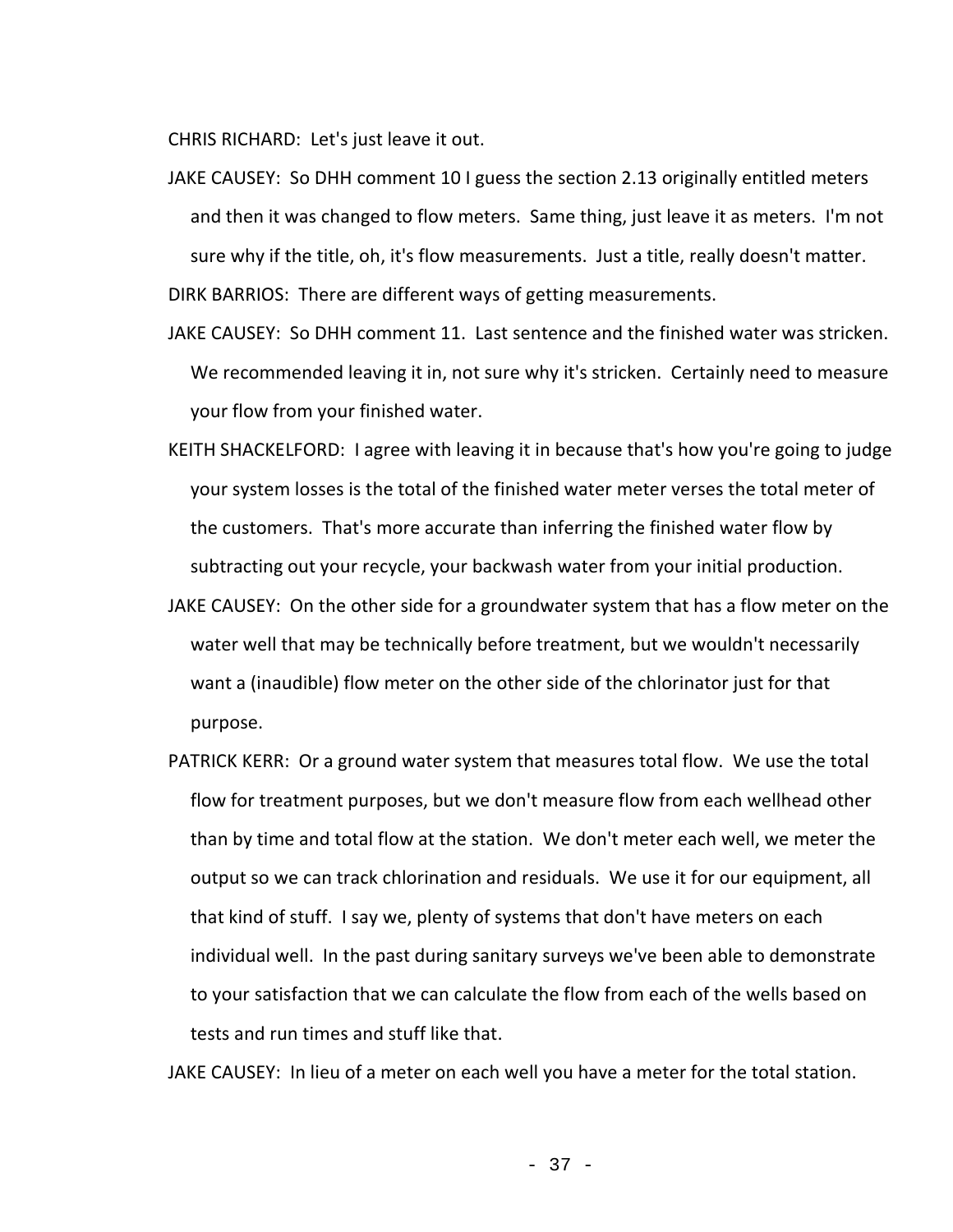CHRIS RICHARD: Let's just leave it out.

JAKE CAUSEY: So DHH comment 10 I guess the section 2.13 originally entitled meters and then it was changed to flow meters. Same thing, just leave it as meters. I'm not sure why if the title, oh, it's flow measurements. Just a title, really doesn't matter.

DIRK BARRIOS: There are different ways of getting measurements.

JAKE CAUSEY: So DHH comment 11. Last sentence and the finished water was stricken. We recommended leaving it in, not sure why it's stricken. Certainly need to measure your flow from your finished water.

KEITH SHACKELFORD: I agree with leaving it in because that's how you're going to judge your system losses is the total of the finished water meter verses the total meter of the customers. That's more accurate than inferring the finished water flow by subtracting out your recycle, your backwash water from your initial production.

JAKE CAUSEY: On the other side for a groundwater system that has a flow meter on the water well that may be technically before treatment, but we wouldn't necessarily want a (inaudible) flow meter on the other side of the chlorinator just for that purpose.

PATRICK KERR: Or a ground water system that measures total flow. We use the total flow for treatment purposes, but we don't measure flow from each wellhead other than by time and total flow at the station. We don't meter each well, we meter the output so we can track chlorination and residuals. We use it for our equipment, all that kind of stuff. I say we, plenty of systems that don't have meters on each individual well. In the past during sanitary surveys we've been able to demonstrate to your satisfaction that we can calculate the flow from each of the wells based on tests and run times and stuff like that.

JAKE CAUSEY: In lieu of a meter on each well you have a meter for the total station.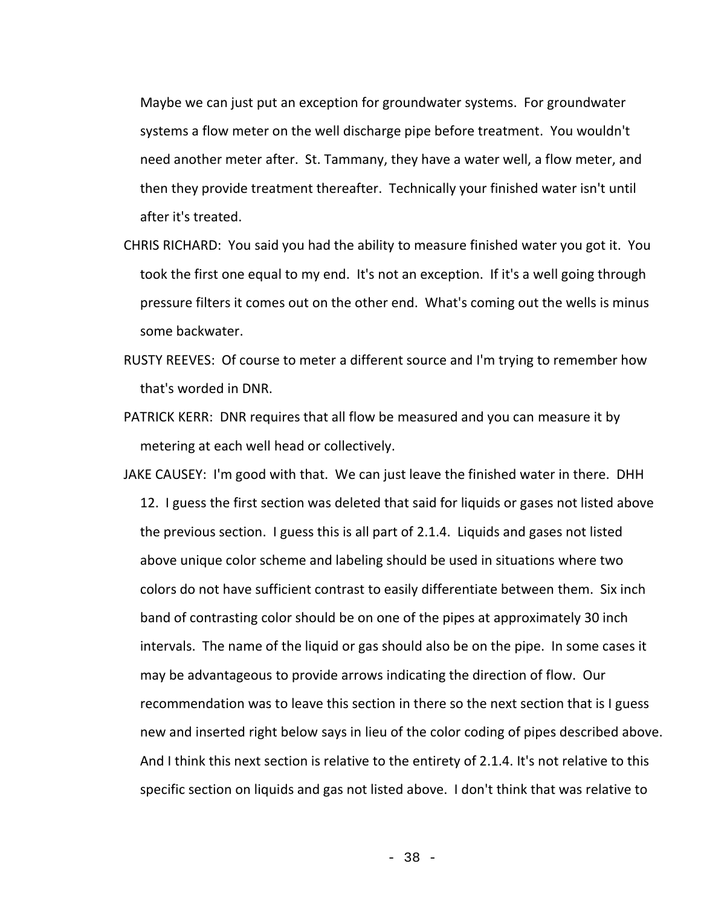Maybe we can just put an exception for groundwater systems. For groundwater systems a flow meter on the well discharge pipe before treatment. You wouldn't need another meter after. St. Tammany, they have a water well, a flow meter, and then they provide treatment thereafter. Technically your finished water isn't until after it's treated.

CHRIS RICHARD: You said you had the ability to measure finished water you got it. You took the first one equal to my end. It's not an exception. If it's a well going through pressure filters it comes out on the other end. What's coming out the wells is minus some backwater.

RUSTY REEVES: Of course to meter a different source and I'm trying to remember how that's worded in DNR.

PATRICK KERR: DNR requires that all flow be measured and you can measure it by metering at each well head or collectively.

JAKE CAUSEY: I'm good with that. We can just leave the finished water in there. DHH 12. I guess the first section was deleted that said for liquids or gases not listed above the previous section. I guess this is all part of 2.1.4. Liquids and gases not listed above unique color scheme and labeling should be used in situations where two colors do not have sufficient contrast to easily differentiate between them. Six inch band of contrasting color should be on one of the pipes at approximately 30 inch intervals. The name of the liquid or gas should also be on the pipe. In some cases it may be advantageous to provide arrows indicating the direction of flow. Our recommendation was to leave this section in there so the next section that is I guess new and inserted right below says in lieu of the color coding of pipes described above. And I think this next section is relative to the entirety of 2.1.4. It's not relative to this specific section on liquids and gas not listed above. I don't think that was relative to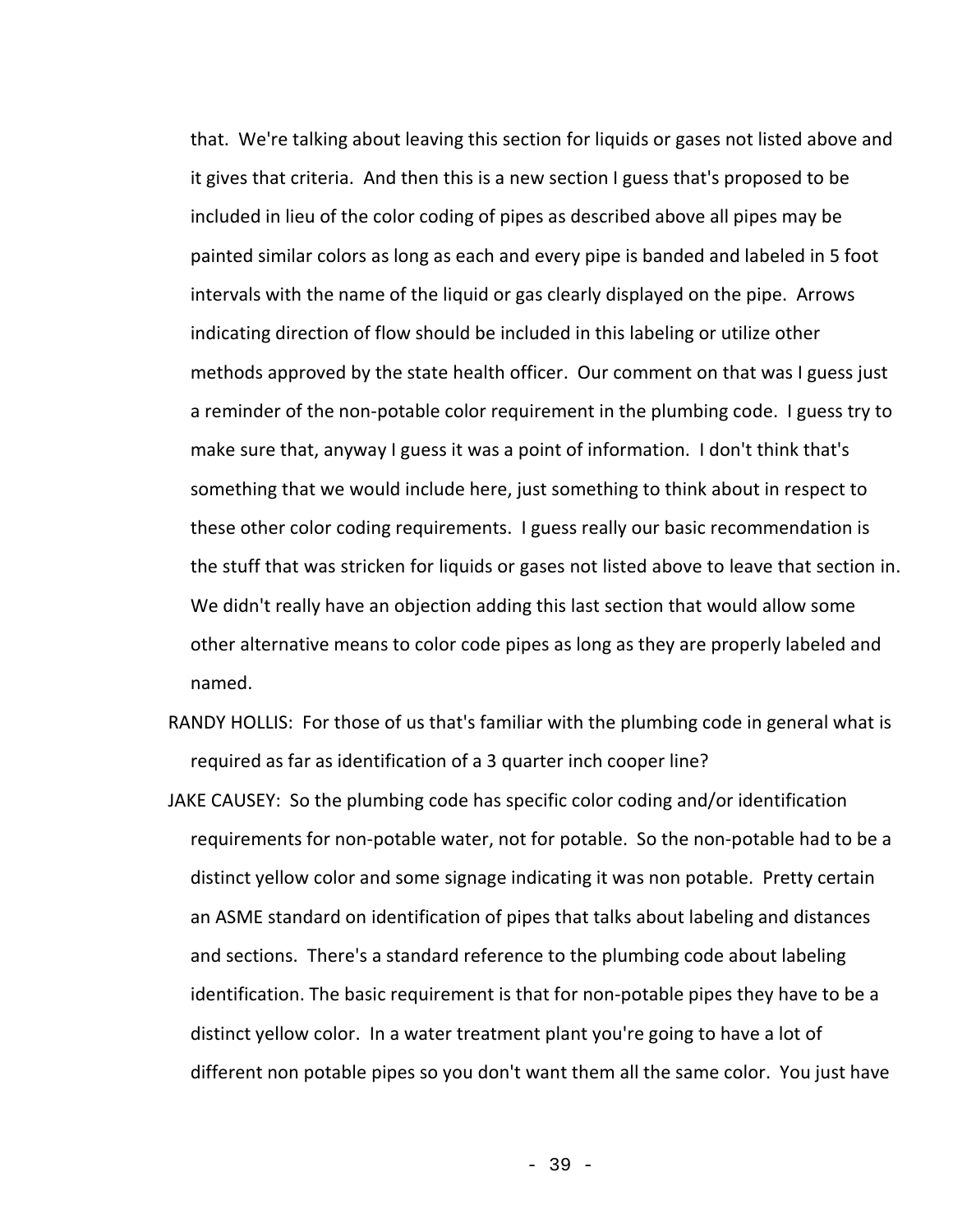that. We're talking about leaving this section for liquids or gases not listed above and it gives that criteria. And then this is a new section I guess that's proposed to be included in lieu of the color coding of pipes as described above all pipes may be painted similar colors as long as each and every pipe is banded and labeled in 5 foot intervals with the name of the liquid or gas clearly displayed on the pipe. Arrows indicating direction of flow should be included in this labeling or utilize other methods approved by the state health officer. Our comment on that was I guess just a reminder of the non-potable color requirement in the plumbing code. I guess try to make sure that, anyway I guess it was a point of information. I don't think that's something that we would include here, just something to think about in respect to these other color coding requirements. I guess really our basic recommendation is the stuff that was stricken for liquids or gases not listed above to leave that section in. We didn't really have an objection adding this last section that would allow some other alternative means to color code pipes as long as they are properly labeled and named.

RANDY HOLLIS: For those of us that's familiar with the plumbing code in general what is required as far as identification of a 3 quarter inch cooper line?

JAKE CAUSEY: So the plumbing code has specific color coding and/or identification requirements for non-potable water, not for potable. So the non-potable had to be a distinct yellow color and some signage indicating it was non potable. Pretty certain an ASME standard on identification of pipes that talks about labeling and distances and sections. There's a standard reference to the plumbing code about labeling identification. The basic requirement is that for non-potable pipes they have to be a distinct yellow color. In a water treatment plant you're going to have a lot of different non potable pipes so you don't want them all the same color. You just have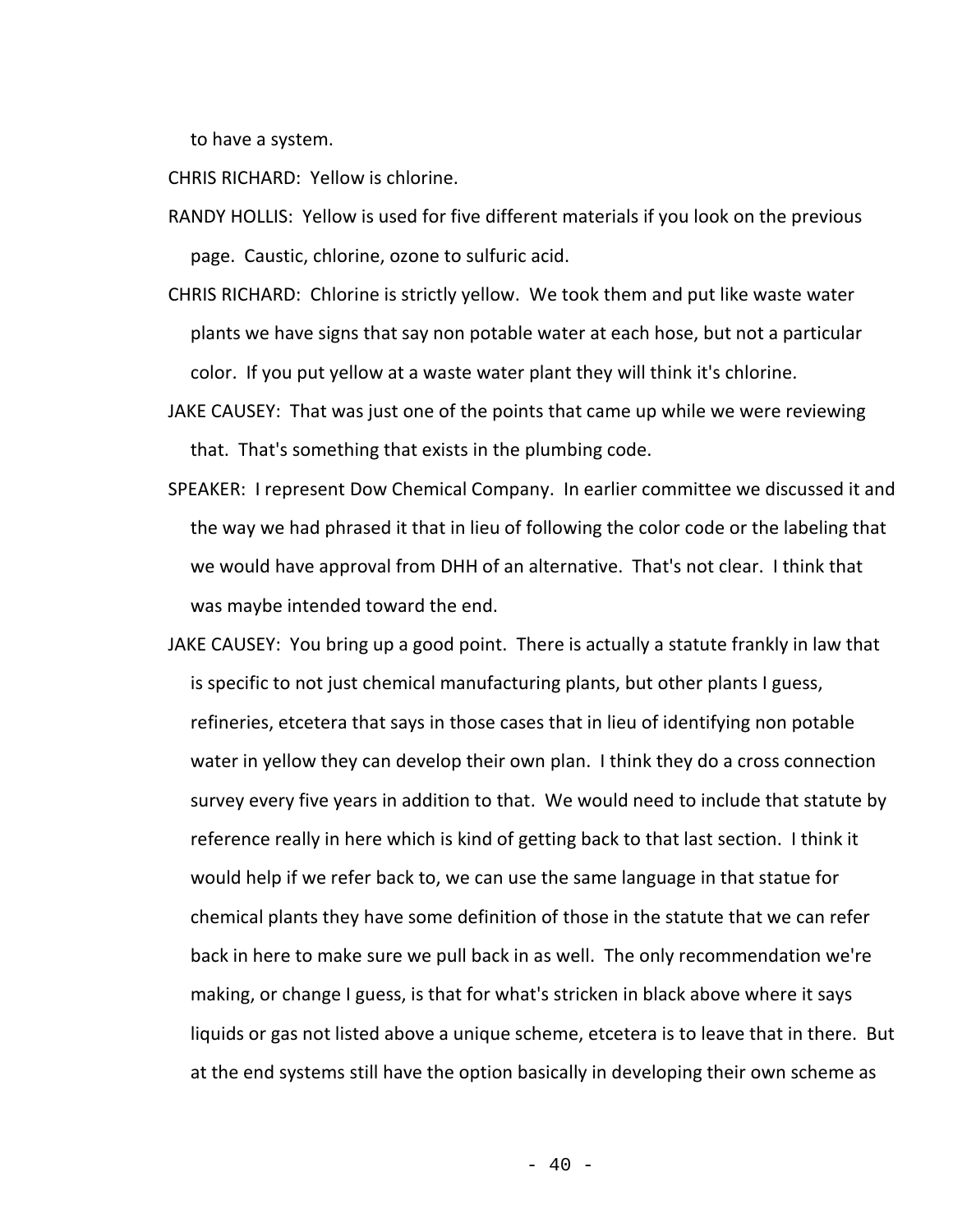to have a system.

CHRIS RICHARD: Yellow is chlorine.

RANDY HOLLIS: Yellow is used for five different materials if you look on the previous page. Caustic, chlorine, ozone to sulfuric acid.

CHRIS RICHARD: Chlorine is strictly yellow. We took them and put like waste water plants we have signs that say non potable water at each hose, but not a particular color. If you put yellow at a waste water plant they will think it's chlorine.

JAKE CAUSEY: That was just one of the points that came up while we were reviewing that. That's something that exists in the plumbing code.

SPEAKER: I represent Dow Chemical Company. In earlier committee we discussed it and the way we had phrased it that in lieu of following the color code or the labeling that we would have approval from DHH of an alternative. That's not clear. I think that was maybe intended toward the end.

JAKE CAUSEY: You bring up a good point. There is actually a statute frankly in law that is specific to not just chemical manufacturing plants, but other plants I guess, refineries, etcetera that says in those cases that in lieu of identifying non potable water in yellow they can develop their own plan. I think they do a cross connection survey every five years in addition to that. We would need to include that statute by reference really in here which is kind of getting back to that last section. I think it would help if we refer back to, we can use the same language in that statue for chemical plants they have some definition of those in the statute that we can refer back in here to make sure we pull back in as well. The only recommendation we're making, or change I guess, is that for what's stricken in black above where it says liquids or gas not listed above a unique scheme, etcetera is to leave that in there. But at the end systems still have the option basically in developing their own scheme as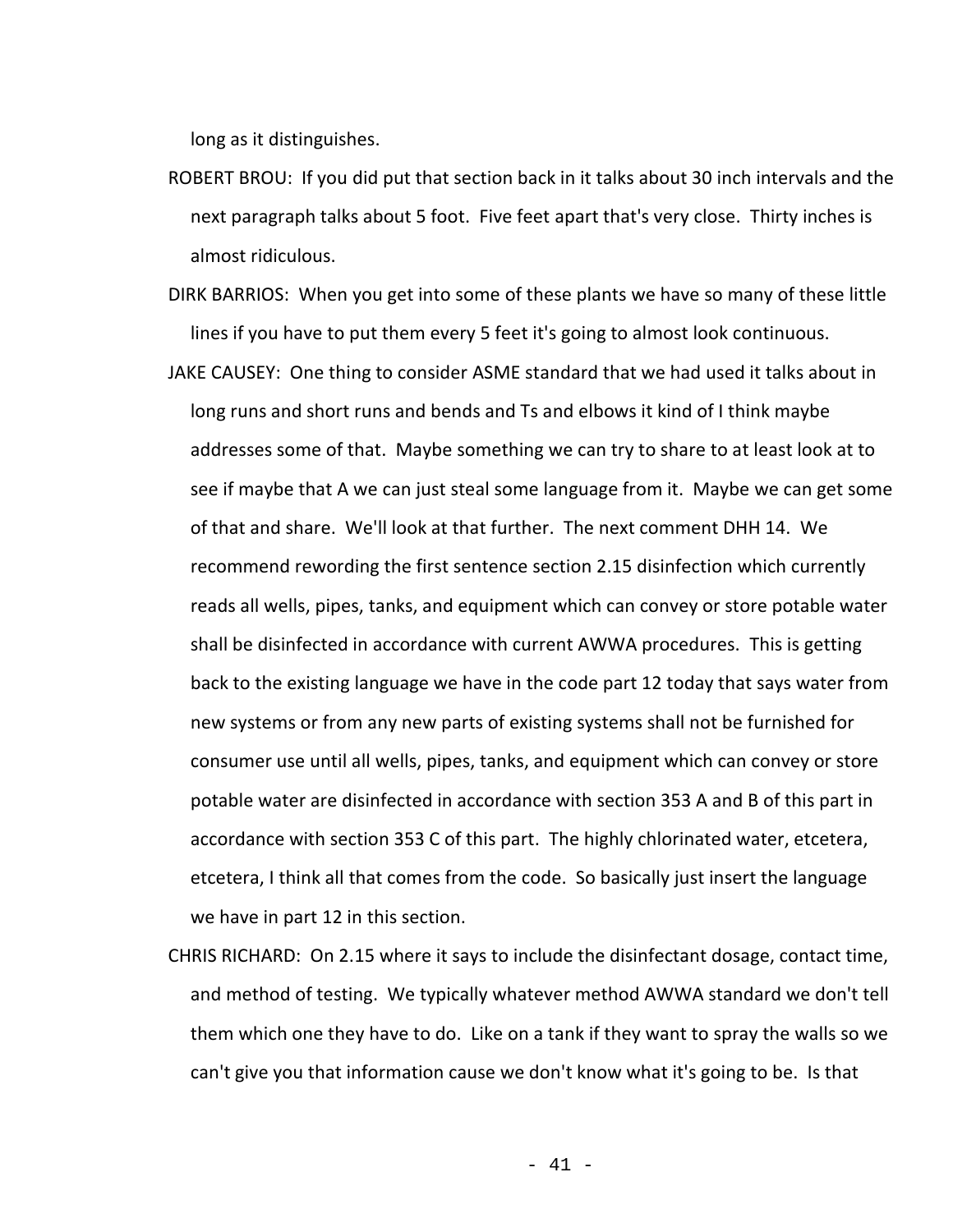long as it distinguishes.

ROBERT BROU: If you did put that section back in it talks about 30 inch intervals and the next paragraph talks about 5 foot. Five feet apart that's very close. Thirty inches is almost ridiculous.

DIRK BARRIOS: When you get into some of these plants we have so many of these little lines if you have to put them every 5 feet it's going to almost look continuous.

JAKE CAUSEY: One thing to consider ASME standard that we had used it talks about in long runs and short runs and bends and Ts and elbows it kind of I think maybe addresses some of that. Maybe something we can try to share to at least look at to see if maybe that A we can just steal some language from it. Maybe we can get some of that and share. We'll look at that further. The next comment DHH 14. We recommend rewording the first sentence section 2.15 disinfection which currently reads all wells, pipes, tanks, and equipment which can convey or store potable water shall be disinfected in accordance with current AWWA procedures. This is getting back to the existing language we have in the code part 12 today that says water from new systems or from any new parts of existing systems shall not be furnished for consumer use until all wells, pipes, tanks, and equipment which can convey or store potable water are disinfected in accordance with section 353 A and B of this part in accordance with section 353 C of this part. The highly chlorinated water, etcetera, etcetera, I think all that comes from the code. So basically just insert the language we have in part 12 in this section.

CHRIS RICHARD: On 2.15 where it says to include the disinfectant dosage, contact time, and method of testing. We typically whatever method AWWA standard we don't tell them which one they have to do. Like on a tank if they want to spray the walls so we can't give you that information cause we don't know what it's going to be. Is that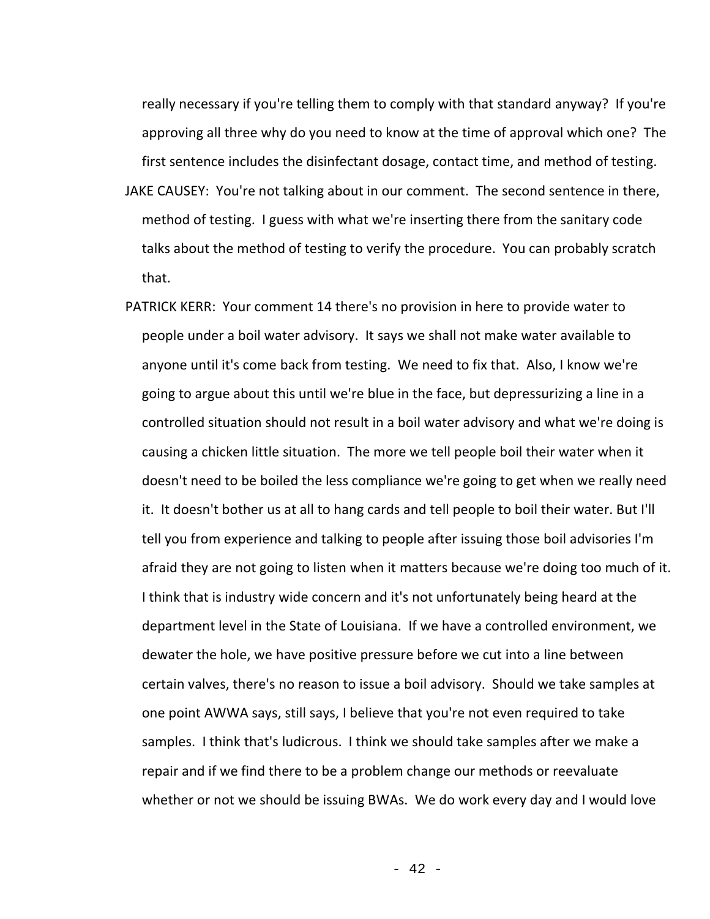really necessary if you're telling them to comply with that standard anyway? If you're approving all three why do you need to know at the time of approval which one? The first sentence includes the disinfectant dosage, contact time, and method of testing.

JAKE CAUSEY: You're not talking about in our comment. The second sentence in there, method of testing. I guess with what we're inserting there from the sanitary code talks about the method of testing to verify the procedure. You can probably scratch that.

PATRICK KERR: Your comment 14 there's no provision in here to provide water to people under a boil water advisory. It says we shall not make water available to anyone until it's come back from testing. We need to fix that. Also, I know we're going to argue about this until we're blue in the face, but depressurizing a line in a controlled situation should not result in a boil water advisory and what we're doing is causing a chicken little situation. The more we tell people boil their water when it doesn't need to be boiled the less compliance we're going to get when we really need it. It doesn't bother us at all to hang cards and tell people to boil their water. But I'll tell you from experience and talking to people after issuing those boil advisories I'm afraid they are not going to listen when it matters because we're doing too much of it. I think that is industry wide concern and it's not unfortunately being heard at the department level in the State of Louisiana. If we have a controlled environment, we dewater the hole, we have positive pressure before we cut into a line between certain valves, there's no reason to issue a boil advisory. Should we take samples at one point AWWA says, still says, I believe that you're not even required to take samples. I think that's ludicrous. I think we should take samples after we make a repair and if we find there to be a problem change our methods or reevaluate whether or not we should be issuing BWAs. We do work every day and I would love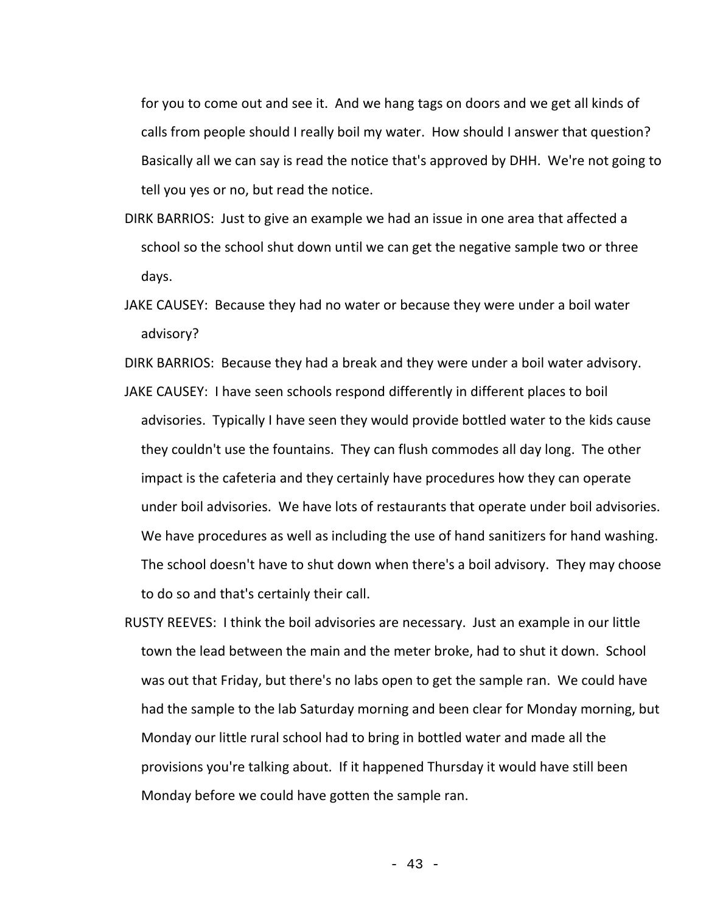for you to come out and see it. And we hang tags on doors and we get all kinds of calls from people should I really boil my water. How should I answer that question? Basically all we can say is read the notice that's approved by DHH. We're not going to tell you yes or no, but read the notice.

DIRK BARRIOS: Just to give an example we had an issue in one area that affected a school so the school shut down until we can get the negative sample two or three days.

JAKE CAUSEY: Because they had no water or because they were under a boil water advisory?

DIRK BARRIOS: Because they had a break and they were under a boil water advisory.

JAKE CAUSEY: I have seen schools respond differently in different places to boil advisories. Typically I have seen they would provide bottled water to the kids cause they couldn't use the fountains. They can flush commodes all day long. The other impact is the cafeteria and they certainly have procedures how they can operate under boil advisories. We have lots of restaurants that operate under boil advisories. We have procedures as well as including the use of hand sanitizers for hand washing. The school doesn't have to shut down when there's a boil advisory. They may choose to do so and that's certainly their call.

RUSTY REEVES: I think the boil advisories are necessary. Just an example in our little town the lead between the main and the meter broke, had to shut it down. School was out that Friday, but there's no labs open to get the sample ran. We could have had the sample to the lab Saturday morning and been clear for Monday morning, but Monday our little rural school had to bring in bottled water and made all the provisions you're talking about. If it happened Thursday it would have still been Monday before we could have gotten the sample ran.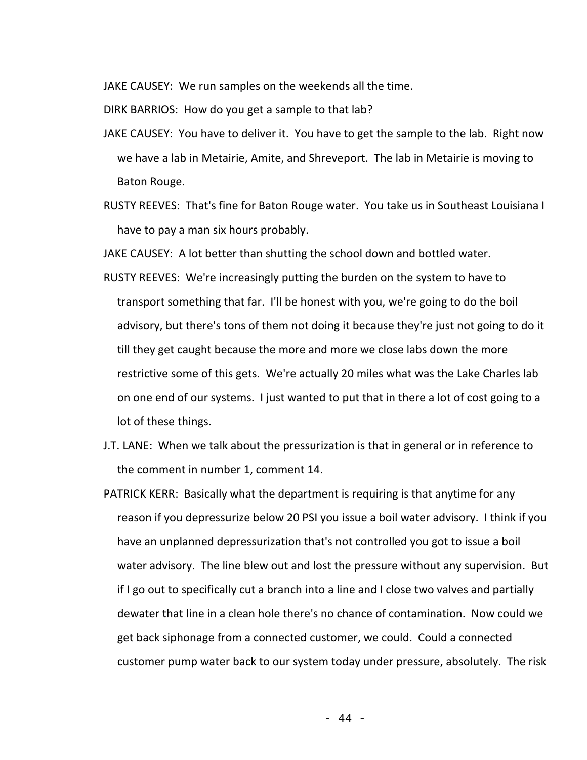JAKE CAUSEY: We run samples on the weekends all the time.

DIRK BARRIOS: How do you get a sample to that lab?

JAKE CAUSEY: You have to deliver it. You have to get the sample to the lab. Right now we have a lab in Metairie, Amite, and Shreveport. The lab in Metairie is moving to Baton Rouge.

RUSTY REEVES: That's fine for Baton Rouge water. You take us in Southeast Louisiana I have to pay a man six hours probably.

JAKE CAUSEY: A lot better than shutting the school down and bottled water.

RUSTY REEVES: We're increasingly putting the burden on the system to have to transport something that far. I'll be honest with you, we're going to do the boil advisory, but there's tons of them not doing it because they're just not going to do it till they get caught because the more and more we close labs down the more restrictive some of this gets. We're actually 20 miles what was the Lake Charles lab on one end of our systems. I just wanted to put that in there a lot of cost going to a lot of these things.

J.T. LANE: When we talk about the pressurization is that in general or in reference to the comment in number 1, comment 14.

PATRICK KERR: Basically what the department is requiring is that anytime for any reason if you depressurize below 20 PSI you issue a boil water advisory. I think if you have an unplanned depressurization that's not controlled you got to issue a boil water advisory. The line blew out and lost the pressure without any supervision. But if I go out to specifically cut a branch into a line and I close two valves and partially dewater that line in a clean hole there's no chance of contamination. Now could we get back siphonage from a connected customer, we could. Could a connected customer pump water back to our system today under pressure, absolutely. The risk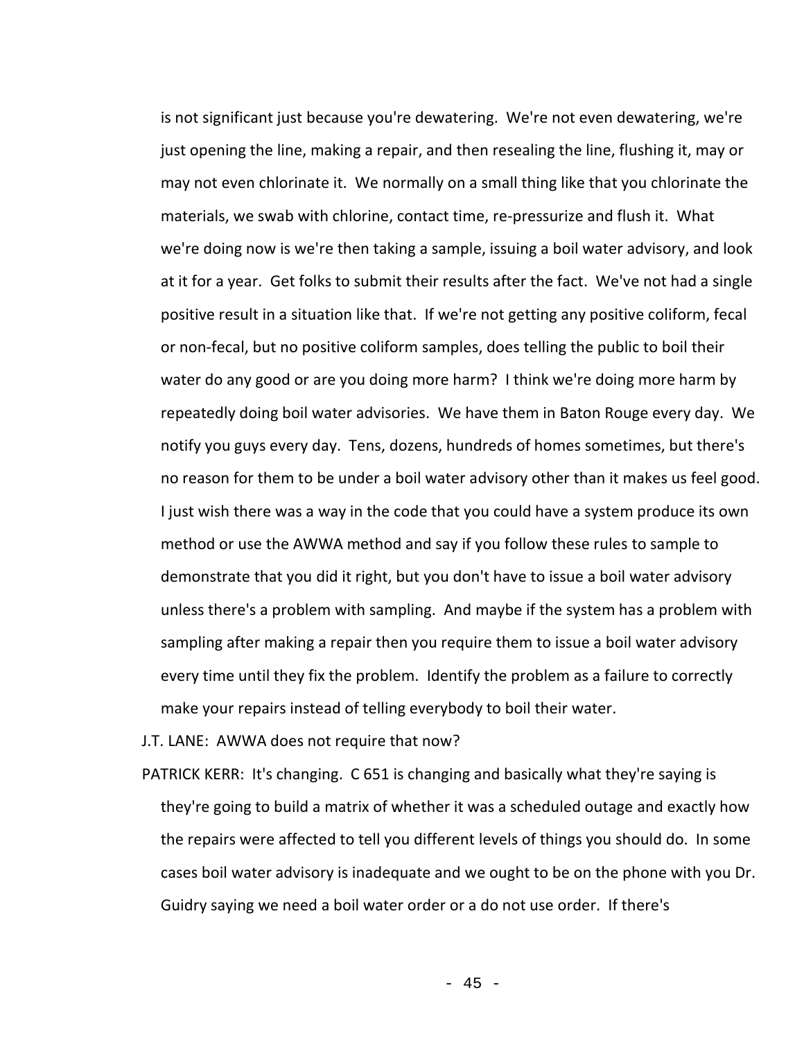is not significant just because you're dewatering. We're not even dewatering, we're just opening the line, making a repair, and then resealing the line, flushing it, may or may not even chlorinate it. We normally on a small thing like that you chlorinate the materials, we swab with chlorine, contact time, re-pressurize and flush it. What we're doing now is we're then taking a sample, issuing a boil water advisory, and look at it for a year. Get folks to submit their results after the fact. We've not had a single positive result in a situation like that. If we're not getting any positive coliform, fecal or non-fecal, but no positive coliform samples, does telling the public to boil their water do any good or are you doing more harm? I think we're doing more harm by repeatedly doing boil water advisories. We have them in Baton Rouge every day. We notify you guys every day. Tens, dozens, hundreds of homes sometimes, but there's no reason for them to be under a boil water advisory other than it makes us feel good. I just wish there was a way in the code that you could have a system produce its own method or use the AWWA method and say if you follow these rules to sample to demonstrate that you did it right, but you don't have to issue a boil water advisory unless there's a problem with sampling. And maybe if the system has a problem with sampling after making a repair then you require them to issue a boil water advisory every time until they fix the problem. Identify the problem as a failure to correctly make your repairs instead of telling everybody to boil their water.

J.T. LANE: AWWA does not require that now?

PATRICK KERR: It's changing. C 651 is changing and basically what they're saying is they're going to build a matrix of whether it was a scheduled outage and exactly how the repairs were affected to tell you different levels of things you should do. In some cases boil water advisory is inadequate and we ought to be on the phone with you Dr. Guidry saying we need a boil water order or a do not use order. If there's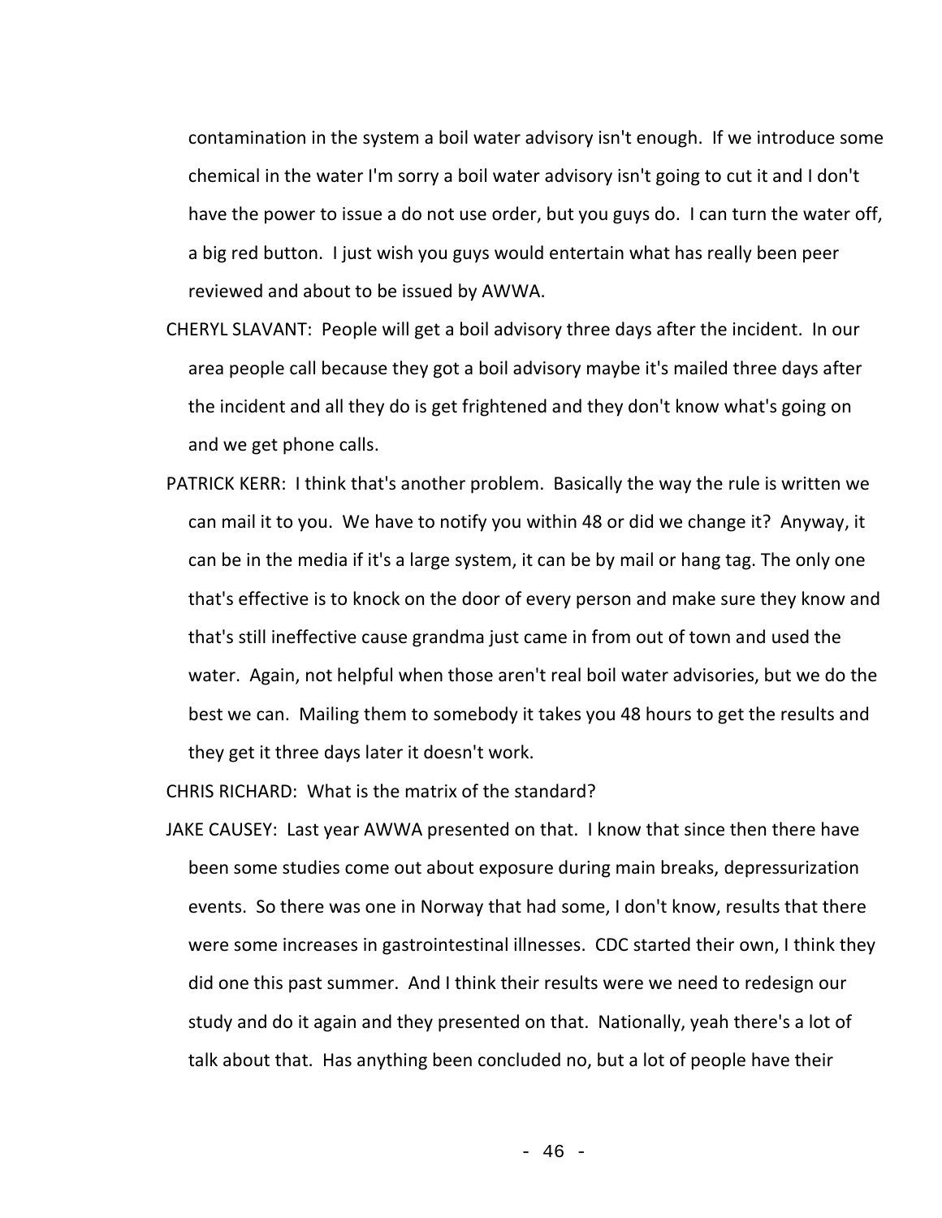contamination in the system a boil water advisory isn't enough. If we introduce some chemical in the water I'm sorry a boil water advisory isn't going to cut it and I don't have the power to issue a do not use order, but you guys do. I can turn the water off, a big red button. I just wish you guys would entertain what has really been peer reviewed and about to be issued by AWWA.

CHERYL SLAVANT: People will get a boil advisory three days after the incident. In our area people call because they got a boil advisory maybe it's mailed three days after the incident and all they do is get frightened and they don't know what's going on and we get phone calls.

PATRICK KERR: I think that's another problem. Basically the way the rule is written we can mail it to you. We have to notify you within 48 or did we change it? Anyway, it can be in the media if it's a large system, it can be by mail or hang tag. The only one that's effective is to knock on the door of every person and make sure they know and that's still ineffective cause grandma just came in from out of town and used the water. Again, not helpful when those aren't real boil water advisories, but we do the best we can. Mailing them to somebody it takes you 48 hours to get the results and they get it three days later it doesn't work.

CHRIS RICHARD: What is the matrix of the standard?

JAKE CAUSEY: Last year AWWA presented on that. I know that since then there have been some studies come out about exposure during main breaks, depressurization events. So there was one in Norway that had some, I don't know, results that there were some increases in gastrointestinal illnesses. CDC started their own, I think they did one this past summer. And I think their results were we need to redesign our study and do it again and they presented on that. Nationally, yeah there's a lot of talk about that. Has anything been concluded no, but a lot of people have their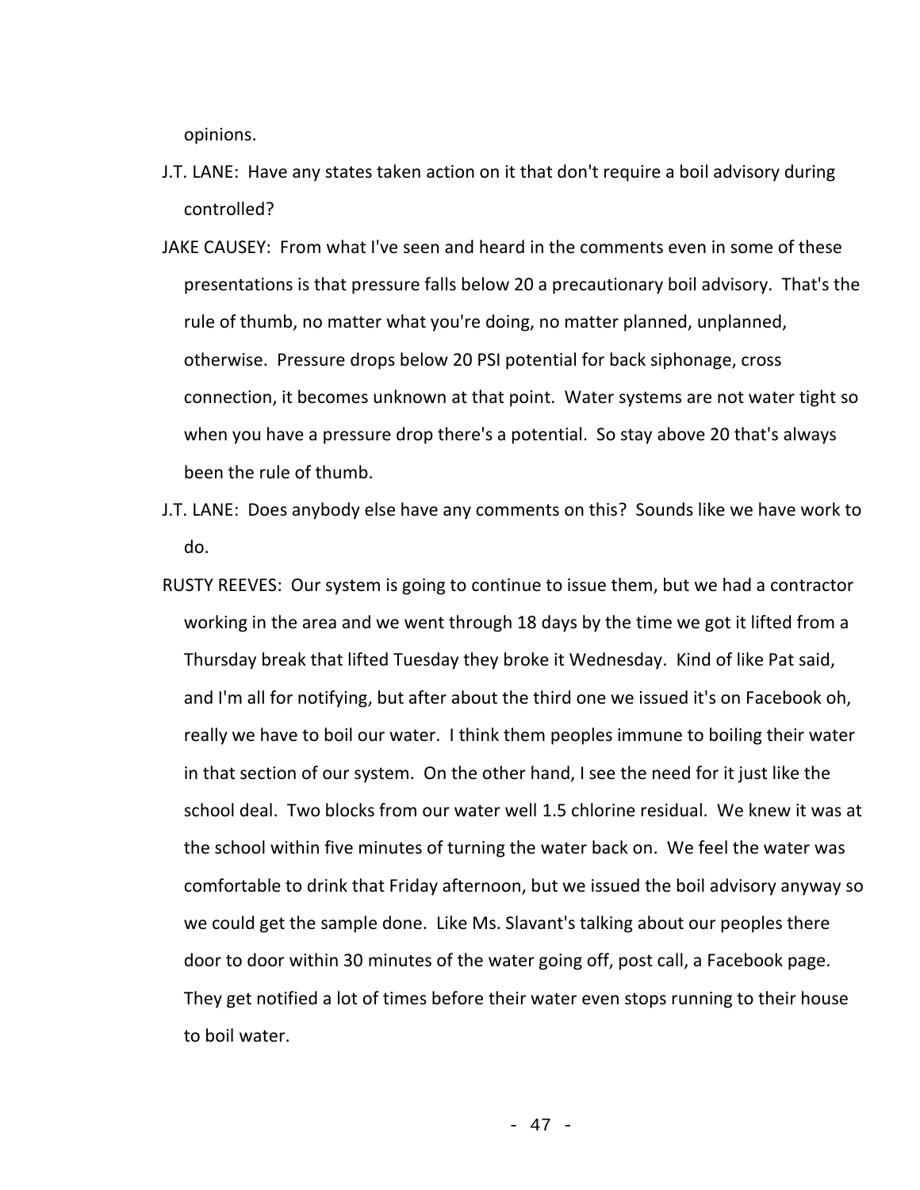opinions.

J.T. LANE: Have any states taken action on it that don't require a boil advisory during controlled?

JAKE CAUSEY: From what I've seen and heard in the comments even in some of these presentations is that pressure falls below 20 a precautionary boil advisory. That's the rule of thumb, no matter what you're doing, no matter planned, unplanned, otherwise. Pressure drops below 20 PSI potential for back siphonage, cross connection, it becomes unknown at that point. Water systems are not water tight so when you have a pressure drop there's a potential. So stay above 20 that's always been the rule of thumb.

J.T. LANE: Does anybody else have any comments on this? Sounds like we have work to do.

RUSTY REEVES: Our system is going to continue to issue them, but we had a contractor working in the area and we went through 18 days by the time we got it lifted from a Thursday break that lifted Tuesday they broke it Wednesday. Kind of like Pat said, and I'm all for notifying, but after about the third one we issued it's on Facebook oh, really we have to boil our water. I think them peoples immune to boiling their water in that section of our system. On the other hand, I see the need for it just like the school deal. Two blocks from our water well 1.5 chlorine residual. We knew it was at the school within five minutes of turning the water back on. We feel the water was comfortable to drink that Friday afternoon, but we issued the boil advisory anyway so we could get the sample done. Like Ms. Slavant's talking about our peoples there door to door within 30 minutes of the water going off, post call, a Facebook page. They get notified a lot of times before their water even stops running to their house to boil water.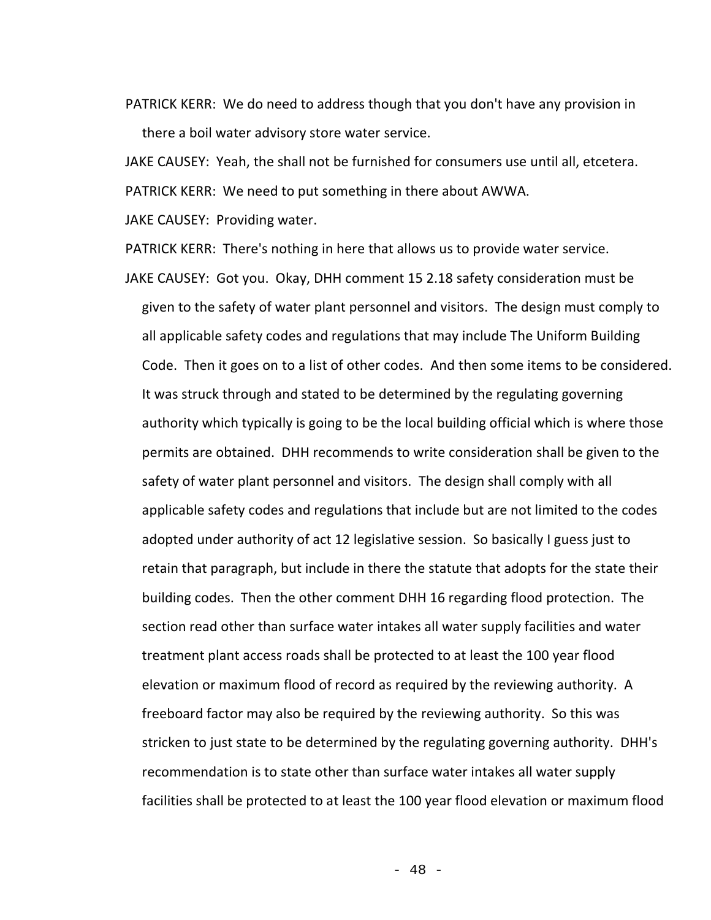PATRICK KERR: We do need to address though that you don't have any provision in there a boil water advisory store water service.

JAKE CAUSEY: Yeah, the shall not be furnished for consumers use until all, etcetera.

PATRICK KERR: We need to put something in there about AWWA.

JAKE CAUSEY: Providing water.

PATRICK KERR: There's nothing in here that allows us to provide water service.

JAKE CAUSEY: Got you. Okay, DHH comment 15 2.18 safety consideration must be given to the safety of water plant personnel and visitors. The design must comply to all applicable safety codes and regulations that may include The Uniform Building Code. Then it goes on to a list of other codes. And then some items to be considered. It was struck through and stated to be determined by the regulating governing authority which typically is going to be the local building official which is where those permits are obtained. DHH recommends to write consideration shall be given to the safety of water plant personnel and visitors. The design shall comply with all applicable safety codes and regulations that include but are not limited to the codes adopted under authority of act 12 legislative session. So basically I guess just to retain that paragraph, but include in there the statute that adopts for the state their building codes. Then the other comment DHH 16 regarding flood protection. The section read other than surface water intakes all water supply facilities and water treatment plant access roads shall be protected to at least the 100 year flood elevation or maximum flood of record as required by the reviewing authority. A freeboard factor may also be required by the reviewing authority. So this was stricken to just state to be determined by the regulating governing authority. DHH's recommendation is to state other than surface water intakes all water supply facilities shall be protected to at least the 100 year flood elevation or maximum flood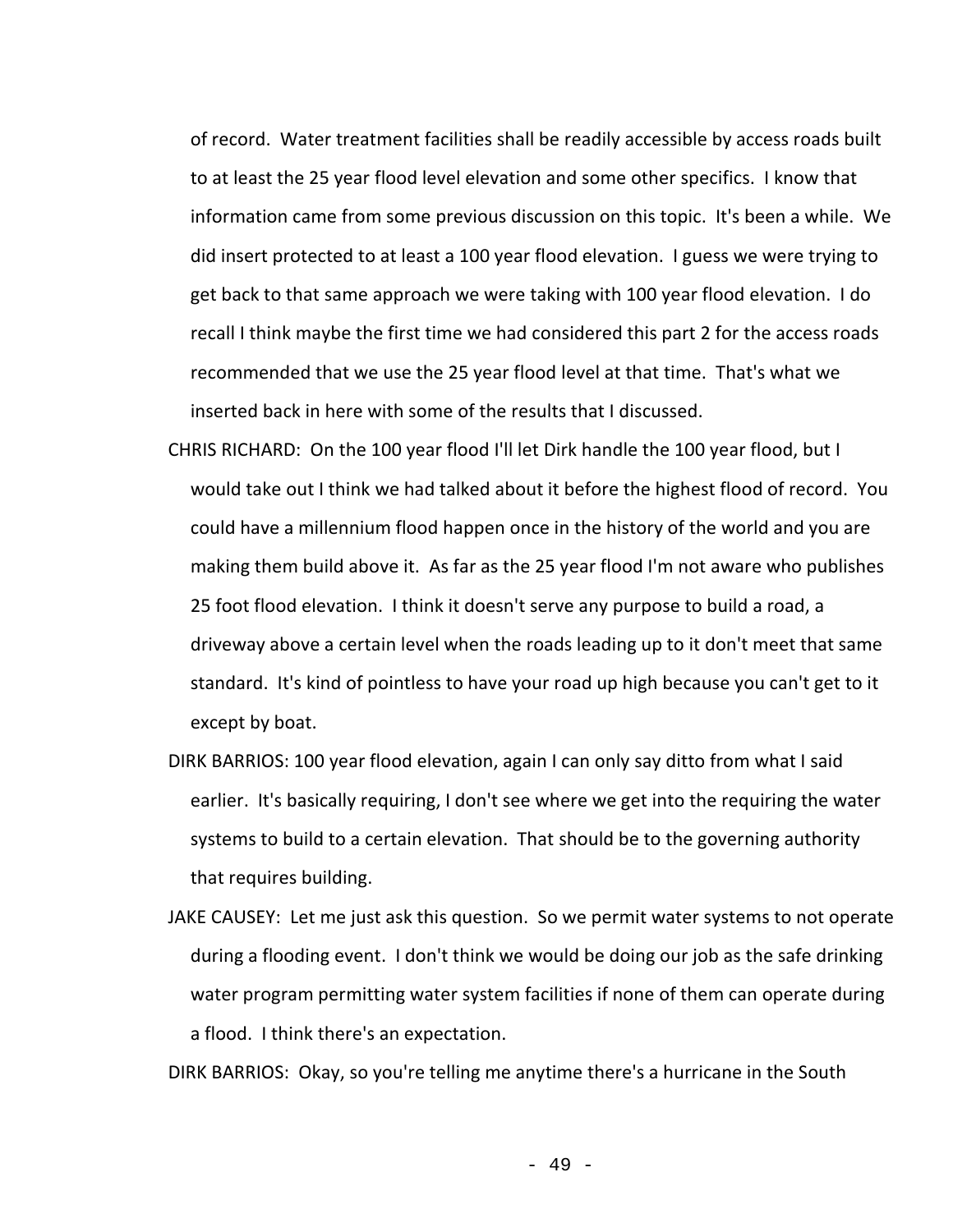of record. Water treatment facilities shall be readily accessible by access roads built to at least the 25 year flood level elevation and some other specifics. I know that information came from some previous discussion on this topic. It's been a while. We did insert protected to at least a 100 year flood elevation. I guess we were trying to get back to that same approach we were taking with 100 year flood elevation. I do recall I think maybe the first time we had considered this part 2 for the access roads recommended that we use the 25 year flood level at that time. That's what we inserted back in here with some of the results that I discussed.

CHRIS RICHARD: On the 100 year flood I'll let Dirk handle the 100 year flood, but I would take out I think we had talked about it before the highest flood of record. You could have a millennium flood happen once in the history of the world and you are making them build above it. As far as the 25 year flood I'm not aware who publishes 25 foot flood elevation. I think it doesn't serve any purpose to build a road, a driveway above a certain level when the roads leading up to it don't meet that same standard. It's kind of pointless to have your road up high because you can't get to it except by boat.

DIRK BARRIOS: 100 year flood elevation, again I can only say ditto from what I said earlier. It's basically requiring, I don't see where we get into the requiring the water systems to build to a certain elevation. That should be to the governing authority that requires building.

JAKE CAUSEY: Let me just ask this question. So we permit water systems to not operate during a flooding event. I don't think we would be doing our job as the safe drinking water program permitting water system facilities if none of them can operate during a flood. I think there's an expectation.

DIRK BARRIOS: Okay, so you're telling me anytime there's a hurricane in the South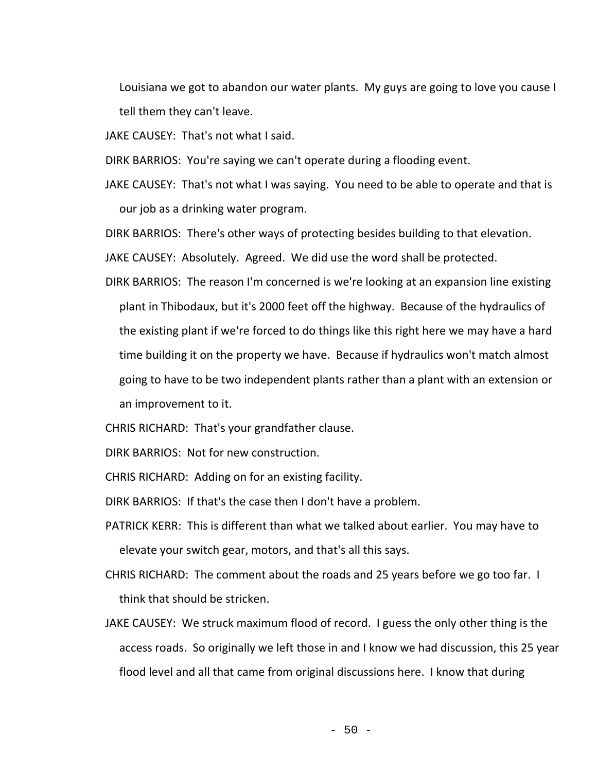Louisiana we got to abandon our water plants. My guys are going to love you cause I tell them they can't leave.

JAKE CAUSEY: That's not what I said.

DIRK BARRIOS: You're saying we can't operate during a flooding event.

JAKE CAUSEY: That's not what I was saying. You need to be able to operate and that is our job as a drinking water program.

DIRK BARRIOS: There's other ways of protecting besides building to that elevation.

JAKE CAUSEY: Absolutely. Agreed. We did use the word shall be protected.

DIRK BARRIOS: The reason I'm concerned is we're looking at an expansion line existing plant in Thibodaux, but it's 2000 feet off the highway. Because of the hydraulics of the existing plant if we're forced to do things like this right here we may have a hard time building it on the property we have. Because if hydraulics won't match almost going to have to be two independent plants rather than a plant with an extension or an improvement to it.

CHRIS RICHARD: That's your grandfather clause.

DIRK BARRIOS: Not for new construction.

CHRIS RICHARD: Adding on for an existing facility.

DIRK BARRIOS: If that's the case then I don't have a problem.

PATRICK KERR: This is different than what we talked about earlier. You may have to elevate your switch gear, motors, and that's all this says.

CHRIS RICHARD: The comment about the roads and 25 years before we go too far. I think that should be stricken.

JAKE CAUSEY: We struck maximum flood of record. I guess the only other thing is the access roads. So originally we left those in and I know we had discussion, this 25 year flood level and all that came from original discussions here. I know that during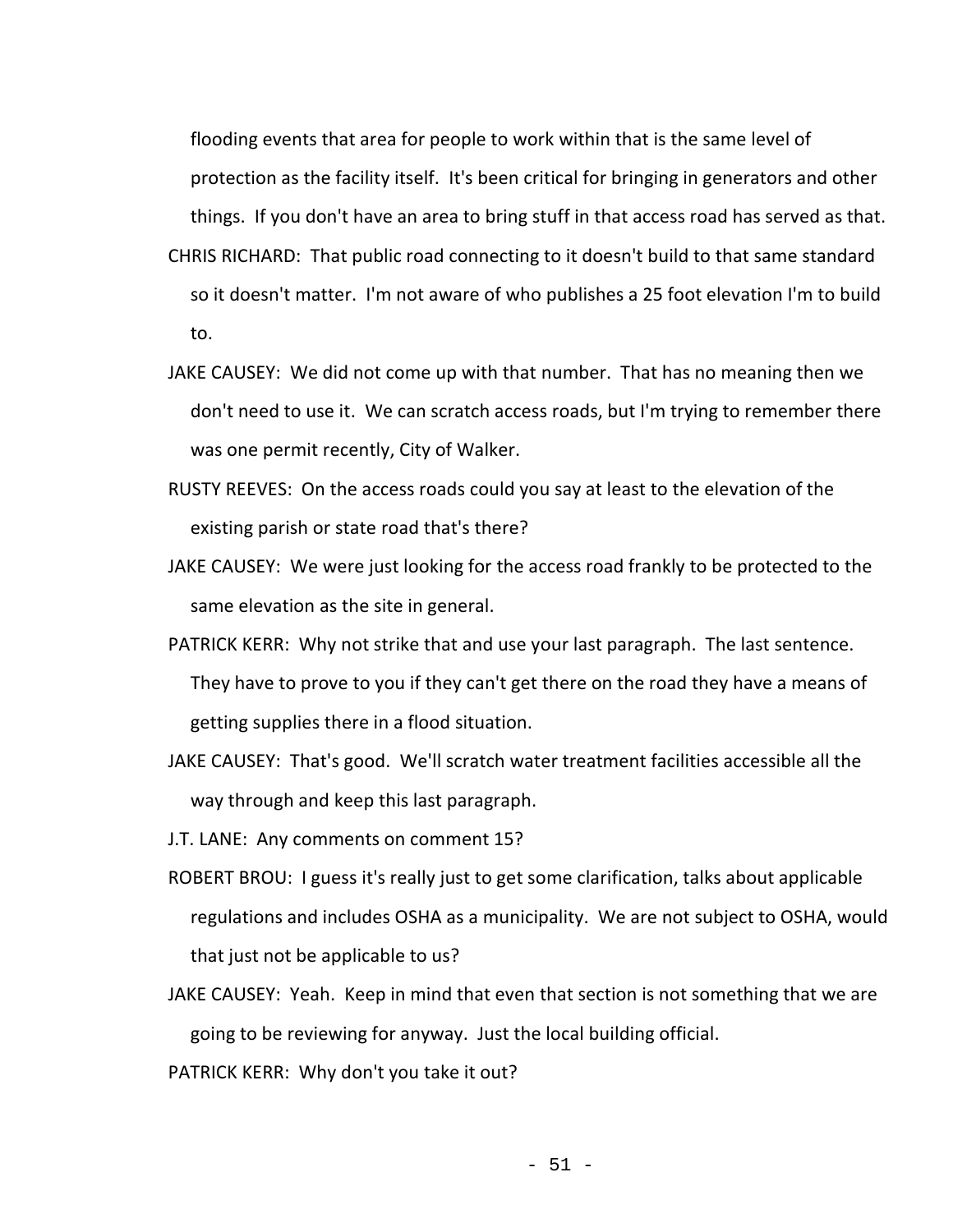flooding events that area for people to work within that is the same level of protection as the facility itself. It's been critical for bringing in generators and other things. If you don't have an area to bring stuff in that access road has served as that.

CHRIS RICHARD: That public road connecting to it doesn't build to that same standard so it doesn't matter. I'm not aware of who publishes a 25 foot elevation I'm to build to.

JAKE CAUSEY: We did not come up with that number. That has no meaning then we don't need to use it. We can scratch access roads, but I'm trying to remember there was one permit recently, City of Walker.

RUSTY REEVES: On the access roads could you say at least to the elevation of the existing parish or state road that's there?

JAKE CAUSEY: We were just looking for the access road frankly to be protected to the same elevation as the site in general.

PATRICK KERR: Why not strike that and use your last paragraph. The last sentence. They have to prove to you if they can't get there on the road they have a means of getting supplies there in a flood situation.

JAKE CAUSEY: That's good. We'll scratch water treatment facilities accessible all the way through and keep this last paragraph.

J.T. LANE: Any comments on comment 15?

ROBERT BROU: I guess it's really just to get some clarification, talks about applicable regulations and includes OSHA as a municipality. We are not subject to OSHA, would that just not be applicable to us?

JAKE CAUSEY: Yeah. Keep in mind that even that section is not something that we are going to be reviewing for anyway. Just the local building official.

PATRICK KERR: Why don't you take it out?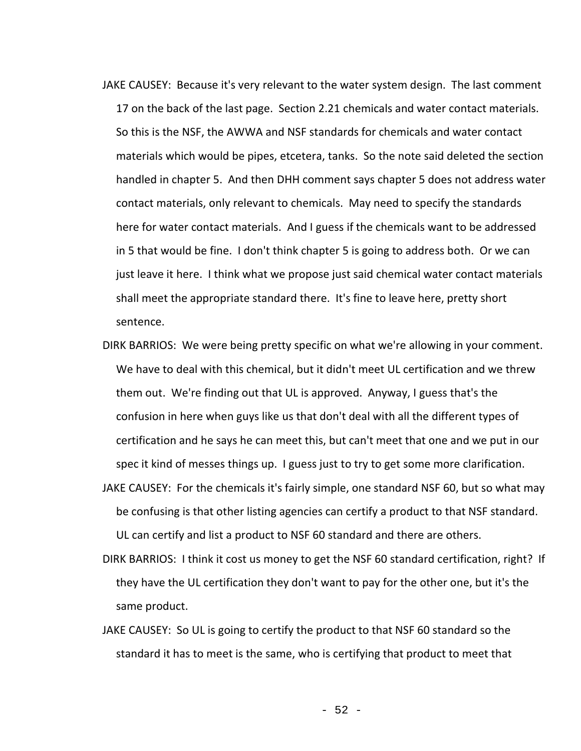JAKE CAUSEY: Because it's very relevant to the water system design. The last comment 17 on the back of the last page. Section 2.21 chemicals and water contact materials. So this is the NSF, the AWWA and NSF standards for chemicals and water contact materials which would be pipes, etcetera, tanks. So the note said deleted the section handled in chapter 5. And then DHH comment says chapter 5 does not address water contact materials, only relevant to chemicals. May need to specify the standards here for water contact materials. And I guess if the chemicals want to be addressed in 5 that would be fine. I don't think chapter 5 is going to address both. Or we can just leave it here. I think what we propose just said chemical water contact materials shall meet the appropriate standard there. It's fine to leave here, pretty short sentence.

DIRK BARRIOS: We were being pretty specific on what we're allowing in your comment. We have to deal with this chemical, but it didn't meet UL certification and we threw them out. We're finding out that UL is approved. Anyway, I guess that's the confusion in here when guys like us that don't deal with all the different types of certification and he says he can meet this, but can't meet that one and we put in our spec it kind of messes things up. I guess just to try to get some more clarification.

JAKE CAUSEY: For the chemicals it's fairly simple, one standard NSF 60, but so what may be confusing is that other listing agencies can certify a product to that NSF standard. UL can certify and list a product to NSF 60 standard and there are others.

DIRK BARRIOS: I think it cost us money to get the NSF 60 standard certification, right? If they have the UL certification they don't want to pay for the other one, but it's the same product.

JAKE CAUSEY: So UL is going to certify the product to that NSF 60 standard so the standard it has to meet is the same, who is certifying that product to meet that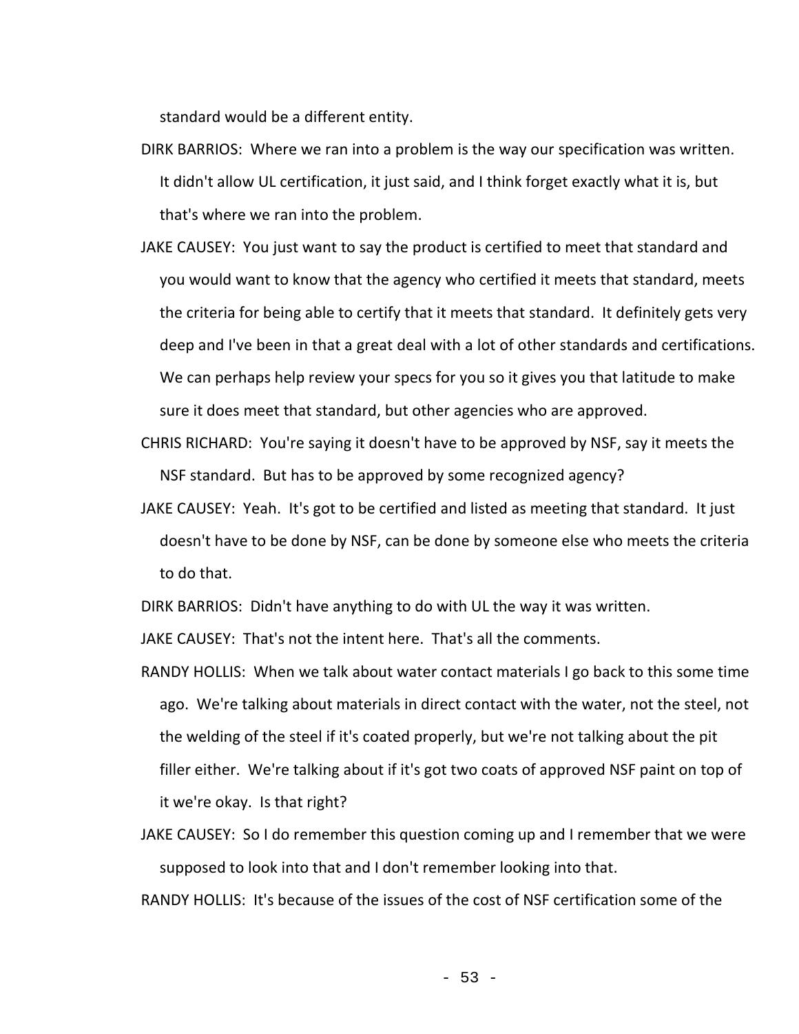standard would be a different entity.

DIRK BARRIOS: Where we ran into a problem is the way our specification was written. It didn't allow UL certification, it just said, and I think forget exactly what it is, but that's where we ran into the problem.

JAKE CAUSEY: You just want to say the product is certified to meet that standard and you would want to know that the agency who certified it meets that standard, meets the criteria for being able to certify that it meets that standard. It definitely gets very deep and I've been in that a great deal with a lot of other standards and certifications. We can perhaps help review your specs for you so it gives you that latitude to make sure it does meet that standard, but other agencies who are approved.

CHRIS RICHARD: You're saying it doesn't have to be approved by NSF, say it meets the NSF standard. But has to be approved by some recognized agency?

JAKE CAUSEY: Yeah. It's got to be certified and listed as meeting that standard. It just doesn't have to be done by NSF, can be done by someone else who meets the criteria to do that.

DIRK BARRIOS: Didn't have anything to do with UL the way it was written.

JAKE CAUSEY: That's not the intent here. That's all the comments.

RANDY HOLLIS: When we talk about water contact materials I go back to this some time ago. We're talking about materials in direct contact with the water, not the steel, not the welding of the steel if it's coated properly, but we're not talking about the pit filler either. We're talking about if it's got two coats of approved NSF paint on top of it we're okay. Is that right?

JAKE CAUSEY: So I do remember this question coming up and I remember that we were supposed to look into that and I don't remember looking into that.

RANDY HOLLIS: It's because of the issues of the cost of NSF certification some of the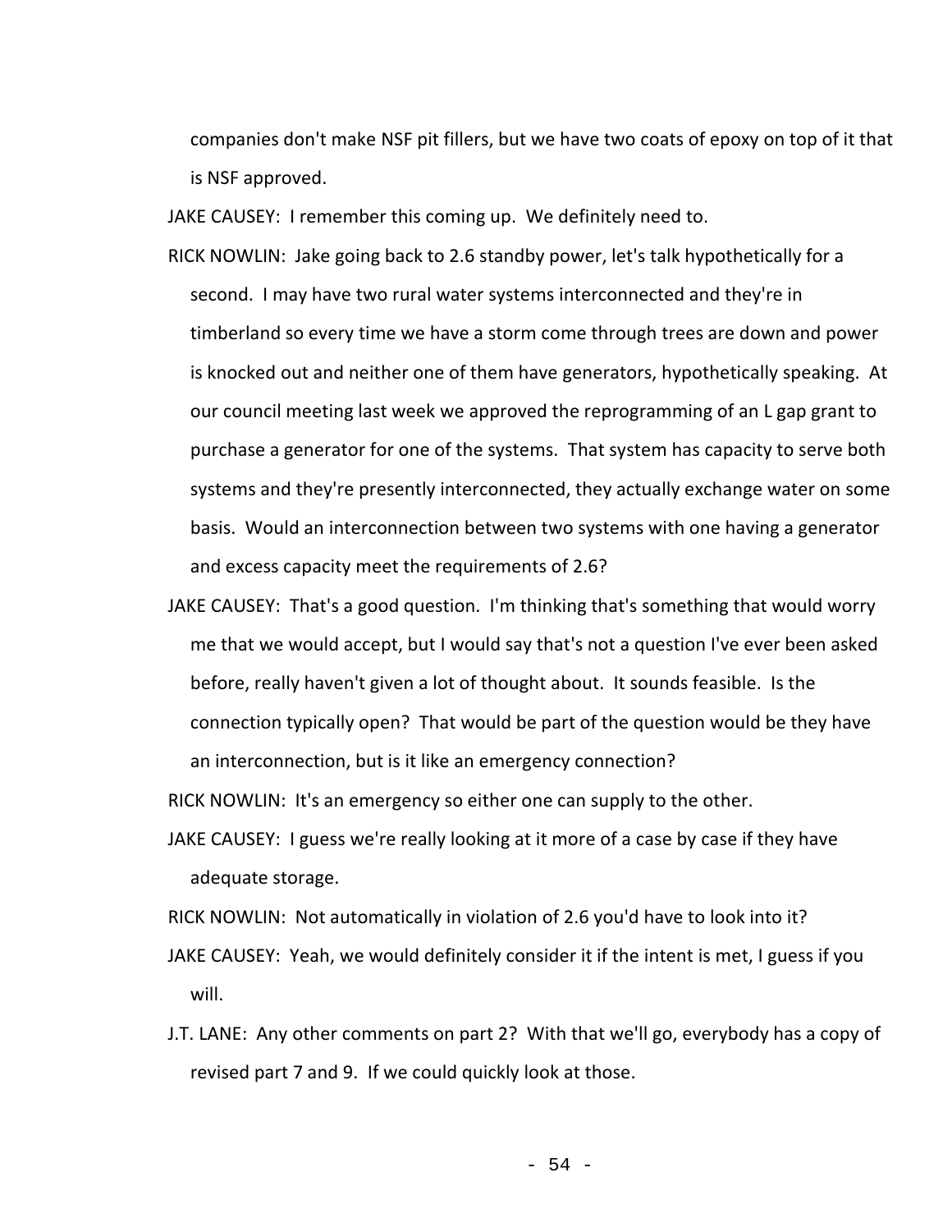companies don't make NSF pit fillers, but we have two coats of epoxy on top of it that is NSF approved.

JAKE CAUSEY: I remember this coming up. We definitely need to.

RICK NOWLIN: Jake going back to 2.6 standby power, let's talk hypothetically for a second. I may have two rural water systems interconnected and they're in timberland so every time we have a storm come through trees are down and power is knocked out and neither one of them have generators, hypothetically speaking. At our council meeting last week we approved the reprogramming of an L gap grant to purchase a generator for one of the systems. That system has capacity to serve both systems and they're presently interconnected, they actually exchange water on some basis. Would an interconnection between two systems with one having a generator and excess capacity meet the requirements of 2.6?

JAKE CAUSEY: That's a good question. I'm thinking that's something that would worry me that we would accept, but I would say that's not a question I've ever been asked before, really haven't given a lot of thought about. It sounds feasible. Is the connection typically open? That would be part of the question would be they have an interconnection, but is it like an emergency connection?

RICK NOWLIN: It's an emergency so either one can supply to the other.

JAKE CAUSEY: I guess we're really looking at it more of a case by case if they have adequate storage.

RICK NOWLIN: Not automatically in violation of 2.6 you'd have to look into it?

JAKE CAUSEY: Yeah, we would definitely consider it if the intent is met, I guess if you will.

J.T. LANE: Any other comments on part 2? With that we'll go, everybody has a copy of revised part 7 and 9. If we could quickly look at those.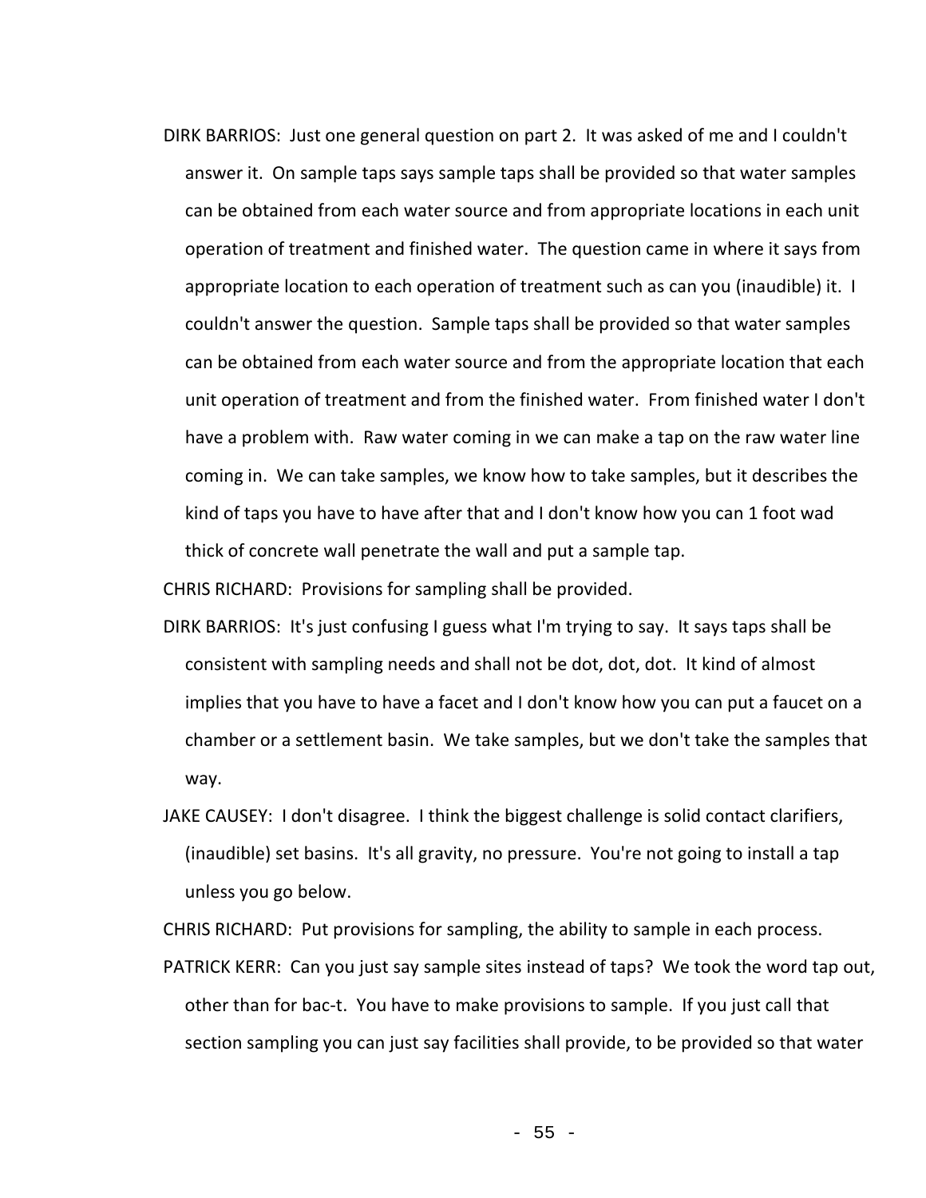DIRK BARRIOS: Just one general question on part 2. It was asked of me and I couldn't answer it. On sample taps says sample taps shall be provided so that water samples can be obtained from each water source and from appropriate locations in each unit operation of treatment and finished water. The question came in where it says from appropriate location to each operation of treatment such as can you (inaudible) it. I couldn't answer the question. Sample taps shall be provided so that water samples can be obtained from each water source and from the appropriate location that each unit operation of treatment and from the finished water. From finished water I don't have a problem with. Raw water coming in we can make a tap on the raw water line coming in. We can take samples, we know how to take samples, but it describes the kind of taps you have to have after that and I don't know how you can 1 foot wad thick of concrete wall penetrate the wall and put a sample tap.

CHRIS RICHARD: Provisions for sampling shall be provided.

DIRK BARRIOS: It's just confusing I guess what I'm trying to say. It says taps shall be consistent with sampling needs and shall not be dot, dot, dot. It kind of almost implies that you have to have a facet and I don't know how you can put a faucet on a chamber or a settlement basin. We take samples, but we don't take the samples that way.

JAKE CAUSEY: I don't disagree. I think the biggest challenge is solid contact clarifiers, (inaudible) set basins. It's all gravity, no pressure. You're not going to install a tap unless you go below.

CHRIS RICHARD: Put provisions for sampling, the ability to sample in each process.

PATRICK KERR: Can you just say sample sites instead of taps? We took the word tap out, other than for bac-t. You have to make provisions to sample. If you just call that section sampling you can just say facilities shall provide, to be provided so that water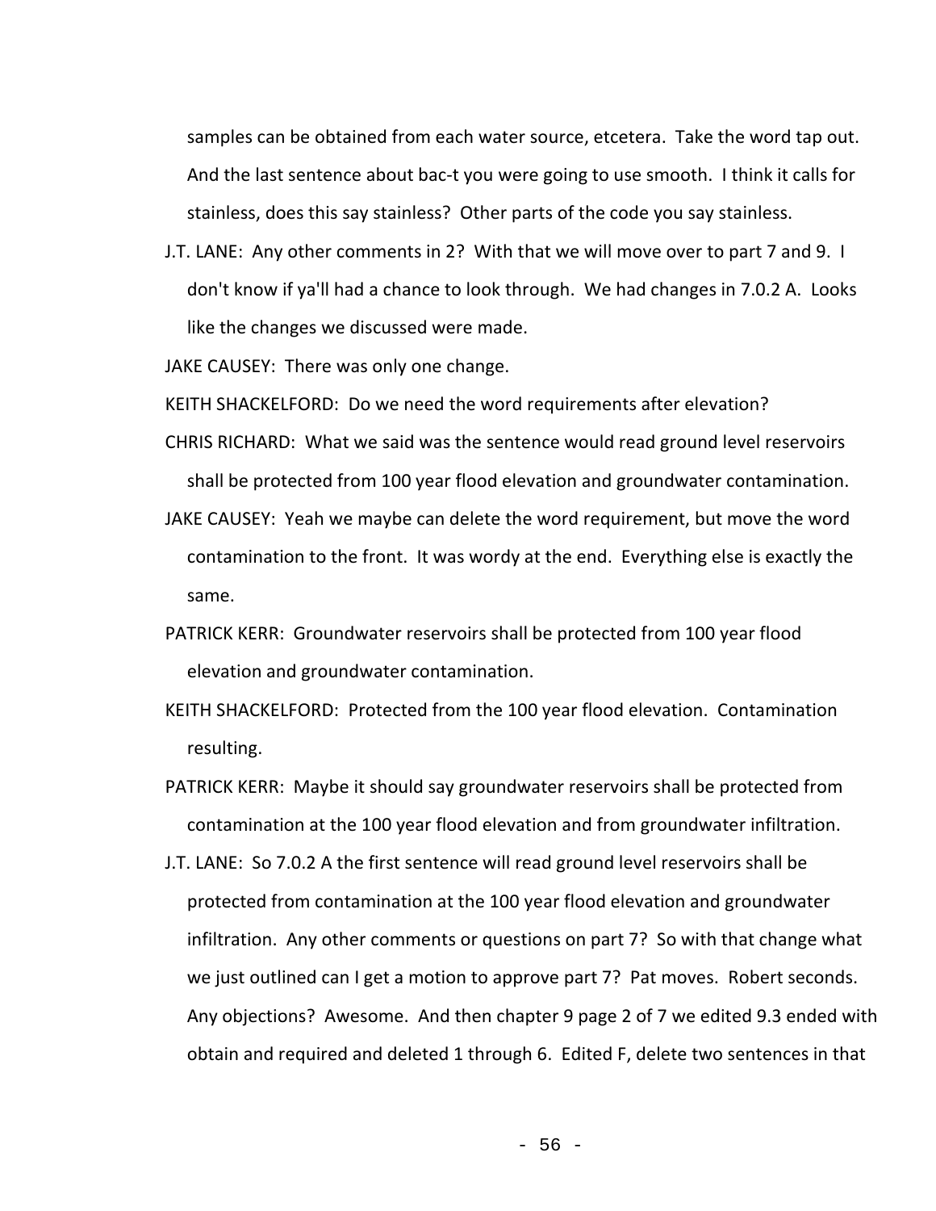samples can be obtained from each water source, etcetera. Take the word tap out. And the last sentence about bac-t you were going to use smooth. I think it calls for stainless, does this say stainless? Other parts of the code you say stainless.

J.T. LANE: Any other comments in 2? With that we will move over to part 7 and 9. I don't know if ya'll had a chance to look through. We had changes in 7.0.2 A. Looks like the changes we discussed were made.

JAKE CAUSEY: There was only one change.

KEITH SHACKELFORD: Do we need the word requirements after elevation?

CHRIS RICHARD: What we said was the sentence would read ground level reservoirs shall be protected from 100 year flood elevation and groundwater contamination.

JAKE CAUSEY: Yeah we maybe can delete the word requirement, but move the word contamination to the front. It was wordy at the end. Everything else is exactly the same.

PATRICK KERR: Groundwater reservoirs shall be protected from 100 year flood elevation and groundwater contamination.

KEITH SHACKELFORD: Protected from the 100 year flood elevation. Contamination resulting.

PATRICK KERR: Maybe it should say groundwater reservoirs shall be protected from contamination at the 100 year flood elevation and from groundwater infiltration.

J.T. LANE: So 7.0.2 A the first sentence will read ground level reservoirs shall be protected from contamination at the 100 year flood elevation and groundwater infiltration. Any other comments or questions on part 7? So with that change what we just outlined can I get a motion to approve part 7? Pat moves. Robert seconds. Any objections? Awesome. And then chapter 9 page 2 of 7 we edited 9.3 ended with obtain and required and deleted 1 through 6. Edited F, delete two sentences in that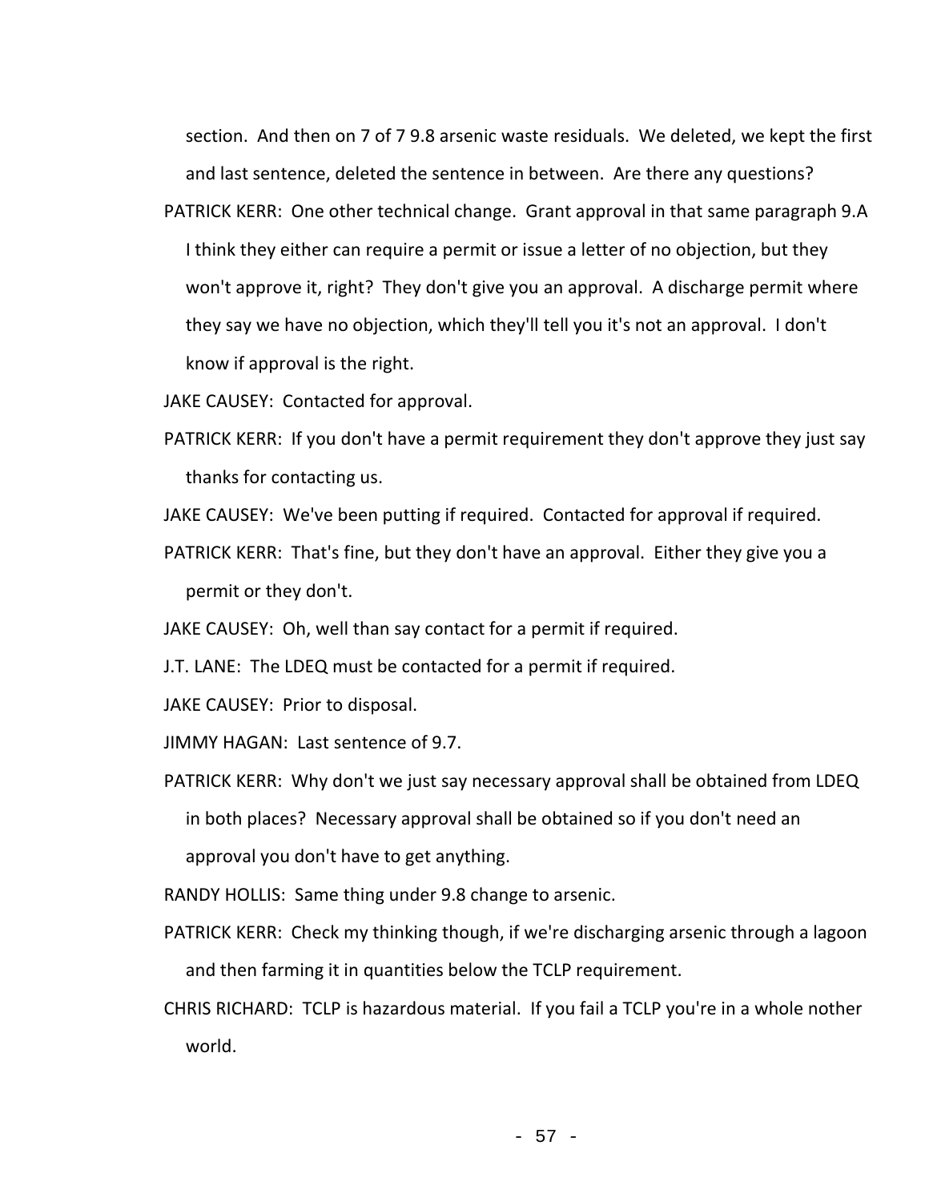section. And then on 7 of 7 9.8 arsenic waste residuals. We deleted, we kept the first and last sentence, deleted the sentence in between. Are there any questions?

PATRICK KERR: One other technical change. Grant approval in that same paragraph 9.A I think they either can require a permit or issue a letter of no objection, but they won't approve it, right? They don't give you an approval. A discharge permit where they say we have no objection, which they'll tell you it's not an approval. I don't know if approval is the right.

JAKE CAUSEY: Contacted for approval.

PATRICK KERR: If you don't have a permit requirement they don't approve they just say thanks for contacting us.

JAKE CAUSEY: We've been putting if required. Contacted for approval if required.

PATRICK KERR: That's fine, but they don't have an approval. Either they give you a permit or they don't.

JAKE CAUSEY: Oh, well than say contact for a permit if required.

J.T. LANE: The LDEQ must be contacted for a permit if required.

JAKE CAUSEY: Prior to disposal.

JIMMY HAGAN: Last sentence of 9.7.

PATRICK KERR: Why don't we just say necessary approval shall be obtained from LDEQ in both places? Necessary approval shall be obtained so if you don't need an approval you don't have to get anything.

RANDY HOLLIS: Same thing under 9.8 change to arsenic.

PATRICK KERR: Check my thinking though, if we're discharging arsenic through a lagoon and then farming it in quantities below the TCLP requirement.

CHRIS RICHARD: TCLP is hazardous material. If you fail a TCLP you're in a whole nother world.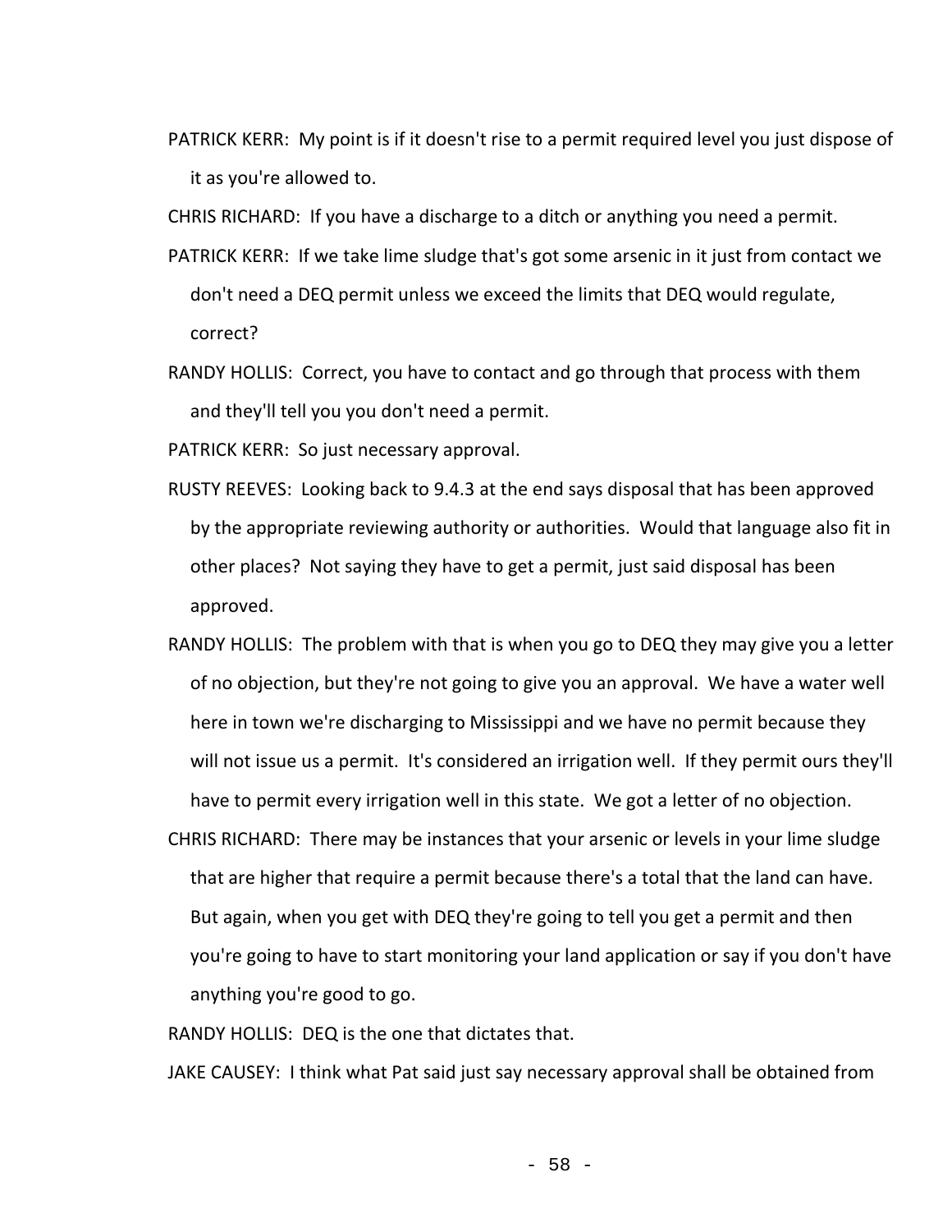PATRICK KERR: My point is if it doesn't rise to a permit required level you just dispose of it as you're allowed to.

CHRIS RICHARD: If you have a discharge to a ditch or anything you need a permit.

PATRICK KERR: If we take lime sludge that's got some arsenic in it just from contact we don't need a DEQ permit unless we exceed the limits that DEQ would regulate, correct?

RANDY HOLLIS: Correct, you have to contact and go through that process with them and they'll tell you you don't need a permit.

PATRICK KERR: So just necessary approval.

RUSTY REEVES: Looking back to 9.4.3 at the end says disposal that has been approved by the appropriate reviewing authority or authorities. Would that language also fit in other places? Not saying they have to get a permit, just said disposal has been approved.

RANDY HOLLIS: The problem with that is when you go to DEQ they may give you a letter of no objection, but they're not going to give you an approval. We have a water well here in town we're discharging to Mississippi and we have no permit because they will not issue us a permit. It's considered an irrigation well. If they permit ours they'll have to permit every irrigation well in this state. We got a letter of no objection.

CHRIS RICHARD: There may be instances that your arsenic or levels in your lime sludge that are higher that require a permit because there's a total that the land can have. But again, when you get with DEQ they're going to tell you get a permit and then you're going to have to start monitoring your land application or say if you don't have anything you're good to go.

RANDY HOLLIS: DEQ is the one that dictates that.

JAKE CAUSEY: I think what Pat said just say necessary approval shall be obtained from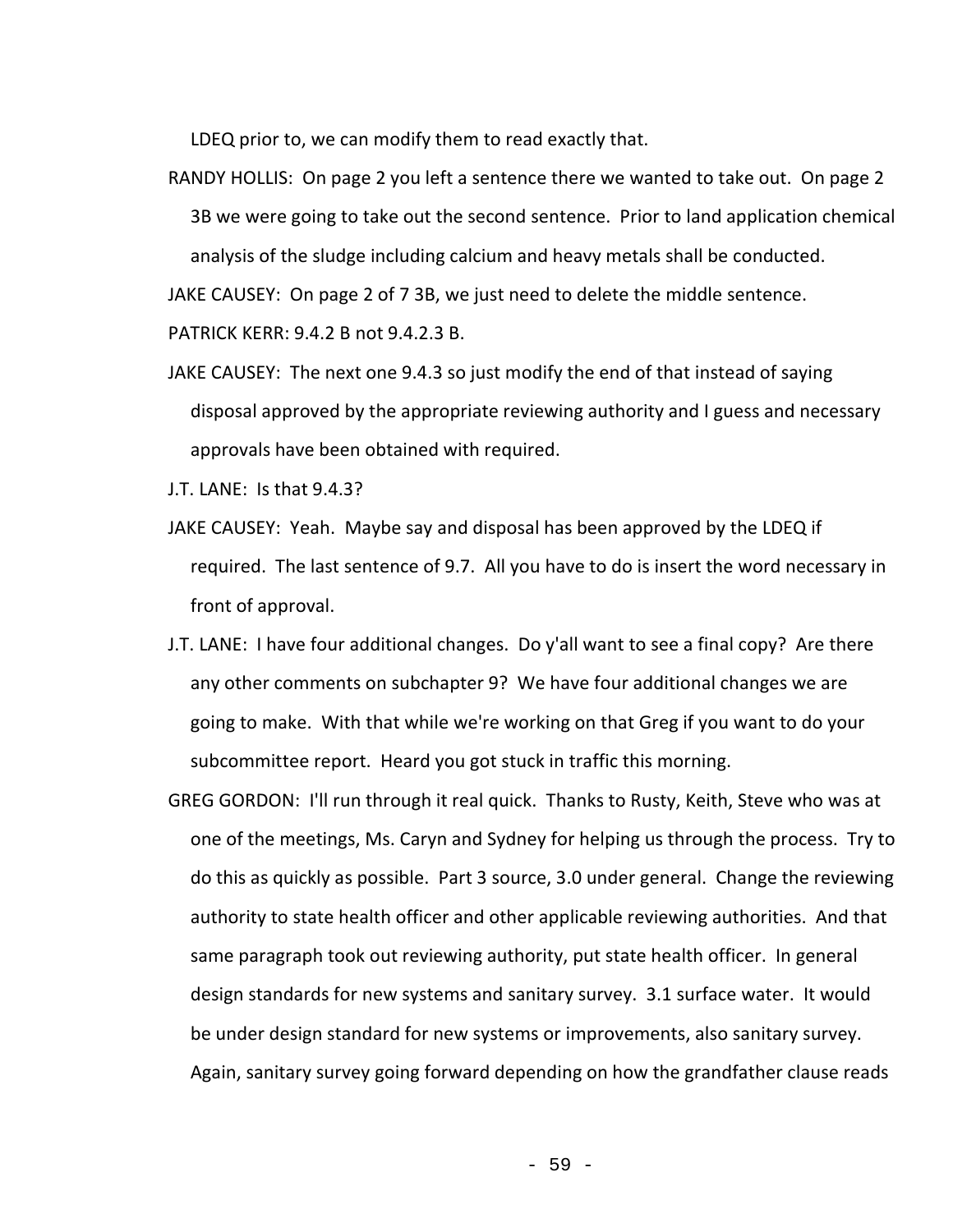LDEQ prior to, we can modify them to read exactly that.

RANDY HOLLIS: On page 2 you left a sentence there we wanted to take out. On page 2 3B we were going to take out the second sentence. Prior to land application chemical analysis of the sludge including calcium and heavy metals shall be conducted.

JAKE CAUSEY: On page 2 of 7 3B, we just need to delete the middle sentence.

PATRICK KERR: 9.4.2 B not 9.4.2.3 B.

JAKE CAUSEY: The next one 9.4.3 so just modify the end of that instead of saying disposal approved by the appropriate reviewing authority and I guess and necessary approvals have been obtained with required.

J.T. LANE: Is that 9.4.3?

JAKE CAUSEY: Yeah. Maybe say and disposal has been approved by the LDEQ if required. The last sentence of 9.7. All you have to do is insert the word necessary in front of approval.

J.T. LANE: I have four additional changes. Do y'all want to see a final copy? Are there any other comments on subchapter 9? We have four additional changes we are going to make. With that while we're working on that Greg if you want to do your subcommittee report. Heard you got stuck in traffic this morning.

GREG GORDON: I'll run through it real quick. Thanks to Rusty, Keith, Steve who was at one of the meetings, Ms. Caryn and Sydney for helping us through the process. Try to do this as quickly as possible. Part 3 source, 3.0 under general. Change the reviewing authority to state health officer and other applicable reviewing authorities. And that same paragraph took out reviewing authority, put state health officer. In general design standards for new systems and sanitary survey. 3.1 surface water. It would be under design standard for new systems or improvements, also sanitary survey. Again, sanitary survey going forward depending on how the grandfather clause reads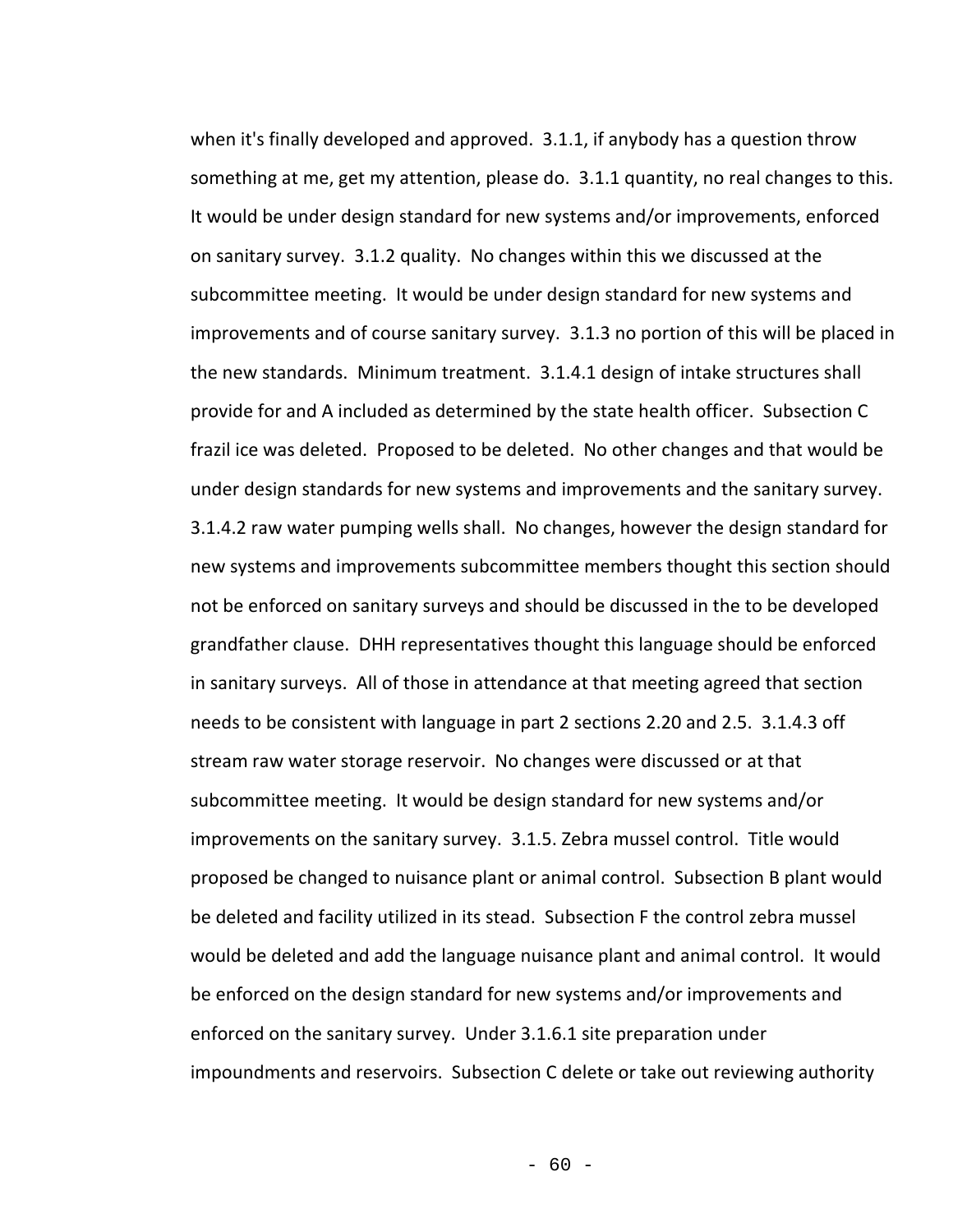when it's finally developed and approved. 3.1.1, if anybody has a question throw something at me, get my attention, please do. 3.1.1 quantity, no real changes to this. It would be under design standard for new systems and/or improvements, enforced on sanitary survey. 3.1.2 quality. No changes within this we discussed at the subcommittee meeting. It would be under design standard for new systems and improvements and of course sanitary survey. 3.1.3 no portion of this will be placed in the new standards. Minimum treatment. 3.1.4.1 design of intake structures shall provide for and A included as determined by the state health officer. Subsection C frazil ice was deleted. Proposed to be deleted. No other changes and that would be under design standards for new systems and improvements and the sanitary survey. 3.1.4.2 raw water pumping wells shall. No changes, however the design standard for new systems and improvements subcommittee members thought this section should not be enforced on sanitary surveys and should be discussed in the to be developed grandfather clause. DHH representatives thought this language should be enforced in sanitary surveys. All of those in attendance at that meeting agreed that section needs to be consistent with language in part 2 sections 2.20 and 2.5. 3.1.4.3 off stream raw water storage reservoir. No changes were discussed or at that subcommittee meeting. It would be design standard for new systems and/or improvements on the sanitary survey. 3.1.5. Zebra mussel control. Title would proposed be changed to nuisance plant or animal control. Subsection B plant would be deleted and facility utilized in its stead. Subsection F the control zebra mussel would be deleted and add the language nuisance plant and animal control. It would be enforced on the design standard for new systems and/or improvements and enforced on the sanitary survey. Under 3.1.6.1 site preparation under impoundments and reservoirs. Subsection C delete or take out reviewing authority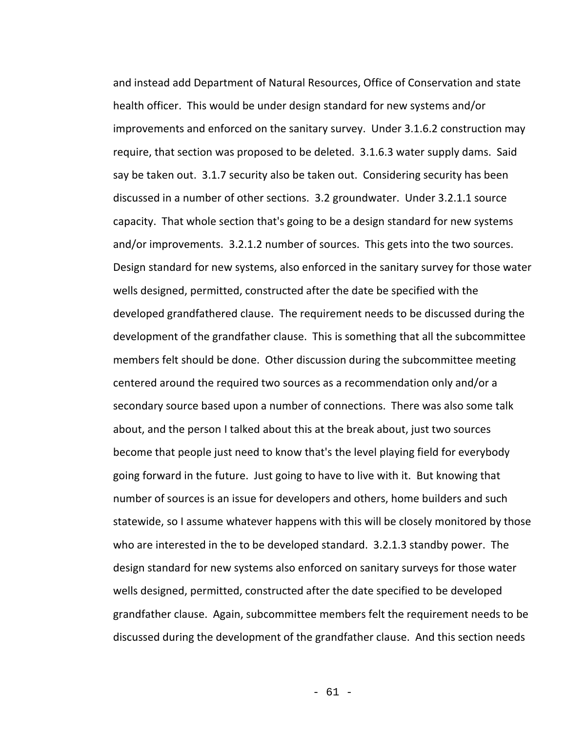and instead add Department of Natural Resources, Office of Conservation and state health officer. This would be under design standard for new systems and/or improvements and enforced on the sanitary survey. Under 3.1.6.2 construction may require, that section was proposed to be deleted. 3.1.6.3 water supply dams. Said say be taken out. 3.1.7 security also be taken out. Considering security has been discussed in a number of other sections. 3.2 groundwater. Under 3.2.1.1 source capacity. That whole section that's going to be a design standard for new systems and/or improvements. 3.2.1.2 number of sources. This gets into the two sources. Design standard for new systems, also enforced in the sanitary survey for those water wells designed, permitted, constructed after the date be specified with the developed grandfathered clause. The requirement needs to be discussed during the development of the grandfather clause. This is something that all the subcommittee members felt should be done. Other discussion during the subcommittee meeting centered around the required two sources as a recommendation only and/or a secondary source based upon a number of connections. There was also some talk about, and the person I talked about this at the break about, just two sources become that people just need to know that's the level playing field for everybody going forward in the future. Just going to have to live with it. But knowing that number of sources is an issue for developers and others, home builders and such statewide, so I assume whatever happens with this will be closely monitored by those who are interested in the to be developed standard. 3.2.1.3 standby power. The design standard for new systems also enforced on sanitary surveys for those water wells designed, permitted, constructed after the date specified to be developed grandfather clause. Again, subcommittee members felt the requirement needs to be discussed during the development of the grandfather clause. And this section needs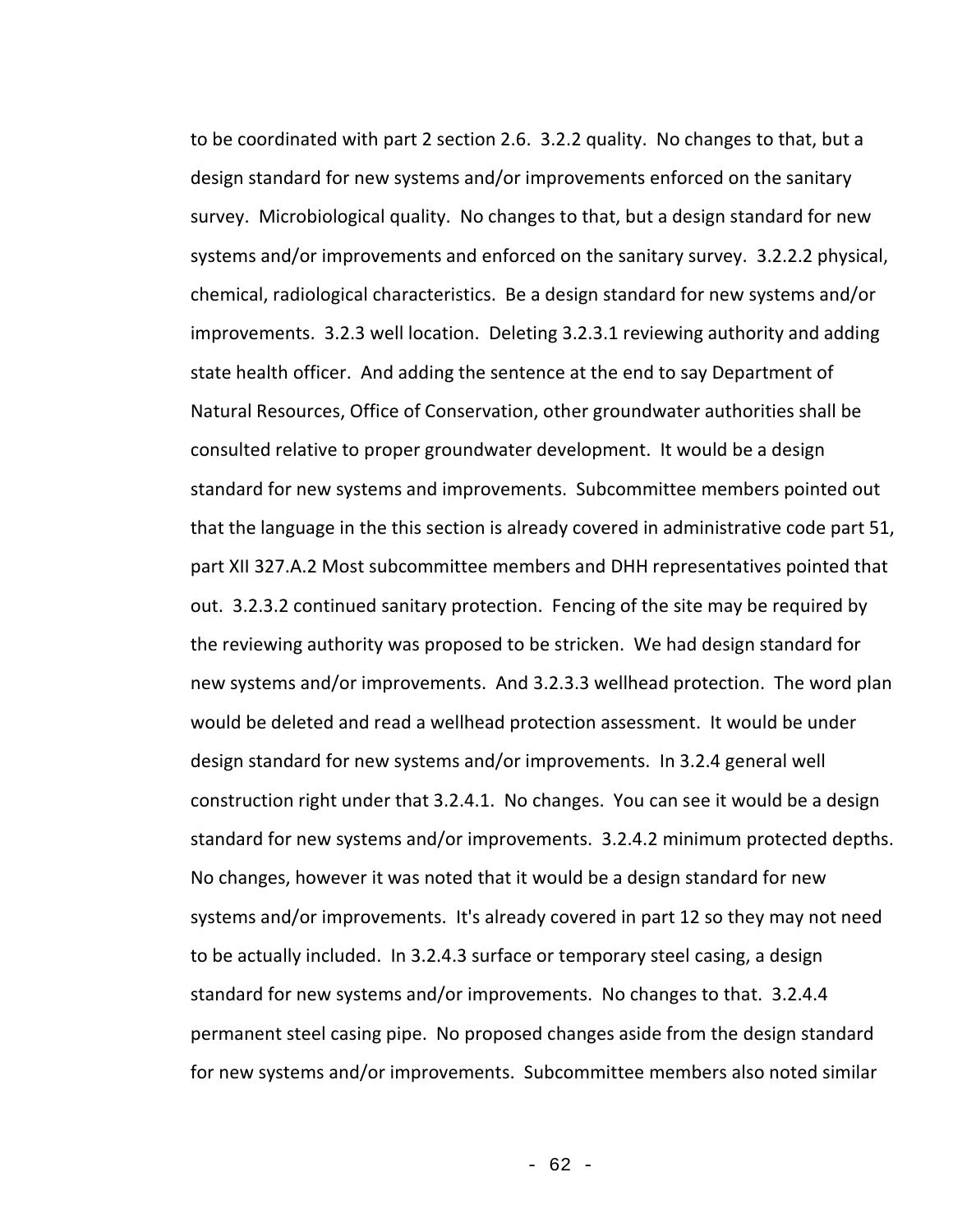to be coordinated with part 2 section 2.6. 3.2.2 quality. No changes to that, but a design standard for new systems and/or improvements enforced on the sanitary survey. Microbiological quality. No changes to that, but a design standard for new systems and/or improvements and enforced on the sanitary survey. 3.2.2.2 physical, chemical, radiological characteristics. Be a design standard for new systems and/or improvements. 3.2.3 well location. Deleting 3.2.3.1 reviewing authority and adding state health officer. And adding the sentence at the end to say Department of Natural Resources, Office of Conservation, other groundwater authorities shall be consulted relative to proper groundwater development. It would be a design standard for new systems and improvements. Subcommittee members pointed out that the language in the this section is already covered in administrative code part 51, part XII 327.A.2 Most subcommittee members and DHH representatives pointed that out. 3.2.3.2 continued sanitary protection. Fencing of the site may be required by the reviewing authority was proposed to be stricken. We had design standard for new systems and/or improvements. And 3.2.3.3 wellhead protection. The word plan would be deleted and read a wellhead protection assessment. It would be under design standard for new systems and/or improvements. In 3.2.4 general well construction right under that 3.2.4.1. No changes. You can see it would be a design standard for new systems and/or improvements. 3.2.4.2 minimum protected depths. No changes, however it was noted that it would be a design standard for new systems and/or improvements. It's already covered in part 12 so they may not need to be actually included. In 3.2.4.3 surface or temporary steel casing, a design standard for new systems and/or improvements. No changes to that. 3.2.4.4 permanent steel casing pipe. No proposed changes aside from the design standard for new systems and/or improvements. Subcommittee members also noted similar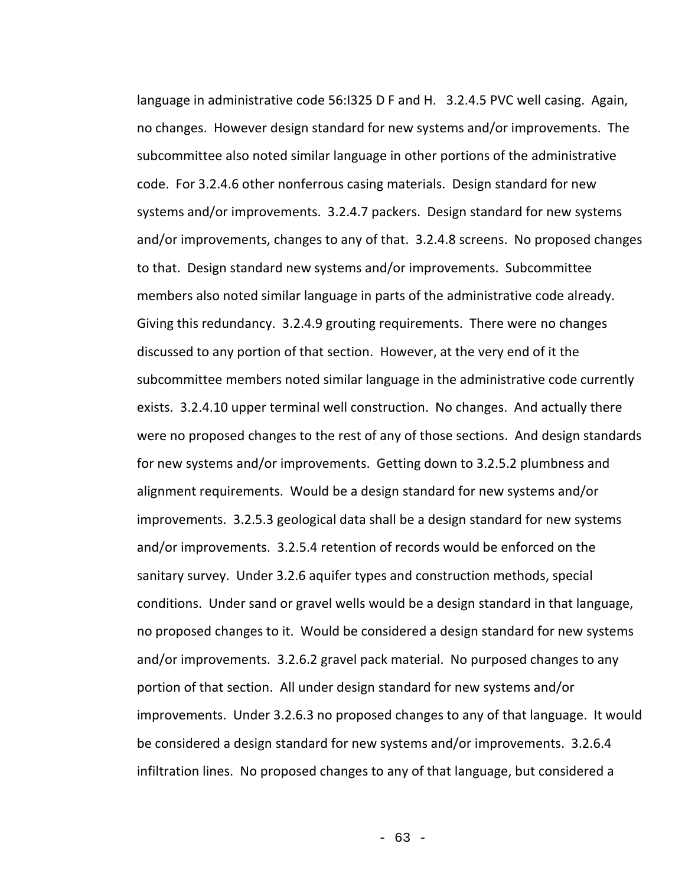language in administrative code 56:I325 D F and H.  3.2.4.5 PVC well casing.  Again, no changes.  However design standard for new systems and/or improvements.  The subcommittee also noted similar language in other portions of the administrative code.  For 3.2.4.6 other nonferrous casing materials.  Design standard for new systems and/or improvements.  3.2.4.7 packers.  Design standard for new systems and/or improvements, changes to any of that.  3.2.4.8 screens.  No proposed changes to that.  Design standard new systems and/or improvements.  Subcommittee members also noted similar language in parts of the administrative code already.  Giving this redundancy.  3.2.4.9 grouting requirements.  There were no changes discussed to any portion of that section.  However, at the very end of it the subcommittee members noted similar language in the administrative code currently exists.  3.2.4.10 upper terminal well construction.  No changes.  And actually there were no proposed changes to the rest of any of those sections.  And design standards for new systems and/or improvements.  Getting down to 3.2.5.2 plumbness and alignment requirements.  Would be a design standard for new systems and/or improvements.  3.2.5.3 geological data shall be a design standard for new systems and/or improvements.  3.2.5.4 retention of records would be enforced on the sanitary survey.  Under 3.2.6 aquifer types and construction methods, special conditions.  Under sand or gravel wells would be a design standard in that language, no proposed changes to it.  Would be considered a design standard for new systems and/or improvements.  3.2.6.2 gravel pack material.  No purposed changes to any portion of that section.  All under design standard for new systems and/or improvements.  Under 3.2.6.3 no proposed changes to any of that language.  It would be considered a design standard for new systems and/or improvements.  3.2.6.4 infiltration lines.  No proposed changes to any of that language, but considered a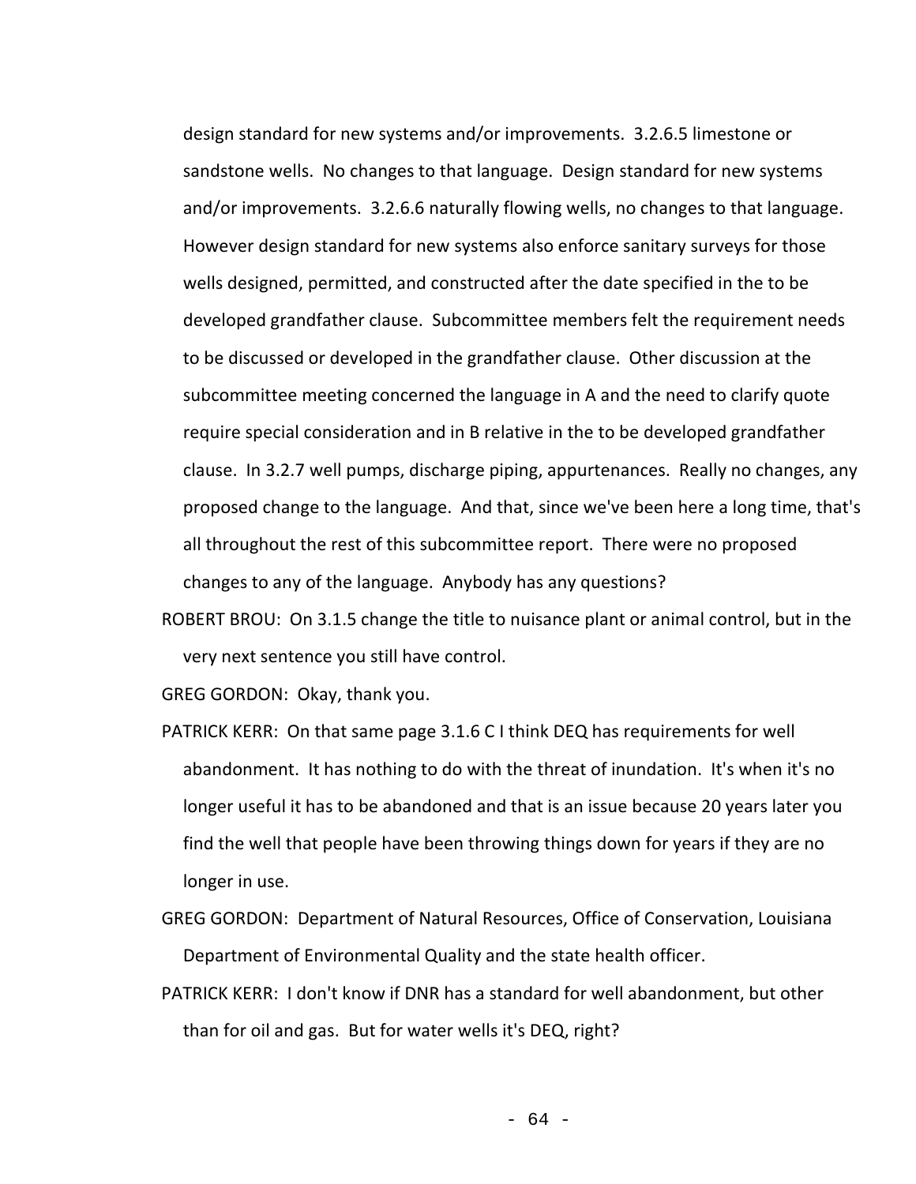design standard for new systems and/or improvements. 3.2.6.5 limestone or sandstone wells. No changes to that language. Design standard for new systems and/or improvements. 3.2.6.6 naturally flowing wells, no changes to that language. However design standard for new systems also enforce sanitary surveys for those wells designed, permitted, and constructed after the date specified in the to be developed grandfather clause. Subcommittee members felt the requirement needs to be discussed or developed in the grandfather clause. Other discussion at the subcommittee meeting concerned the language in A and the need to clarify quote require special consideration and in B relative in the to be developed grandfather clause. In 3.2.7 well pumps, discharge piping, appurtenances. Really no changes, any proposed change to the language. And that, since we've been here a long time, that's all throughout the rest of this subcommittee report. There were no proposed changes to any of the language. Anybody has any questions?

ROBERT BROU: On 3.1.5 change the title to nuisance plant or animal control, but in the very next sentence you still have control.

GREG GORDON: Okay, thank you.

PATRICK KERR: On that same page 3.1.6 C I think DEQ has requirements for well abandonment. It has nothing to do with the threat of inundation. It's when it's no longer useful it has to be abandoned and that is an issue because 20 years later you find the well that people have been throwing things down for years if they are no longer in use.

GREG GORDON: Department of Natural Resources, Office of Conservation, Louisiana Department of Environmental Quality and the state health officer.

PATRICK KERR: I don't know if DNR has a standard for well abandonment, but other than for oil and gas. But for water wells it's DEQ, right?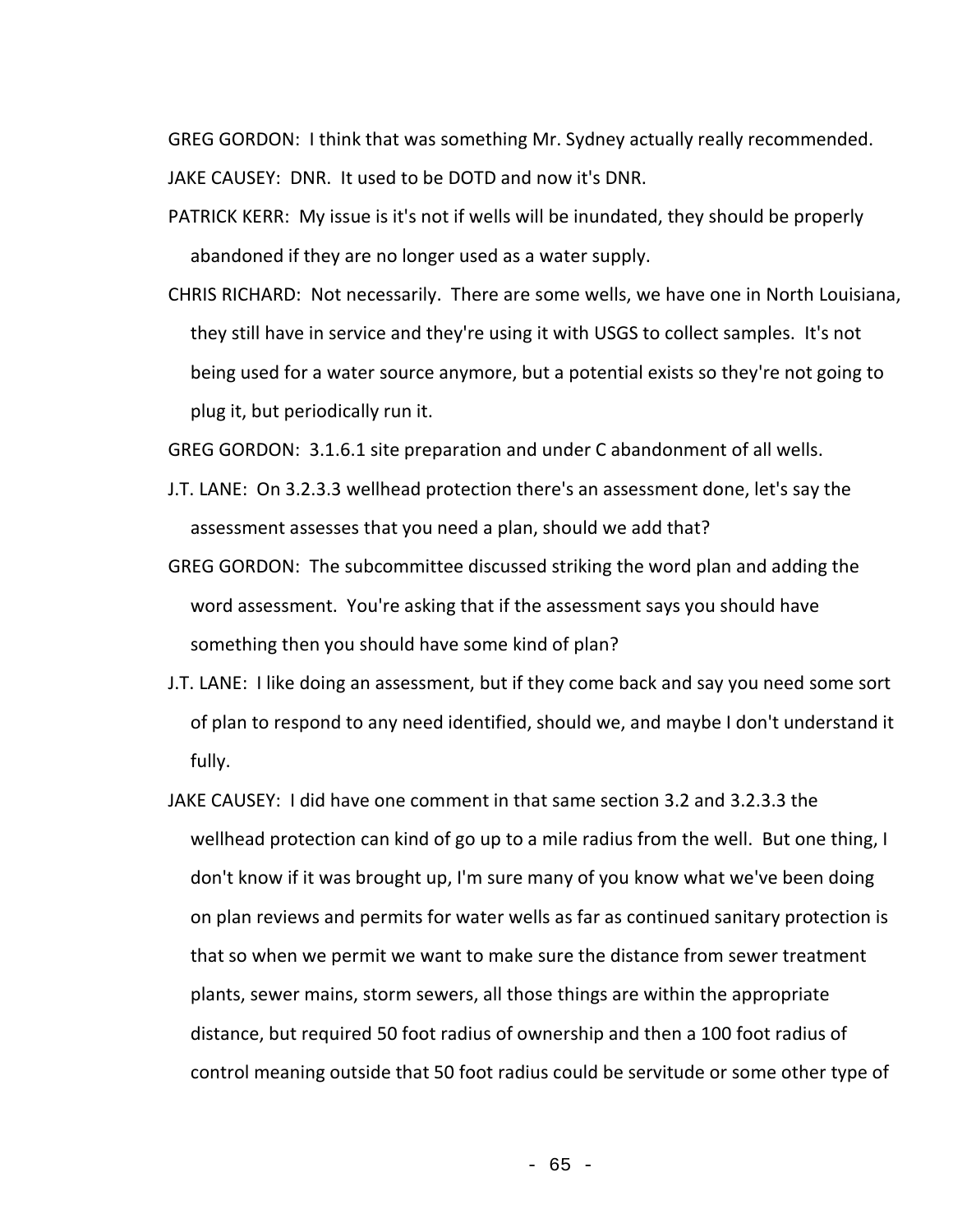GREG GORDON: I think that was something Mr. Sydney actually really recommended.

JAKE CAUSEY: DNR. It used to be DOTD and now it's DNR.

PATRICK KERR: My issue is it's not if wells will be inundated, they should be properly abandoned if they are no longer used as a water supply.

CHRIS RICHARD: Not necessarily. There are some wells, we have one in North Louisiana, they still have in service and they're using it with USGS to collect samples. It's not being used for a water source anymore, but a potential exists so they're not going to plug it, but periodically run it.

GREG GORDON: 3.1.6.1 site preparation and under C abandonment of all wells.

J.T. LANE: On 3.2.3.3 wellhead protection there's an assessment done, let's say the assessment assesses that you need a plan, should we add that?

GREG GORDON: The subcommittee discussed striking the word plan and adding the word assessment. You're asking that if the assessment says you should have something then you should have some kind of plan?

J.T. LANE: I like doing an assessment, but if they come back and say you need some sort of plan to respond to any need identified, should we, and maybe I don't understand it fully.

JAKE CAUSEY: I did have one comment in that same section 3.2 and 3.2.3.3 the wellhead protection can kind of go up to a mile radius from the well. But one thing, I don't know if it was brought up, I'm sure many of you know what we've been doing on plan reviews and permits for water wells as far as continued sanitary protection is that so when we permit we want to make sure the distance from sewer treatment plants, sewer mains, storm sewers, all those things are within the appropriate distance, but required 50 foot radius of ownership and then a 100 foot radius of control meaning outside that 50 foot radius could be servitude or some other type of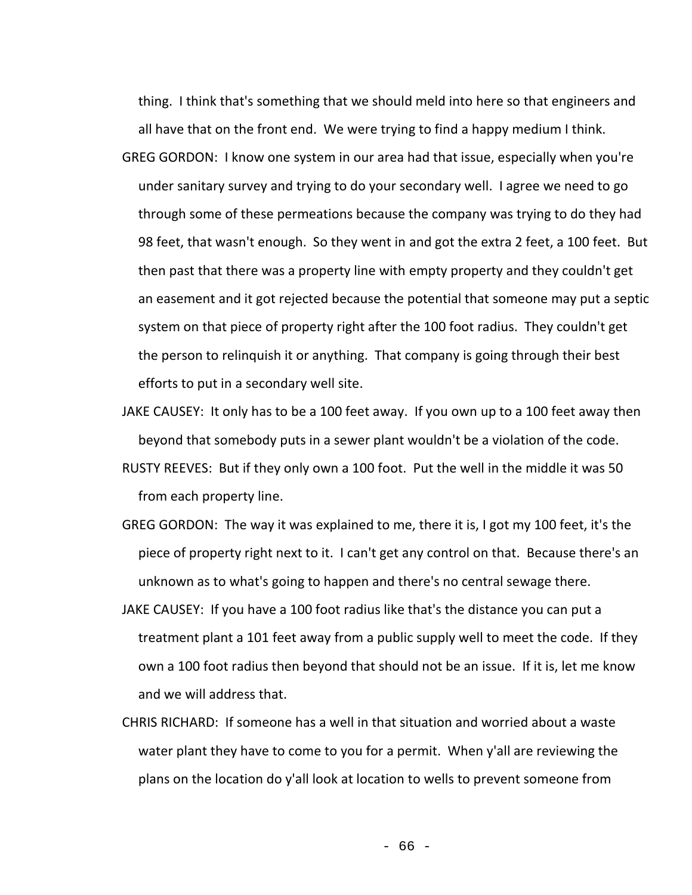thing. I think that's something that we should meld into here so that engineers and all have that on the front end. We were trying to find a happy medium I think.

GREG GORDON: I know one system in our area had that issue, especially when you're under sanitary survey and trying to do your secondary well. I agree we need to go through some of these permeations because the company was trying to do they had 98 feet, that wasn't enough. So they went in and got the extra 2 feet, a 100 feet. But then past that there was a property line with empty property and they couldn't get an easement and it got rejected because the potential that someone may put a septic system on that piece of property right after the 100 foot radius. They couldn't get the person to relinquish it or anything. That company is going through their best efforts to put in a secondary well site.

JAKE CAUSEY: It only has to be a 100 feet away. If you own up to a 100 feet away then beyond that somebody puts in a sewer plant wouldn't be a violation of the code.

RUSTY REEVES: But if they only own a 100 foot. Put the well in the middle it was 50 from each property line.

GREG GORDON: The way it was explained to me, there it is, I got my 100 feet, it's the piece of property right next to it. I can't get any control on that. Because there's an unknown as to what's going to happen and there's no central sewage there.

JAKE CAUSEY: If you have a 100 foot radius like that's the distance you can put a treatment plant a 101 feet away from a public supply well to meet the code. If they own a 100 foot radius then beyond that should not be an issue. If it is, let me know and we will address that.

CHRIS RICHARD: If someone has a well in that situation and worried about a waste water plant they have to come to you for a permit. When y'all are reviewing the plans on the location do y'all look at location to wells to prevent someone from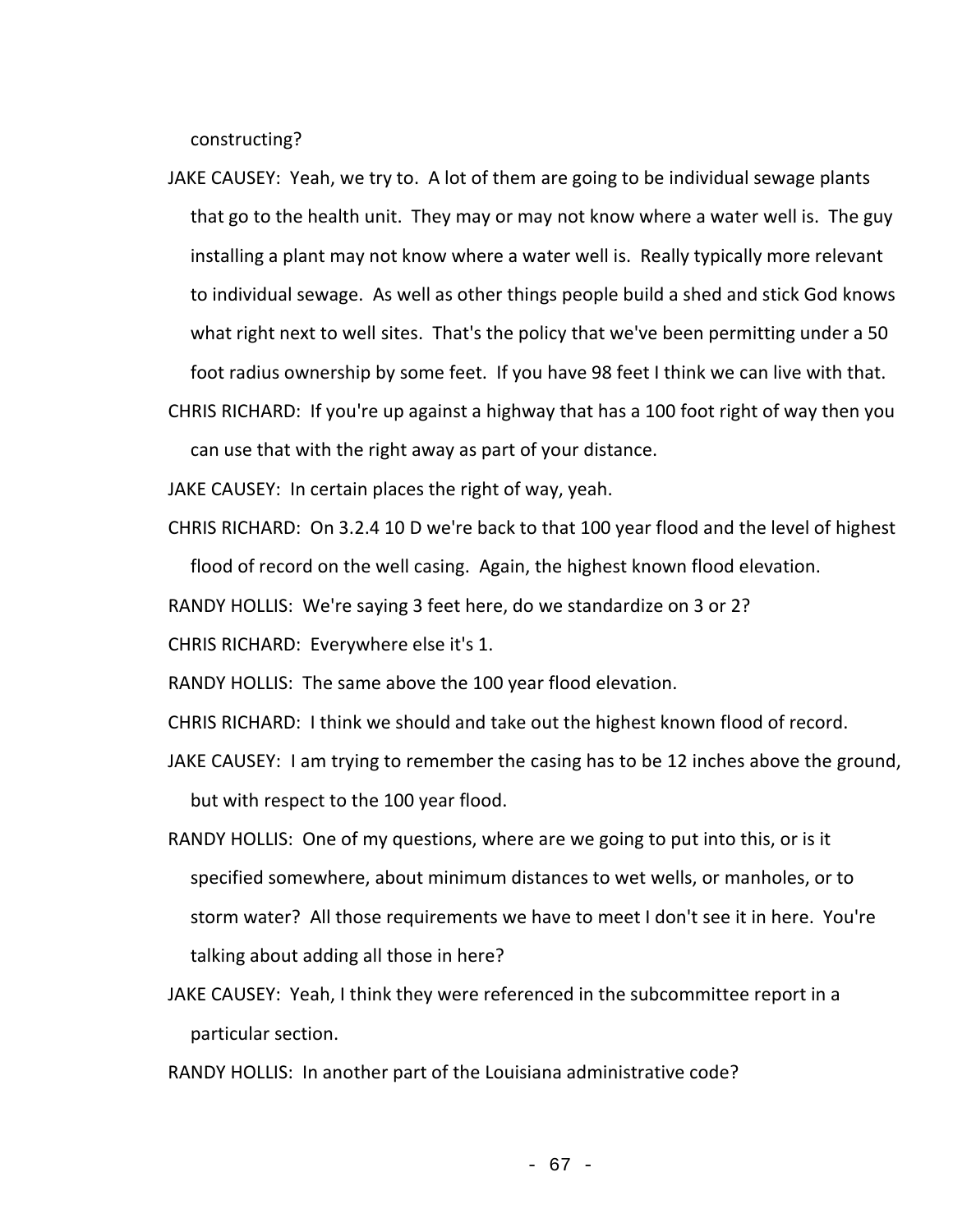constructing?

JAKE CAUSEY: Yeah, we try to. A lot of them are going to be individual sewage plants that go to the health unit. They may or may not know where a water well is. The guy installing a plant may not know where a water well is. Really typically more relevant to individual sewage. As well as other things people build a shed and stick God knows what right next to well sites. That's the policy that we've been permitting under a 50 foot radius ownership by some feet. If you have 98 feet I think we can live with that.

CHRIS RICHARD: If you're up against a highway that has a 100 foot right of way then you can use that with the right away as part of your distance.

JAKE CAUSEY: In certain places the right of way, yeah.

CHRIS RICHARD: On 3.2.4 10 D we're back to that 100 year flood and the level of highest flood of record on the well casing. Again, the highest known flood elevation.

RANDY HOLLIS: We're saying 3 feet here, do we standardize on 3 or 2?

CHRIS RICHARD: Everywhere else it's 1.

RANDY HOLLIS: The same above the 100 year flood elevation.

CHRIS RICHARD: I think we should and take out the highest known flood of record.

JAKE CAUSEY: I am trying to remember the casing has to be 12 inches above the ground, but with respect to the 100 year flood.

RANDY HOLLIS: One of my questions, where are we going to put into this, or is it specified somewhere, about minimum distances to wet wells, or manholes, or to storm water? All those requirements we have to meet I don't see it in here. You're talking about adding all those in here?

JAKE CAUSEY: Yeah, I think they were referenced in the subcommittee report in a particular section.

RANDY HOLLIS: In another part of the Louisiana administrative code?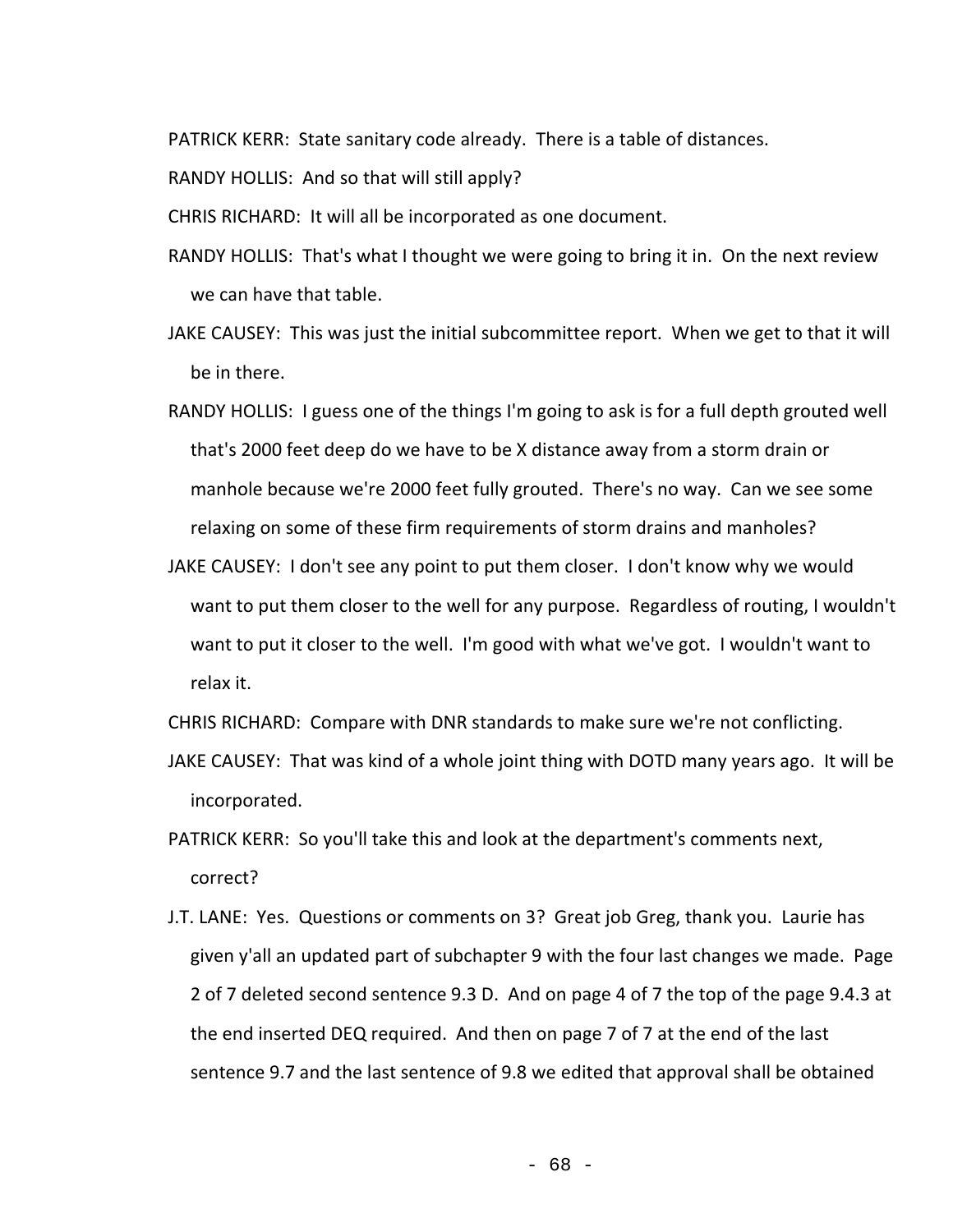PATRICK KERR: State sanitary code already. There is a table of distances.

RANDY HOLLIS: And so that will still apply?

CHRIS RICHARD: It will all be incorporated as one document.

RANDY HOLLIS: That's what I thought we were going to bring it in. On the next review we can have that table.

JAKE CAUSEY: This was just the initial subcommittee report. When we get to that it will be in there.

RANDY HOLLIS: I guess one of the things I'm going to ask is for a full depth grouted well that's 2000 feet deep do we have to be X distance away from a storm drain or manhole because we're 2000 feet fully grouted. There's no way. Can we see some relaxing on some of these firm requirements of storm drains and manholes?

JAKE CAUSEY: I don't see any point to put them closer. I don't know why we would want to put them closer to the well for any purpose. Regardless of routing, I wouldn't want to put it closer to the well. I'm good with what we've got. I wouldn't want to relax it.

CHRIS RICHARD: Compare with DNR standards to make sure we're not conflicting.

JAKE CAUSEY: That was kind of a whole joint thing with DOTD many years ago. It will be incorporated.

PATRICK KERR: So you'll take this and look at the department's comments next, correct?

J.T. LANE: Yes. Questions or comments on 3? Great job Greg, thank you. Laurie has given y'all an updated part of subchapter 9 with the four last changes we made. Page 2 of 7 deleted second sentence 9.3 D. And on page 4 of 7 the top of the page 9.4.3 at the end inserted DEQ required. And then on page 7 of 7 at the end of the last sentence 9.7 and the last sentence of 9.8 we edited that approval shall be obtained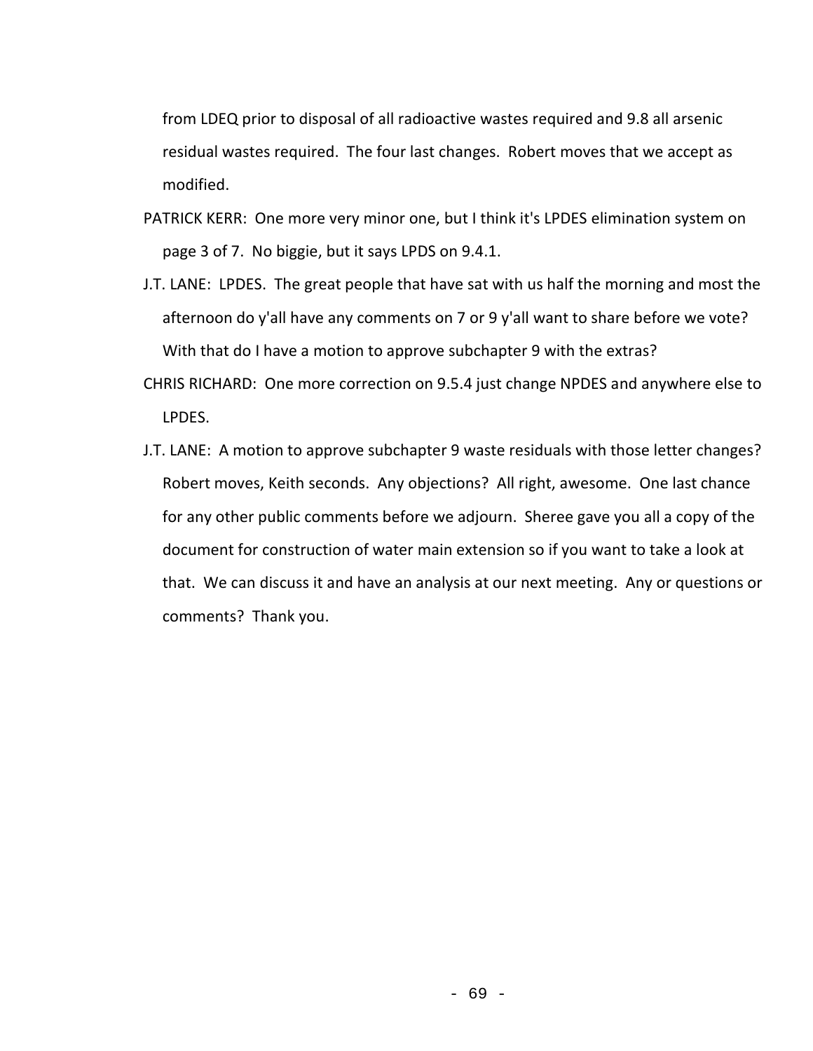from LDEQ prior to disposal of all radioactive wastes required and 9.8 all arsenic residual wastes required. The four last changes. Robert moves that we accept as modified.

PATRICK KERR: One more very minor one, but I think it's LPDES elimination system on page 3 of 7. No biggie, but it says LPDS on 9.4.1.

J.T. LANE: LPDES. The great people that have sat with us half the morning and most the afternoon do y'all have any comments on 7 or 9 y'all want to share before we vote? With that do I have a motion to approve subchapter 9 with the extras?

CHRIS RICHARD: One more correction on 9.5.4 just change NPDES and anywhere else to LPDES.

J.T. LANE: A motion to approve subchapter 9 waste residuals with those letter changes? Robert moves, Keith seconds. Any objections? All right, awesome. One last chance for any other public comments before we adjourn. Sheree gave you all a copy of the document for construction of water main extension so if you want to take a look at that. We can discuss it and have an analysis at our next meeting. Any or questions or comments? Thank you.